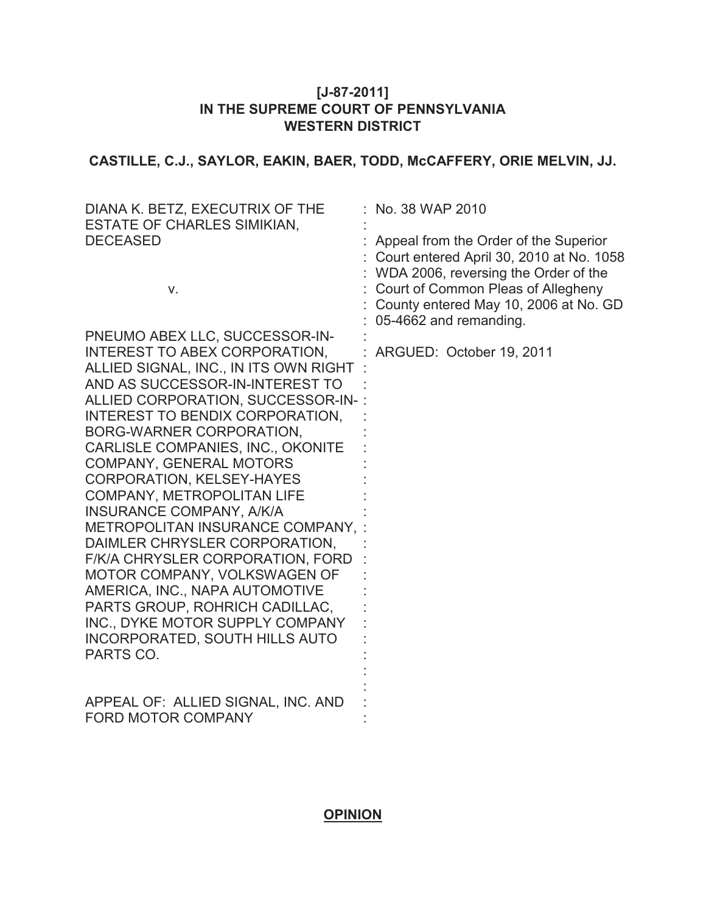**[J-87-2011]**
**IN THE SUPREME COURT OF PENNSYLVANIA**
**WESTERN DISTRICT**

**CASTILLE, C.J., SAYLOR, EAKIN, BAER, TODD, McCAFFERY, ORIE MELVIN, JJ.**

| | |
|---|---|
| DIANA K. BETZ, EXECUTRIX OF THE ESTATE OF CHARLES SIMIKIAN, DECEASED | : No. 38 WAP 2010 |
| | : Appeal from the Order of the Superior Court entered April 30, 2010 at No. 1058 WDA 2006, reversing the Order of the Court of Common Pleas of Allegheny County entered May 10, 2006 at No. GD 05-4662 and remanding. |
| v. | |
| PNEUMO ABEX LLC, SUCCESSOR-IN-INTEREST TO ABEX CORPORATION, ALLIED SIGNAL, INC., IN ITS OWN RIGHT AND AS SUCCESSOR-IN-INTEREST TO ALLIED CORPORATION, SUCCESSOR-IN-INTEREST TO BENDIX CORPORATION, BORG-WARNER CORPORATION, CARLISLE COMPANIES, INC., OKONITE COMPANY, GENERAL MOTORS CORPORATION, KELSEY-HAYES COMPANY, METROPOLITAN LIFE INSURANCE COMPANY, A/K/A METROPOLITAN INSURANCE COMPANY, DAIMLER CHRYSLER CORPORATION, F/K/A CHRYSLER CORPORATION, FORD MOTOR COMPANY, VOLKSWAGEN OF AMERICA, INC., NAPA AUTOMOTIVE PARTS GROUP, ROHRICH CADILLAC, INC., DYKE MOTOR SUPPLY COMPANY INCORPORATED, SOUTH HILLS AUTO PARTS CO. | : ARGUED: October 19, 2011 |
| APPEAL OF: ALLIED SIGNAL, INC. AND FORD MOTOR COMPANY | |

**OPINION**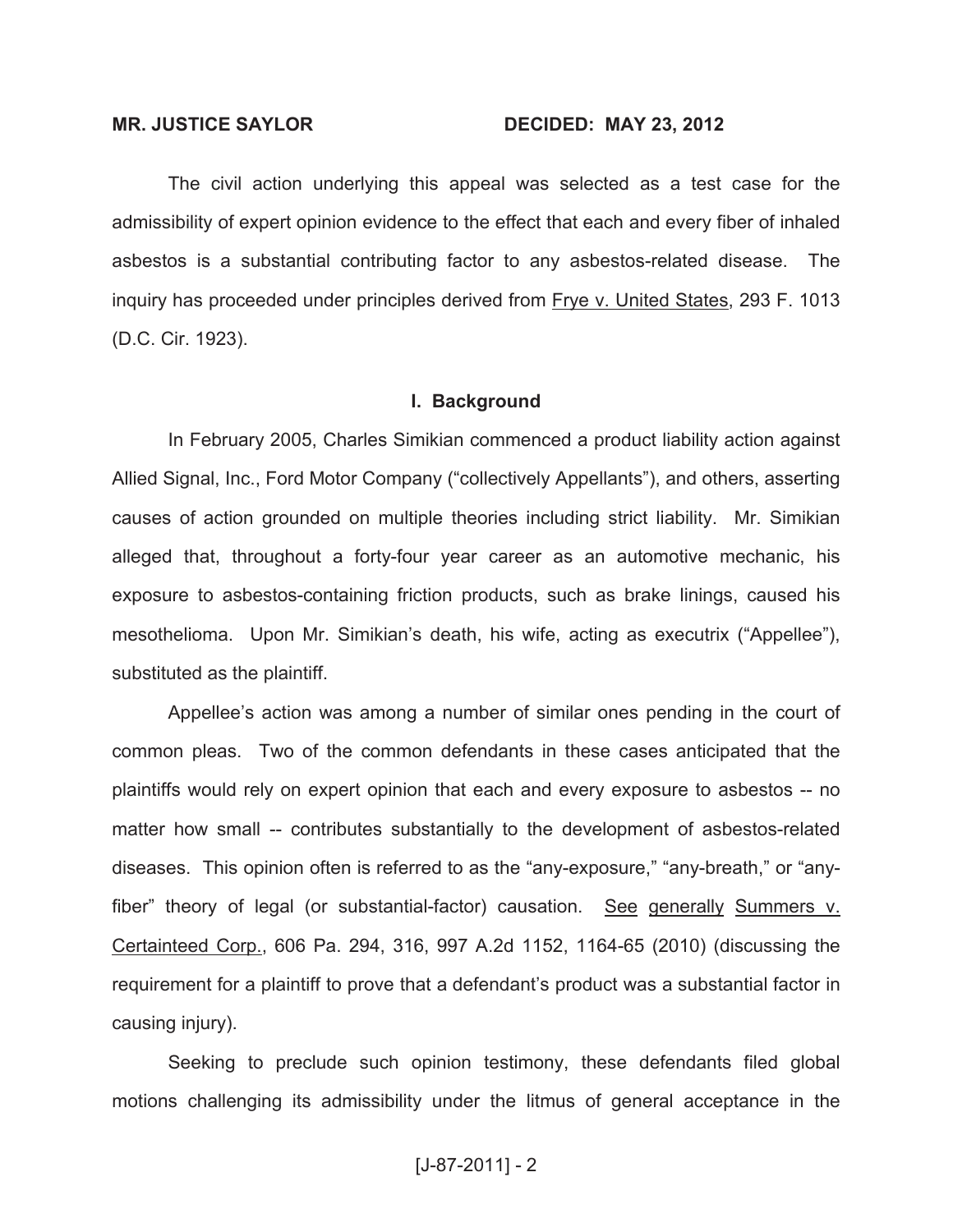**MR. JUSTICE SAYLOR** **DECIDED: MAY 23, 2012**

The civil action underlying this appeal was selected as a test case for the admissibility of expert opinion evidence to the effect that each and every fiber of inhaled asbestos is a substantial contributing factor to any asbestos-related disease. The inquiry has proceeded under principles derived from Frye v. United States, 293 F. 1013 (D.C. Cir. 1923).

## I. Background

In February 2005, Charles Simikian commenced a product liability action against Allied Signal, Inc., Ford Motor Company ("collectively Appellants"), and others, asserting causes of action grounded on multiple theories including strict liability. Mr. Simikian alleged that, throughout a forty-four year career as an automotive mechanic, his exposure to asbestos-containing friction products, such as brake linings, caused his mesothelioma. Upon Mr. Simikian's death, his wife, acting as executrix ("Appellee"), substituted as the plaintiff.

Appellee's action was among a number of similar ones pending in the court of common pleas. Two of the common defendants in these cases anticipated that the plaintiffs would rely on expert opinion that each and every exposure to asbestos -- no matter how small -- contributes substantially to the development of asbestos-related diseases. This opinion often is referred to as the "any-exposure," "any-breath," or "any-fiber" theory of legal (or substantial-factor) causation. See generally Summers v. Certainteed Corp., 606 Pa. 294, 316, 997 A.2d 1152, 1164-65 (2010) (discussing the requirement for a plaintiff to prove that a defendant's product was a substantial factor in causing injury).

Seeking to preclude such opinion testimony, these defendants filed global motions challenging its admissibility under the litmus of general acceptance in the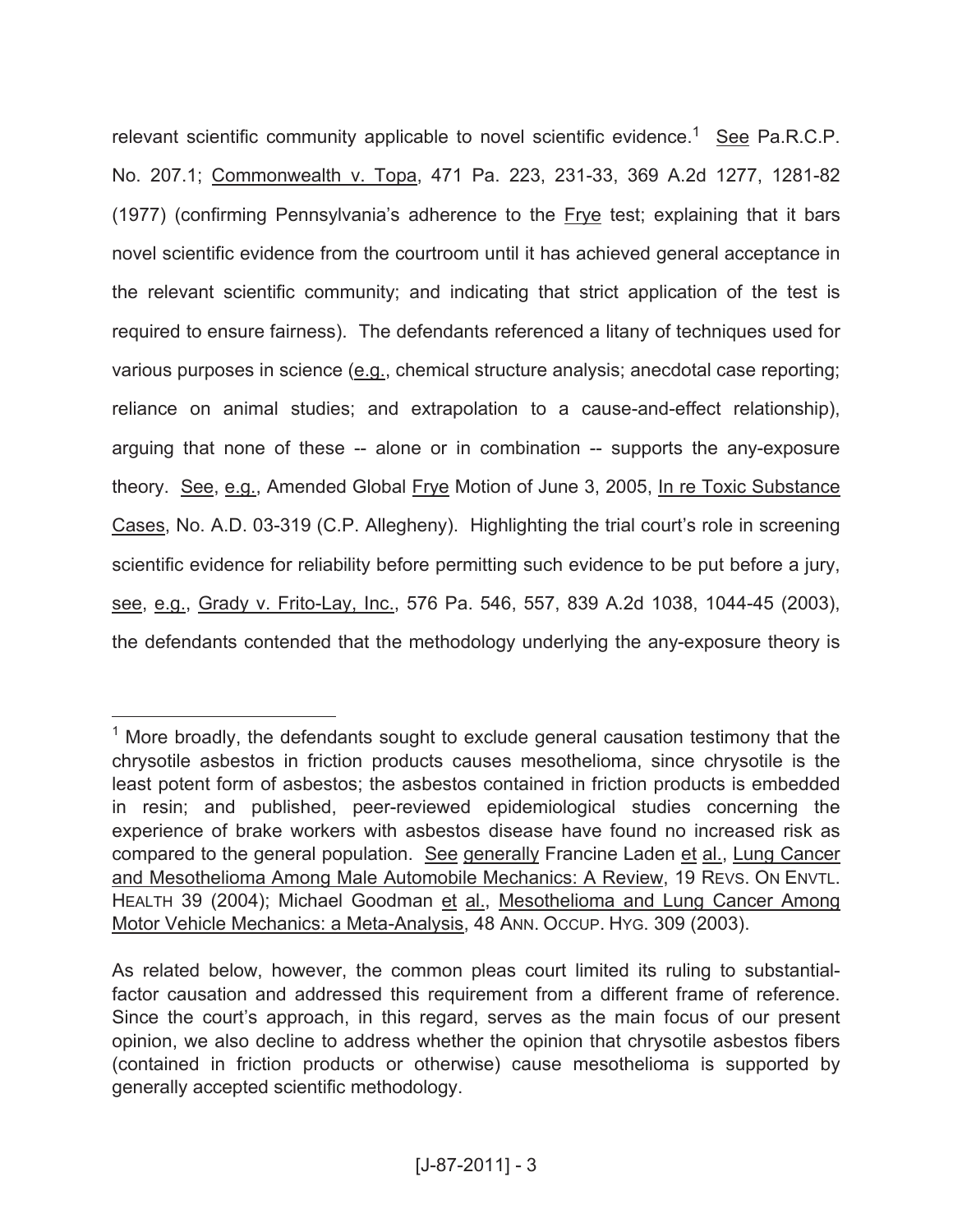relevant scientific community applicable to novel scientific evidence.[1] See Pa.R.C.P. No. 207.1; Commonwealth v. Topa, 471 Pa. 223, 231-33, 369 A.2d 1277, 1281-82 (1977) (confirming Pennsylvania's adherence to the Frye test; explaining that it bars novel scientific evidence from the courtroom until it has achieved general acceptance in the relevant scientific community; and indicating that strict application of the test is required to ensure fairness). The defendants referenced a litany of techniques used for various purposes in science (e.g., chemical structure analysis; anecdotal case reporting; reliance on animal studies; and extrapolation to a cause-and-effect relationship), arguing that none of these -- alone or in combination -- supports the any-exposure theory. See, e.g., Amended Global Frye Motion of June 3, 2005, In re Toxic Substance Cases, No. A.D. 03-319 (C.P. Allegheny). Highlighting the trial court's role in screening scientific evidence for reliability before permitting such evidence to be put before a jury, see, e.g., Grady v. Frito-Lay, Inc., 576 Pa. 546, 557, 839 A.2d 1038, 1044-45 (2003), the defendants contended that the methodology underlying the any-exposure theory is

---

[1] More broadly, the defendants sought to exclude general causation testimony that the chrysotile asbestos in friction products causes mesothelioma, since chrysotile is the least potent form of asbestos; the asbestos contained in friction products is embedded in resin; and published, peer-reviewed epidemiological studies concerning the experience of brake workers with asbestos disease have found no increased risk as compared to the general population. See generally Francine Laden et al., Lung Cancer and Mesothelioma Among Male Automobile Mechanics: A Review, 19 REVS. ON ENVTL. HEALTH 39 (2004); Michael Goodman et al., Mesothelioma and Lung Cancer Among Motor Vehicle Mechanics: a Meta-Analysis, 48 ANN. OCCUP. HYG. 309 (2003).

As related below, however, the common pleas court limited its ruling to substantial-factor causation and addressed this requirement from a different frame of reference. Since the court's approach, in this regard, serves as the main focus of our present opinion, we also decline to address whether the opinion that chrysotile asbestos fibers (contained in friction products or otherwise) cause mesothelioma is supported by generally accepted scientific methodology.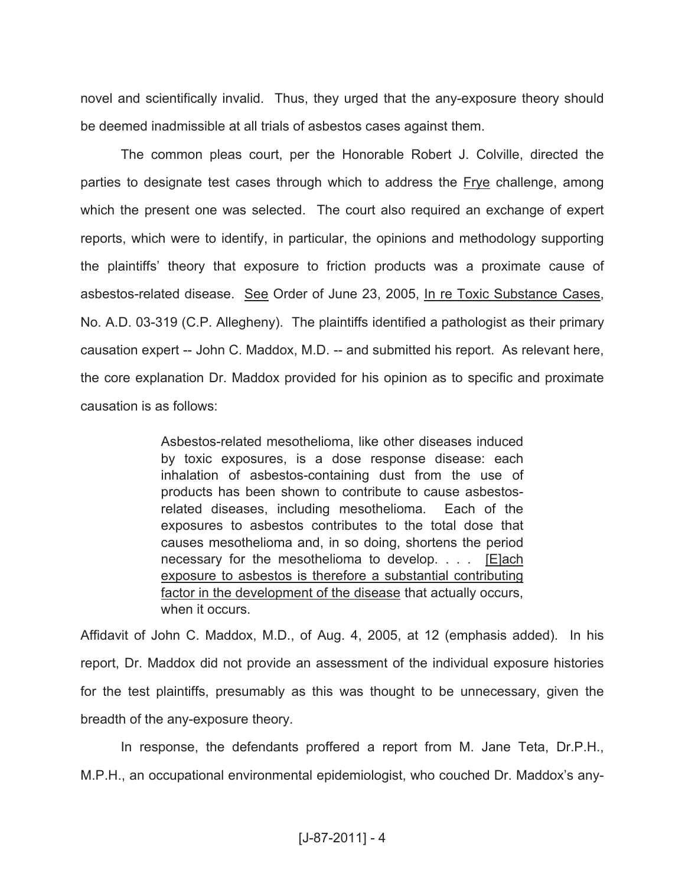novel and scientifically invalid. Thus, they urged that the any-exposure theory should be deemed inadmissible at all trials of asbestos cases against them.

The common pleas court, per the Honorable Robert J. Colville, directed the parties to designate test cases through which to address the Frye challenge, among which the present one was selected. The court also required an exchange of expert reports, which were to identify, in particular, the opinions and methodology supporting the plaintiffs' theory that exposure to friction products was a proximate cause of asbestos-related disease. See Order of June 23, 2005, In re Toxic Substance Cases, No. A.D. 03-319 (C.P. Allegheny). The plaintiffs identified a pathologist as their primary causation expert -- John C. Maddox, M.D. -- and submitted his report. As relevant here, the core explanation Dr. Maddox provided for his opinion as to specific and proximate causation is as follows:

> Asbestos-related mesothelioma, like other diseases induced by toxic exposures, is a dose response disease: each inhalation of asbestos-containing dust from the use of products has been shown to contribute to cause asbestos-related diseases, including mesothelioma. Each of the exposures to asbestos contributes to the total dose that causes mesothelioma and, in so doing, shortens the period necessary for the mesothelioma to develop. . . . [E]ach exposure to asbestos is therefore a substantial contributing factor in the development of the disease that actually occurs, when it occurs.

Affidavit of John C. Maddox, M.D., of Aug. 4, 2005, at 12 (emphasis added). In his report, Dr. Maddox did not provide an assessment of the individual exposure histories for the test plaintiffs, presumably as this was thought to be unnecessary, given the breadth of the any-exposure theory.

In response, the defendants proffered a report from M. Jane Teta, Dr.P.H., M.P.H., an occupational environmental epidemiologist, who couched Dr. Maddox's any-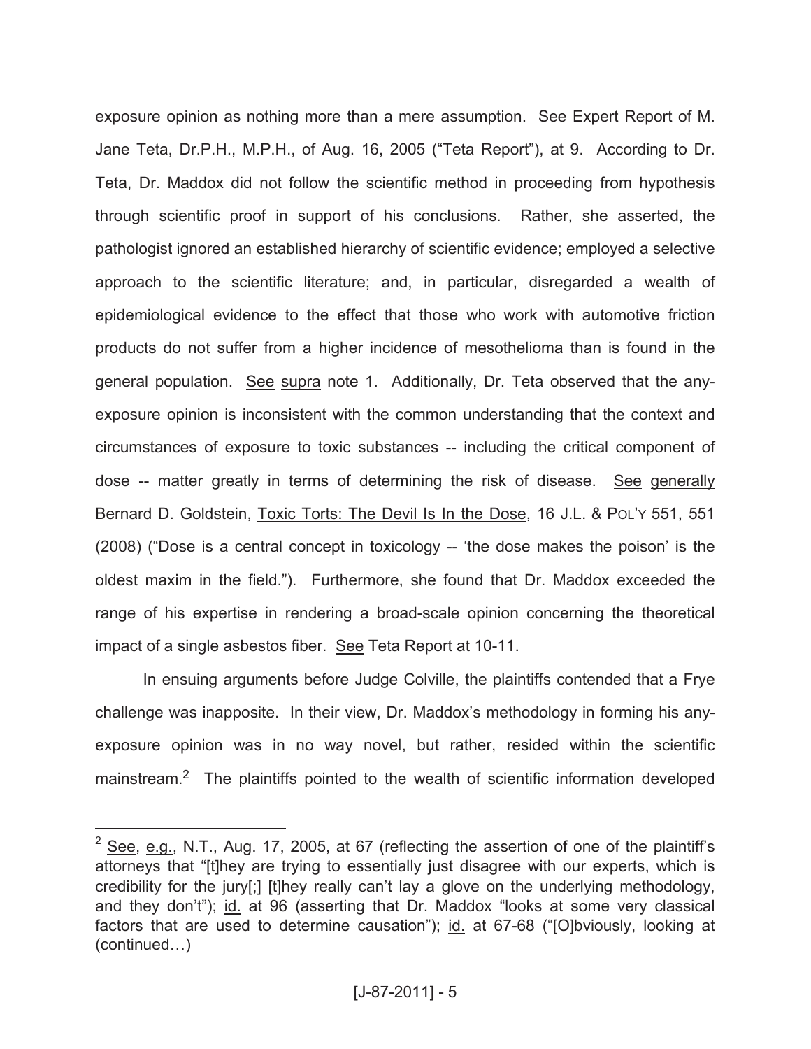exposure opinion as nothing more than a mere assumption. See Expert Report of M. Jane Teta, Dr.P.H., M.P.H., of Aug. 16, 2005 ("Teta Report"), at 9. According to Dr. Teta, Dr. Maddox did not follow the scientific method in proceeding from hypothesis through scientific proof in support of his conclusions. Rather, she asserted, the pathologist ignored an established hierarchy of scientific evidence; employed a selective approach to the scientific literature; and, in particular, disregarded a wealth of epidemiological evidence to the effect that those who work with automotive friction products do not suffer from a higher incidence of mesothelioma than is found in the general population. See supra note 1. Additionally, Dr. Teta observed that the any-exposure opinion is inconsistent with the common understanding that the context and circumstances of exposure to toxic substances -- including the critical component of dose -- matter greatly in terms of determining the risk of disease. See generally Bernard D. Goldstein, Toxic Torts: The Devil Is In the Dose, 16 J.L. & POL'Y 551, 551 (2008) ("Dose is a central concept in toxicology -- 'the dose makes the poison' is the oldest maxim in the field."). Furthermore, she found that Dr. Maddox exceeded the range of his expertise in rendering a broad-scale opinion concerning the theoretical impact of a single asbestos fiber. See Teta Report at 10-11.

In ensuing arguments before Judge Colville, the plaintiffs contended that a Frye challenge was inapposite. In their view, Dr. Maddox's methodology in forming his any-exposure opinion was in no way novel, but rather, resided within the scientific mainstream.[2] The plaintiffs pointed to the wealth of scientific information developed

---

[2] See, e.g., N.T., Aug. 17, 2005, at 67 (reflecting the assertion of one of the plaintiff's attorneys that "[t]hey are trying to essentially just disagree with our experts, which is credibility for the jury[;] [t]hey really can't lay a glove on the underlying methodology, and they don't"); id. at 96 (asserting that Dr. Maddox "looks at some very classical factors that are used to determine causation"); id. at 67-68 ("[O]bviously, looking at (continued…)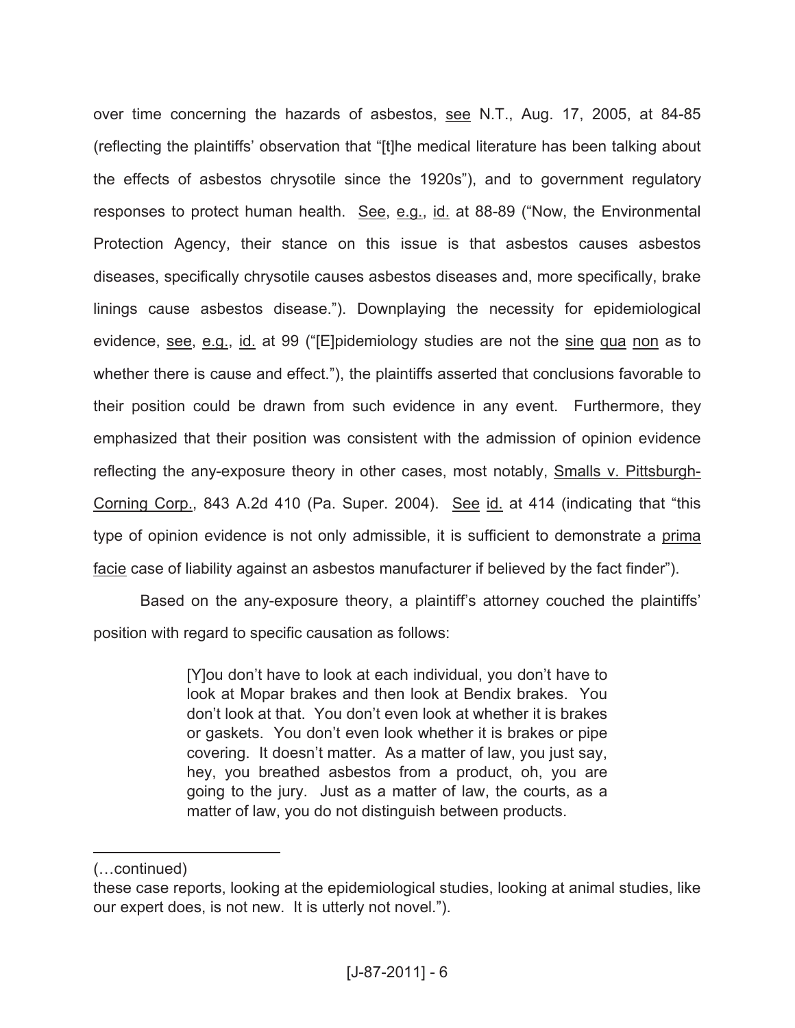over time concerning the hazards of asbestos, see N.T., Aug. 17, 2005, at 84-85 (reflecting the plaintiffs' observation that "[t]he medical literature has been talking about the effects of asbestos chrysotile since the 1920s"), and to government regulatory responses to protect human health. See, e.g., id. at 88-89 ("Now, the Environmental Protection Agency, their stance on this issue is that asbestos causes asbestos diseases, specifically chrysotile causes asbestos diseases and, more specifically, brake linings cause asbestos disease."). Downplaying the necessity for epidemiological evidence, see, e.g., id. at 99 ("[E]pidemiology studies are not the sine qua non as to whether there is cause and effect."), the plaintiffs asserted that conclusions favorable to their position could be drawn from such evidence in any event. Furthermore, they emphasized that their position was consistent with the admission of opinion evidence reflecting the any-exposure theory in other cases, most notably, Smalls v. Pittsburgh-Corning Corp., 843 A.2d 410 (Pa. Super. 2004). See id. at 414 (indicating that "this type of opinion evidence is not only admissible, it is sufficient to demonstrate a prima facie case of liability against an asbestos manufacturer if believed by the fact finder").

Based on the any-exposure theory, a plaintiff's attorney couched the plaintiffs' position with regard to specific causation as follows:

> [Y]ou don't have to look at each individual, you don't have to look at Mopar brakes and then look at Bendix brakes. You don't look at that. You don't even look at whether it is brakes or gaskets. You don't even look whether it is brakes or pipe covering. It doesn't matter. As a matter of law, you just say, hey, you breathed asbestos from a product, oh, you are going to the jury. Just as a matter of law, the courts, as a matter of law, you do not distinguish between products.

---

(…continued)

these case reports, looking at the epidemiological studies, looking at animal studies, like our expert does, is not new. It is utterly not novel.").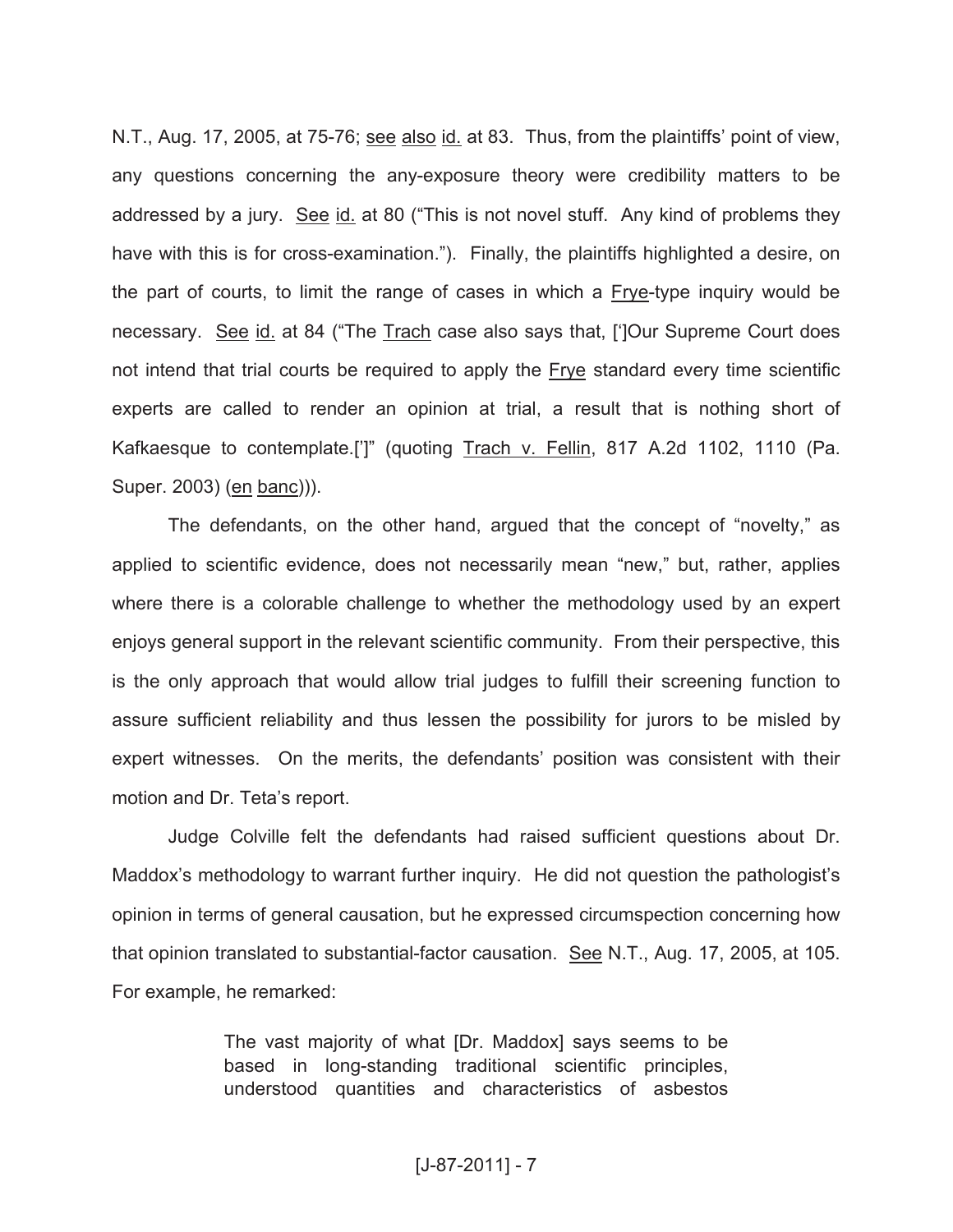N.T., Aug. 17, 2005, at 75-76; see also id. at 83. Thus, from the plaintiffs' point of view, any questions concerning the any-exposure theory were credibility matters to be addressed by a jury. See id. at 80 ("This is not novel stuff. Any kind of problems they have with this is for cross-examination."). Finally, the plaintiffs highlighted a desire, on the part of courts, to limit the range of cases in which a Frye-type inquiry would be necessary. See id. at 84 ("The Trach case also says that, [']Our Supreme Court does not intend that trial courts be required to apply the Frye standard every time scientific experts are called to render an opinion at trial, a result that is nothing short of Kafkaesque to contemplate.[']" (quoting Trach v. Fellin, 817 A.2d 1102, 1110 (Pa. Super. 2003) (en banc))).

The defendants, on the other hand, argued that the concept of "novelty," as applied to scientific evidence, does not necessarily mean "new," but, rather, applies where there is a colorable challenge to whether the methodology used by an expert enjoys general support in the relevant scientific community. From their perspective, this is the only approach that would allow trial judges to fulfill their screening function to assure sufficient reliability and thus lessen the possibility for jurors to be misled by expert witnesses. On the merits, the defendants' position was consistent with their motion and Dr. Teta's report.

Judge Colville felt the defendants had raised sufficient questions about Dr. Maddox's methodology to warrant further inquiry. He did not question the pathologist's opinion in terms of general causation, but he expressed circumspection concerning how that opinion translated to substantial-factor causation. See N.T., Aug. 17, 2005, at 105. For example, he remarked:

> The vast majority of what [Dr. Maddox] says seems to be based in long-standing traditional scientific principles, understood quantities and characteristics of asbestos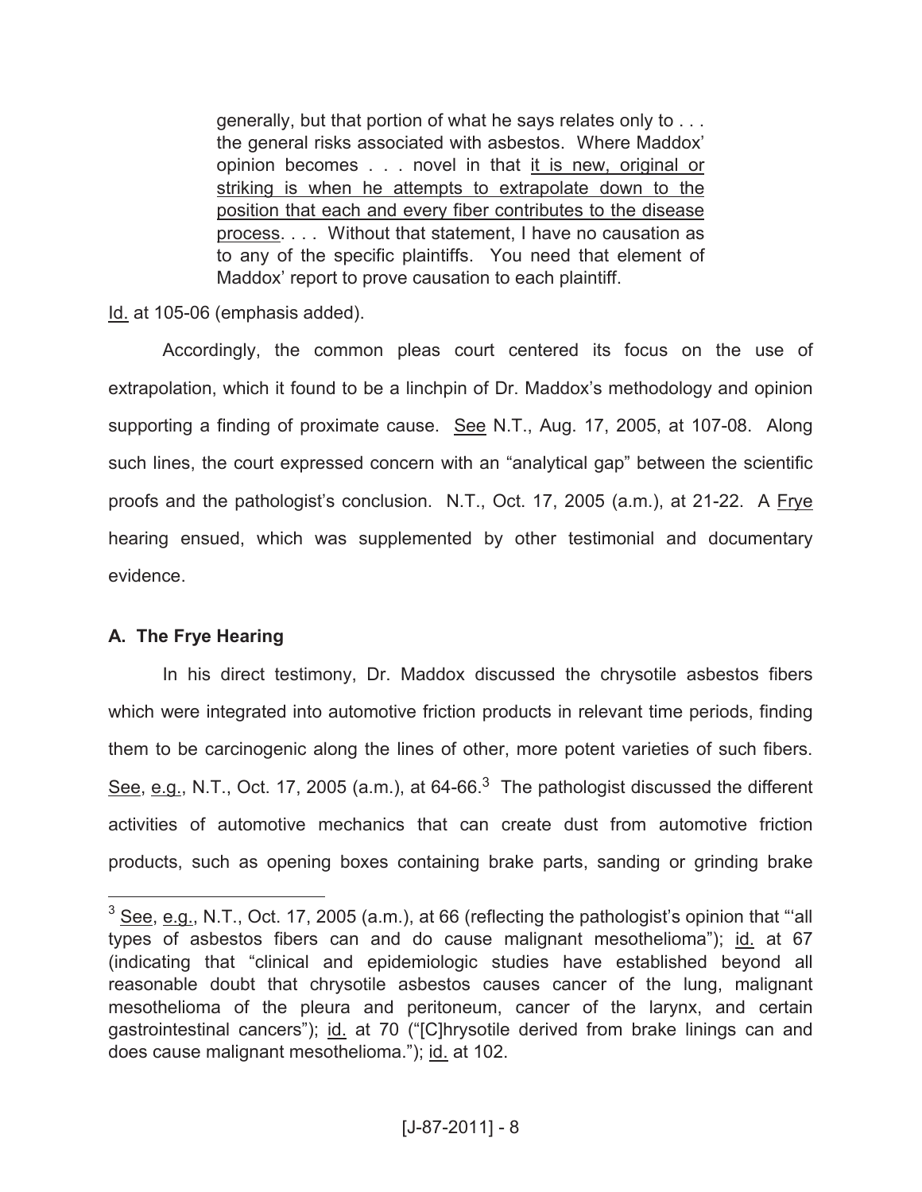> generally, but that portion of what he says relates only to . . . the general risks associated with asbestos. Where Maddox' opinion becomes . . . novel in that it is new, original or striking is when he attempts to extrapolate down to the position that each and every fiber contributes to the disease process. . . . Without that statement, I have no causation as to any of the specific plaintiffs. You need that element of Maddox' report to prove causation to each plaintiff.

Id. at 105-06 (emphasis added).

Accordingly, the common pleas court centered its focus on the use of extrapolation, which it found to be a linchpin of Dr. Maddox's methodology and opinion supporting a finding of proximate cause. See N.T., Aug. 17, 2005, at 107-08. Along such lines, the court expressed concern with an "analytical gap" between the scientific proofs and the pathologist's conclusion. N.T., Oct. 17, 2005 (a.m.), at 21-22. A Frye hearing ensued, which was supplemented by other testimonial and documentary evidence.

### A. The Frye Hearing

In his direct testimony, Dr. Maddox discussed the chrysotile asbestos fibers which were integrated into automotive friction products in relevant time periods, finding them to be carcinogenic along the lines of other, more potent varieties of such fibers. See, e.g., N.T., Oct. 17, 2005 (a.m.), at 64-66.[3] The pathologist discussed the different activities of automotive mechanics that can create dust from automotive friction products, such as opening boxes containing brake parts, sanding or grinding brake

---

[3] See, e.g., N.T., Oct. 17, 2005 (a.m.), at 66 (reflecting the pathologist's opinion that "'all types of asbestos fibers can and do cause malignant mesothelioma"); id. at 67 (indicating that "clinical and epidemiologic studies have established beyond all reasonable doubt that chrysotile asbestos causes cancer of the lung, malignant mesothelioma of the pleura and peritoneum, cancer of the larynx, and certain gastrointestinal cancers"); id. at 70 ("[C]hrysotile derived from brake linings can and does cause malignant mesothelioma."); id. at 102.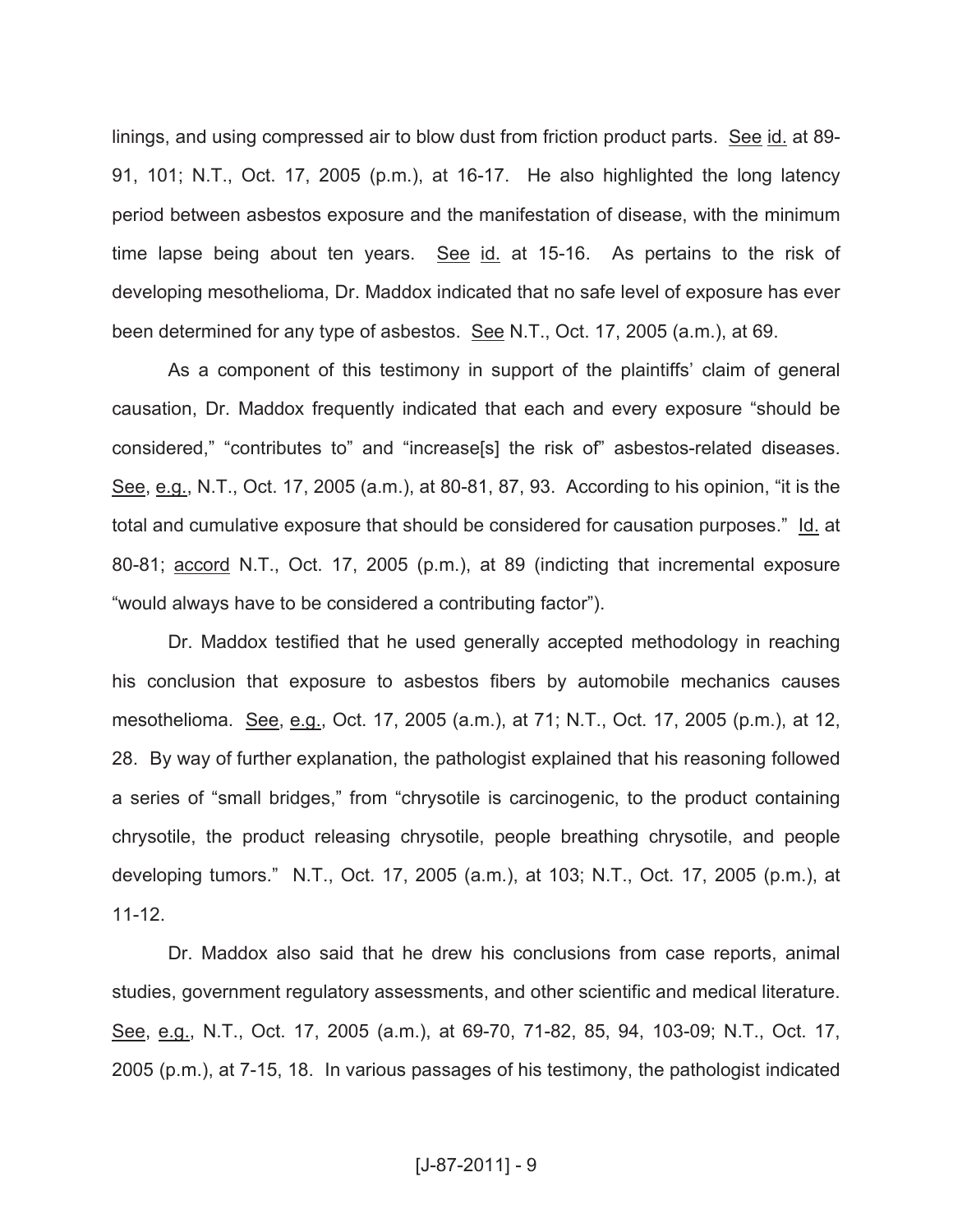linings, and using compressed air to blow dust from friction product parts. See id. at 89-91, 101; N.T., Oct. 17, 2005 (p.m.), at 16-17. He also highlighted the long latency period between asbestos exposure and the manifestation of disease, with the minimum time lapse being about ten years. See id. at 15-16. As pertains to the risk of developing mesothelioma, Dr. Maddox indicated that no safe level of exposure has ever been determined for any type of asbestos. See N.T., Oct. 17, 2005 (a.m.), at 69.

As a component of this testimony in support of the plaintiffs' claim of general causation, Dr. Maddox frequently indicated that each and every exposure "should be considered," "contributes to" and "increase[s] the risk of" asbestos-related diseases. See, e.g., N.T., Oct. 17, 2005 (a.m.), at 80-81, 87, 93. According to his opinion, "it is the total and cumulative exposure that should be considered for causation purposes." Id. at 80-81; accord N.T., Oct. 17, 2005 (p.m.), at 89 (indicting that incremental exposure "would always have to be considered a contributing factor").

Dr. Maddox testified that he used generally accepted methodology in reaching his conclusion that exposure to asbestos fibers by automobile mechanics causes mesothelioma. See, e.g., Oct. 17, 2005 (a.m.), at 71; N.T., Oct. 17, 2005 (p.m.), at 12, 28. By way of further explanation, the pathologist explained that his reasoning followed a series of "small bridges," from "chrysotile is carcinogenic, to the product containing chrysotile, the product releasing chrysotile, people breathing chrysotile, and people developing tumors." N.T., Oct. 17, 2005 (a.m.), at 103; N.T., Oct. 17, 2005 (p.m.), at 11-12.

Dr. Maddox also said that he drew his conclusions from case reports, animal studies, government regulatory assessments, and other scientific and medical literature. See, e.g., N.T., Oct. 17, 2005 (a.m.), at 69-70, 71-82, 85, 94, 103-09; N.T., Oct. 17, 2005 (p.m.), at 7-15, 18. In various passages of his testimony, the pathologist indicated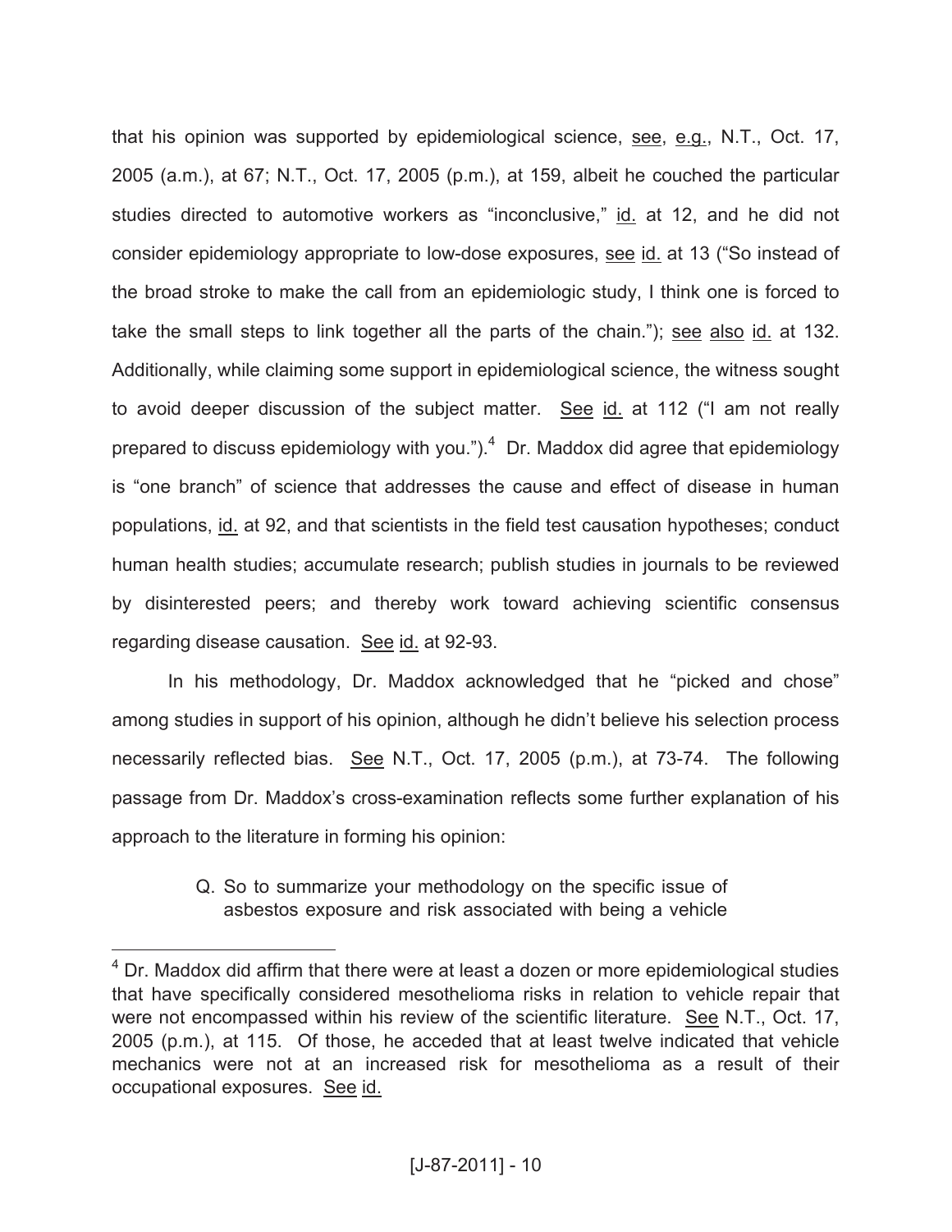that his opinion was supported by epidemiological science, see, e.g., N.T., Oct. 17, 2005 (a.m.), at 67; N.T., Oct. 17, 2005 (p.m.), at 159, albeit he couched the particular studies directed to automotive workers as "inconclusive," id. at 12, and he did not consider epidemiology appropriate to low-dose exposures, see id. at 13 ("So instead of the broad stroke to make the call from an epidemiologic study, I think one is forced to take the small steps to link together all the parts of the chain."); see also id. at 132. Additionally, while claiming some support in epidemiological science, the witness sought to avoid deeper discussion of the subject matter. See id. at 112 ("I am not really prepared to discuss epidemiology with you.").[4] Dr. Maddox did agree that epidemiology is "one branch" of science that addresses the cause and effect of disease in human populations, id. at 92, and that scientists in the field test causation hypotheses; conduct human health studies; accumulate research; publish studies in journals to be reviewed by disinterested peers; and thereby work toward achieving scientific consensus regarding disease causation. See id. at 92-93.

In his methodology, Dr. Maddox acknowledged that he "picked and chose" among studies in support of his opinion, although he didn't believe his selection process necessarily reflected bias. See N.T., Oct. 17, 2005 (p.m.), at 73-74. The following passage from Dr. Maddox's cross-examination reflects some further explanation of his approach to the literature in forming his opinion:

> Q. So to summarize your methodology on the specific issue of asbestos exposure and risk associated with being a vehicle

---

[4] Dr. Maddox did affirm that there were at least a dozen or more epidemiological studies that have specifically considered mesothelioma risks in relation to vehicle repair that were not encompassed within his review of the scientific literature. See N.T., Oct. 17, 2005 (p.m.), at 115. Of those, he acceded that at least twelve indicated that vehicle mechanics were not at an increased risk for mesothelioma as a result of their occupational exposures. See id.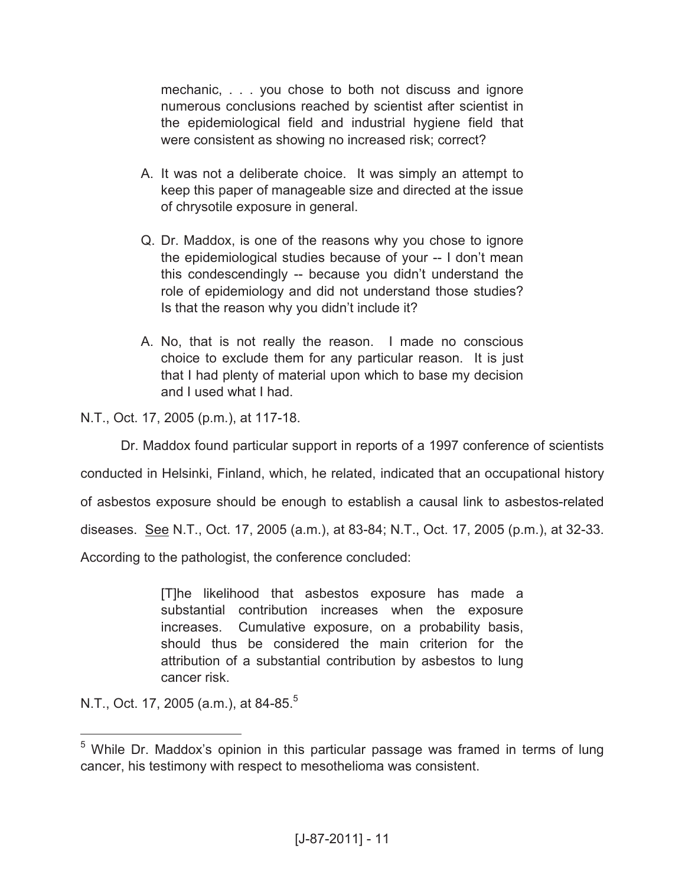> mechanic, . . . you chose to both not discuss and ignore numerous conclusions reached by scientist after scientist in the epidemiological field and industrial hygiene field that were consistent as showing no increased risk; correct?
>
> A. It was not a deliberate choice. It was simply an attempt to keep this paper of manageable size and directed at the issue of chrysotile exposure in general.
>
> Q. Dr. Maddox, is one of the reasons why you chose to ignore the epidemiological studies because of your -- I don't mean this condescendingly -- because you didn't understand the role of epidemiology and did not understand those studies? Is that the reason why you didn't include it?
>
> A. No, that is not really the reason. I made no conscious choice to exclude them for any particular reason. It is just that I had plenty of material upon which to base my decision and I used what I had.

N.T., Oct. 17, 2005 (p.m.), at 117-18.

Dr. Maddox found particular support in reports of a 1997 conference of scientists conducted in Helsinki, Finland, which, he related, indicated that an occupational history of asbestos exposure should be enough to establish a causal link to asbestos-related diseases. See N.T., Oct. 17, 2005 (a.m.), at 83-84; N.T., Oct. 17, 2005 (p.m.), at 32-33. According to the pathologist, the conference concluded:

> [T]he likelihood that asbestos exposure has made a substantial contribution increases when the exposure increases. Cumulative exposure, on a probability basis, should thus be considered the main criterion for the attribution of a substantial contribution by asbestos to lung cancer risk.

N.T., Oct. 17, 2005 (a.m.), at 84-85.[5]

---

[5] While Dr. Maddox's opinion in this particular passage was framed in terms of lung cancer, his testimony with respect to mesothelioma was consistent.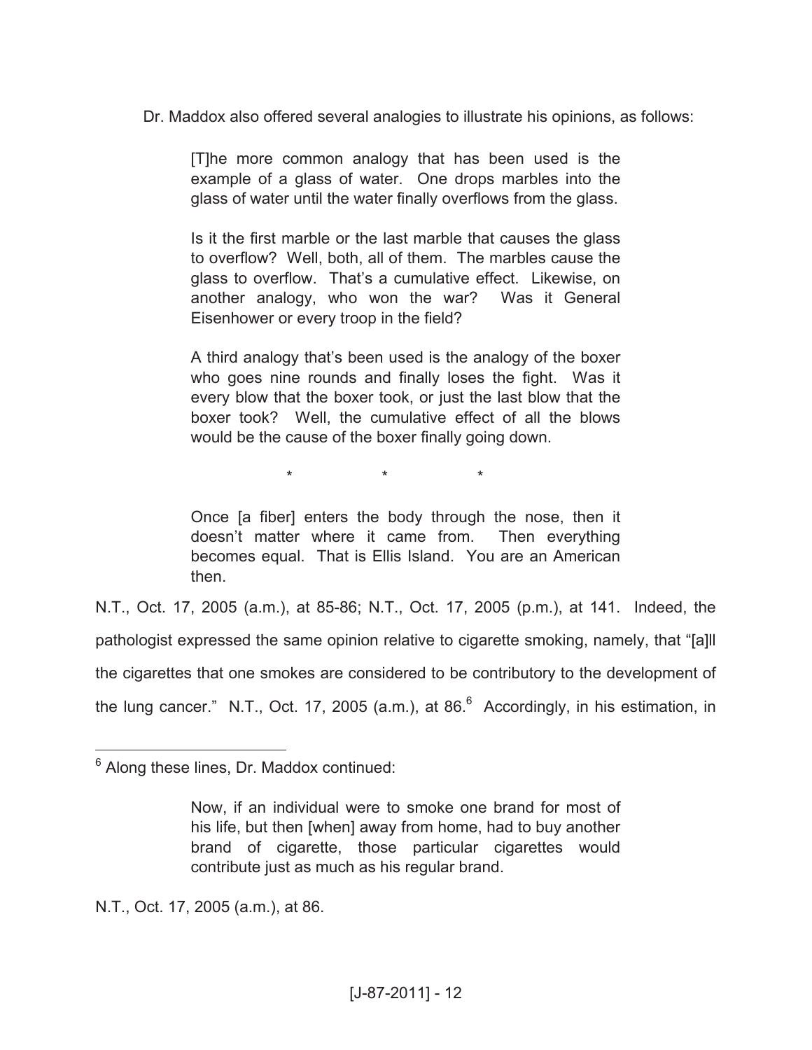Dr. Maddox also offered several analogies to illustrate his opinions, as follows:

> [T]he more common analogy that has been used is the example of a glass of water. One drops marbles into the glass of water until the water finally overflows from the glass.
>
> Is it the first marble or the last marble that causes the glass to overflow? Well, both, all of them. The marbles cause the glass to overflow. That's a cumulative effect. Likewise, on another analogy, who won the war? Was it General Eisenhower or every troop in the field?
>
> A third analogy that's been used is the analogy of the boxer who goes nine rounds and finally loses the fight. Was it every blow that the boxer took, or just the last blow that the boxer took? Well, the cumulative effect of all the blows would be the cause of the boxer finally going down.
>
> \* \* \*
>
> Once [a fiber] enters the body through the nose, then it doesn't matter where it came from. Then everything becomes equal. That is Ellis Island. You are an American then.

N.T., Oct. 17, 2005 (a.m.), at 85-86; N.T., Oct. 17, 2005 (p.m.), at 141. Indeed, the pathologist expressed the same opinion relative to cigarette smoking, namely, that "[a]ll the cigarettes that one smokes are considered to be contributory to the development of the lung cancer." N.T., Oct. 17, 2005 (a.m.), at 86.[6] Accordingly, in his estimation, in

---

[6] Along these lines, Dr. Maddox continued:

> Now, if an individual were to smoke one brand for most of his life, but then [when] away from home, had to buy another brand of cigarette, those particular cigarettes would contribute just as much as his regular brand.

N.T., Oct. 17, 2005 (a.m.), at 86.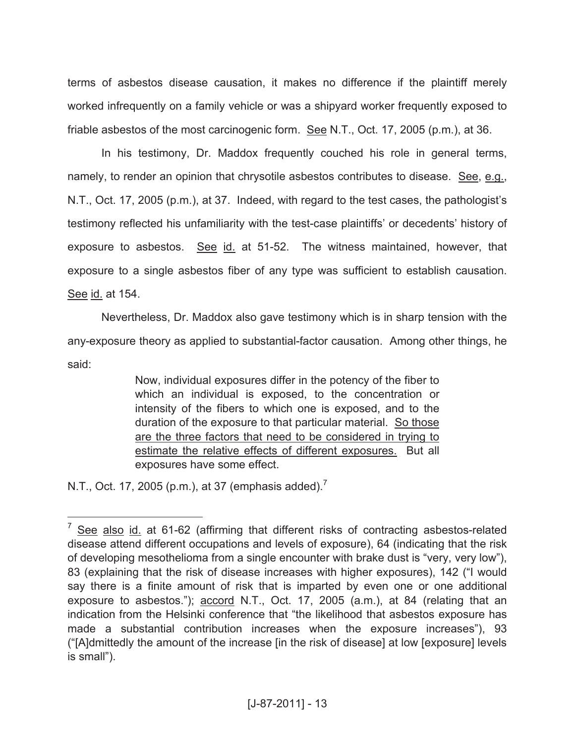terms of asbestos disease causation, it makes no difference if the plaintiff merely worked infrequently on a family vehicle or was a shipyard worker frequently exposed to friable asbestos of the most carcinogenic form. See N.T., Oct. 17, 2005 (p.m.), at 36.

In his testimony, Dr. Maddox frequently couched his role in general terms, namely, to render an opinion that chrysotile asbestos contributes to disease. See, e.g., N.T., Oct. 17, 2005 (p.m.), at 37. Indeed, with regard to the test cases, the pathologist's testimony reflected his unfamiliarity with the test-case plaintiffs' or decedents' history of exposure to asbestos. See id. at 51-52. The witness maintained, however, that exposure to a single asbestos fiber of any type was sufficient to establish causation. See id. at 154.

Nevertheless, Dr. Maddox also gave testimony which is in sharp tension with the any-exposure theory as applied to substantial-factor causation. Among other things, he said:

> Now, individual exposures differ in the potency of the fiber to which an individual is exposed, to the concentration or intensity of the fibers to which one is exposed, and to the duration of the exposure to that particular material. <u>So those are the three factors that need to be considered in trying to estimate the relative effects of different exposures.</u> But all exposures have some effect.

N.T., Oct. 17, 2005 (p.m.), at 37 (emphasis added).[7]

---

[7] See also id. at 61-62 (affirming that different risks of contracting asbestos-related disease attend different occupations and levels of exposure), 64 (indicating that the risk of developing mesothelioma from a single encounter with brake dust is "very, very low"), 83 (explaining that the risk of disease increases with higher exposures), 142 ("I would say there is a finite amount of risk that is imparted by even one or one additional exposure to asbestos."); accord N.T., Oct. 17, 2005 (a.m.), at 84 (relating that an indication from the Helsinki conference that "the likelihood that asbestos exposure has made a substantial contribution increases when the exposure increases"), 93 ("[A]dmittedly the amount of the increase [in the risk of disease] at low [exposure] levels is small").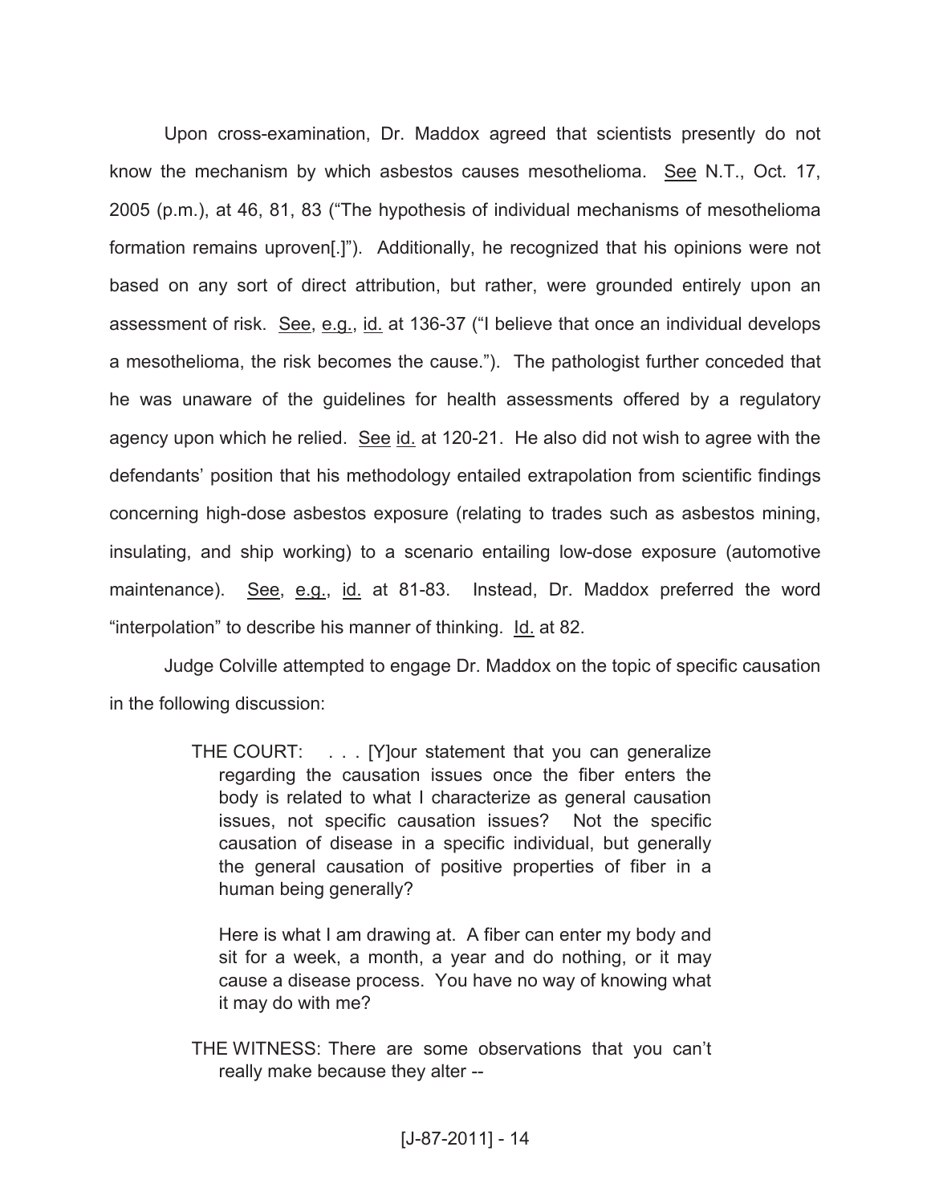Upon cross-examination, Dr. Maddox agreed that scientists presently do not know the mechanism by which asbestos causes mesothelioma. See N.T., Oct. 17, 2005 (p.m.), at 46, 81, 83 ("The hypothesis of individual mechanisms of mesothelioma formation remains uproven[.]"). Additionally, he recognized that his opinions were not based on any sort of direct attribution, but rather, were grounded entirely upon an assessment of risk. See, e.g., id. at 136-37 ("I believe that once an individual develops a mesothelioma, the risk becomes the cause."). The pathologist further conceded that he was unaware of the guidelines for health assessments offered by a regulatory agency upon which he relied. See id. at 120-21. He also did not wish to agree with the defendants' position that his methodology entailed extrapolation from scientific findings concerning high-dose asbestos exposure (relating to trades such as asbestos mining, insulating, and ship working) to a scenario entailing low-dose exposure (automotive maintenance). See, e.g., id. at 81-83. Instead, Dr. Maddox preferred the word "interpolation" to describe his manner of thinking. Id. at 82.

Judge Colville attempted to engage Dr. Maddox on the topic of specific causation in the following discussion:

> THE COURT: . . . [Y]our statement that you can generalize regarding the causation issues once the fiber enters the body is related to what I characterize as general causation issues, not specific causation issues? Not the specific causation of disease in a specific individual, but generally the general causation of positive properties of fiber in a human being generally?
>
> Here is what I am drawing at. A fiber can enter my body and sit for a week, a month, a year and do nothing, or it may cause a disease process. You have no way of knowing what it may do with me?
>
> THE WITNESS: There are some observations that you can't really make because they alter --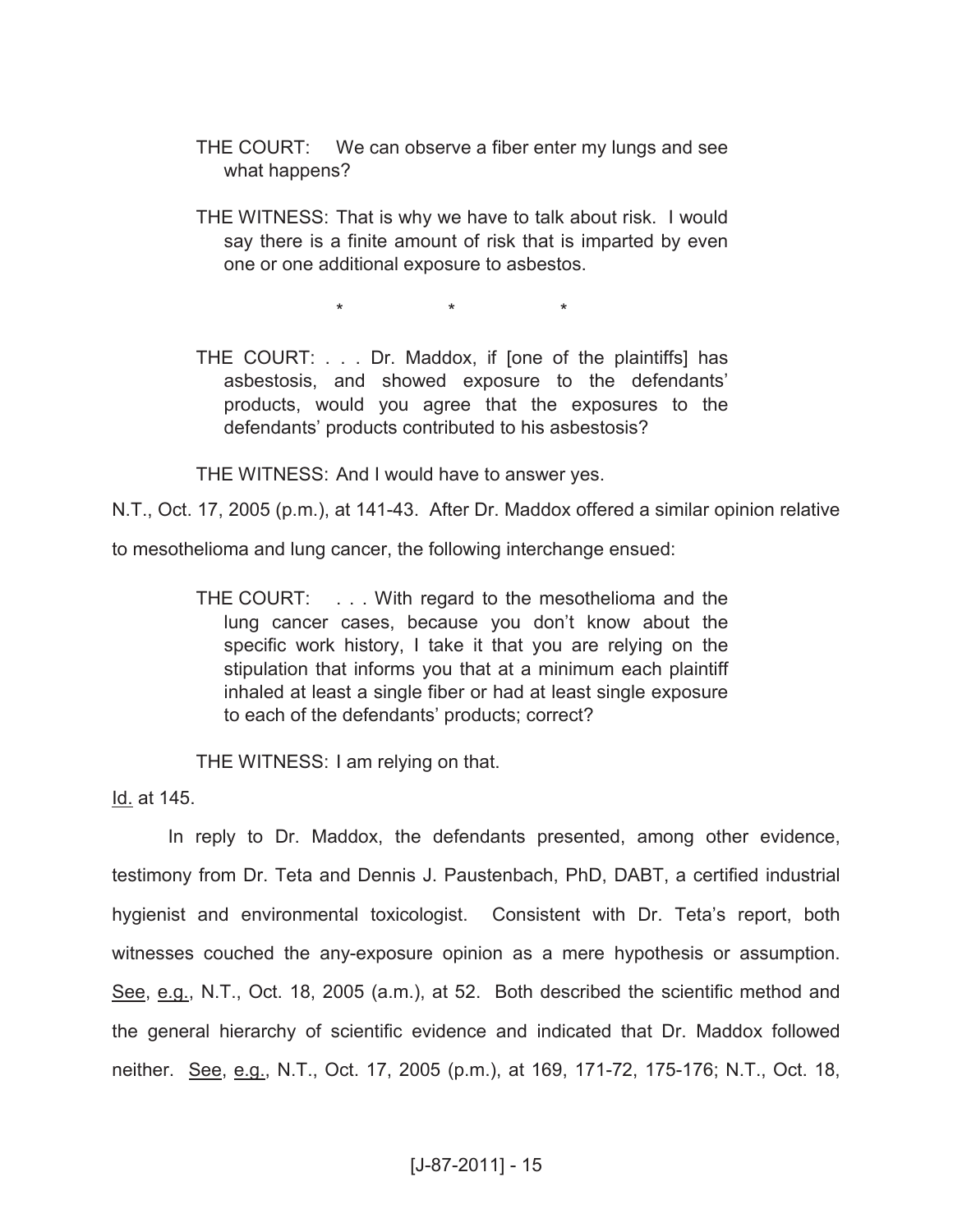> THE COURT: We can observe a fiber enter my lungs and see what happens?
>
> THE WITNESS: That is why we have to talk about risk. I would say there is a finite amount of risk that is imparted by even one or one additional exposure to asbestos.
>
> \* \* \*
>
> THE COURT: . . . Dr. Maddox, if [one of the plaintiffs] has asbestosis, and showed exposure to the defendants' products, would you agree that the exposures to the defendants' products contributed to his asbestosis?
>
> THE WITNESS: And I would have to answer yes.

N.T., Oct. 17, 2005 (p.m.), at 141-43. After Dr. Maddox offered a similar opinion relative to mesothelioma and lung cancer, the following interchange ensued:

> THE COURT: . . . With regard to the mesothelioma and the lung cancer cases, because you don't know about the specific work history, I take it that you are relying on the stipulation that informs you that at a minimum each plaintiff inhaled at least a single fiber or had at least single exposure to each of the defendants' products; correct?
>
> THE WITNESS: I am relying on that.

Id. at 145.

In reply to Dr. Maddox, the defendants presented, among other evidence, testimony from Dr. Teta and Dennis J. Paustenbach, PhD, DABT, a certified industrial hygienist and environmental toxicologist. Consistent with Dr. Teta's report, both witnesses couched the any-exposure opinion as a mere hypothesis or assumption. See, e.g., N.T., Oct. 18, 2005 (a.m.), at 52. Both described the scientific method and the general hierarchy of scientific evidence and indicated that Dr. Maddox followed neither. See, e.g., N.T., Oct. 17, 2005 (p.m.), at 169, 171-72, 175-176; N.T., Oct. 18,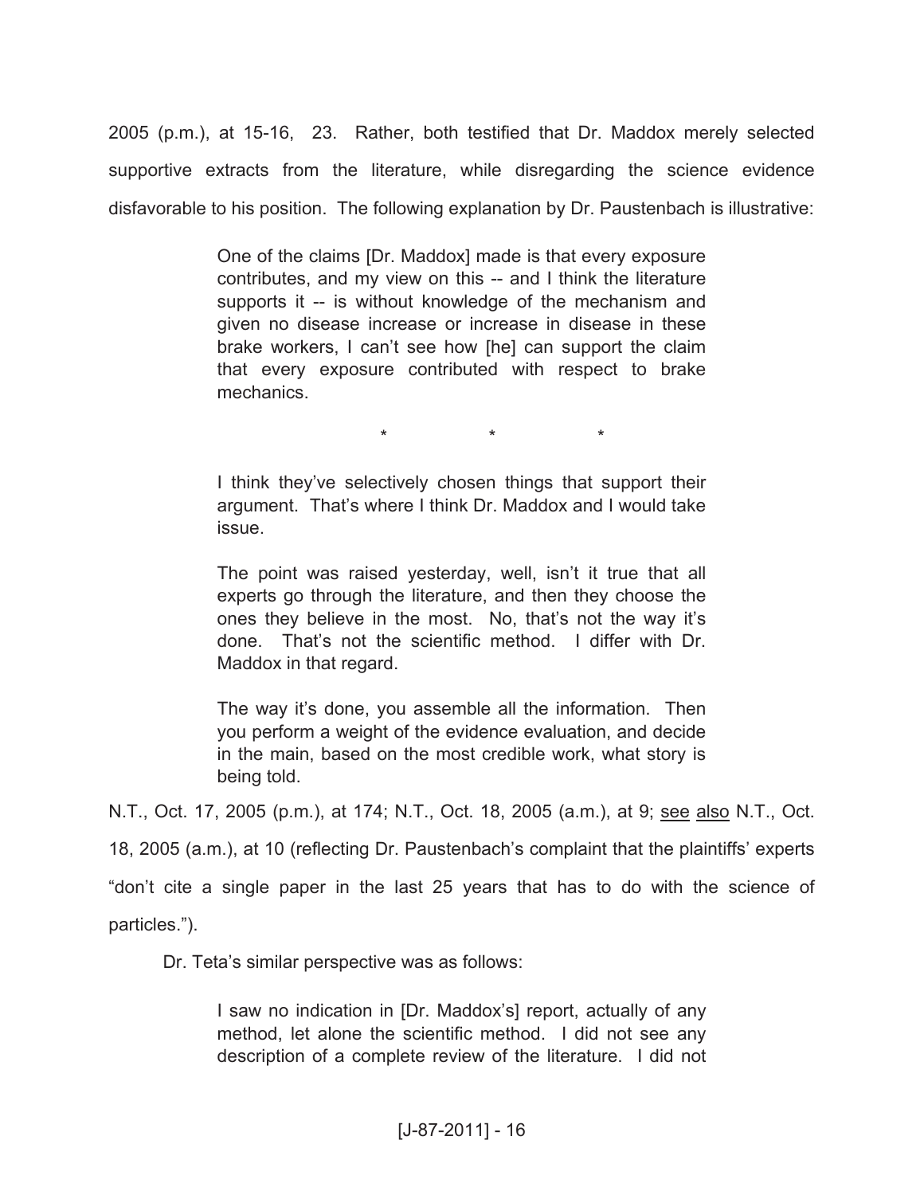2005 (p.m.), at 15-16, 23. Rather, both testified that Dr. Maddox merely selected supportive extracts from the literature, while disregarding the science evidence disfavorable to his position. The following explanation by Dr. Paustenbach is illustrative:

> One of the claims [Dr. Maddox] made is that every exposure contributes, and my view on this -- and I think the literature supports it -- is without knowledge of the mechanism and given no disease increase or increase in disease in these brake workers, I can't see how [he] can support the claim that every exposure contributed with respect to brake mechanics.
>
> \* \* \*
>
> I think they've selectively chosen things that support their argument. That's where I think Dr. Maddox and I would take issue.
>
> The point was raised yesterday, well, isn't it true that all experts go through the literature, and then they choose the ones they believe in the most. No, that's not the way it's done. That's not the scientific method. I differ with Dr. Maddox in that regard.
>
> The way it's done, you assemble all the information. Then you perform a weight of the evidence evaluation, and decide in the main, based on the most credible work, what story is being told.

N.T., Oct. 17, 2005 (p.m.), at 174; N.T., Oct. 18, 2005 (a.m.), at 9; see also N.T., Oct. 18, 2005 (a.m.), at 10 (reflecting Dr. Paustenbach's complaint that the plaintiffs' experts "don't cite a single paper in the last 25 years that has to do with the science of particles.").

Dr. Teta's similar perspective was as follows:

> I saw no indication in [Dr. Maddox's] report, actually of any method, let alone the scientific method. I did not see any description of a complete review of the literature. I did not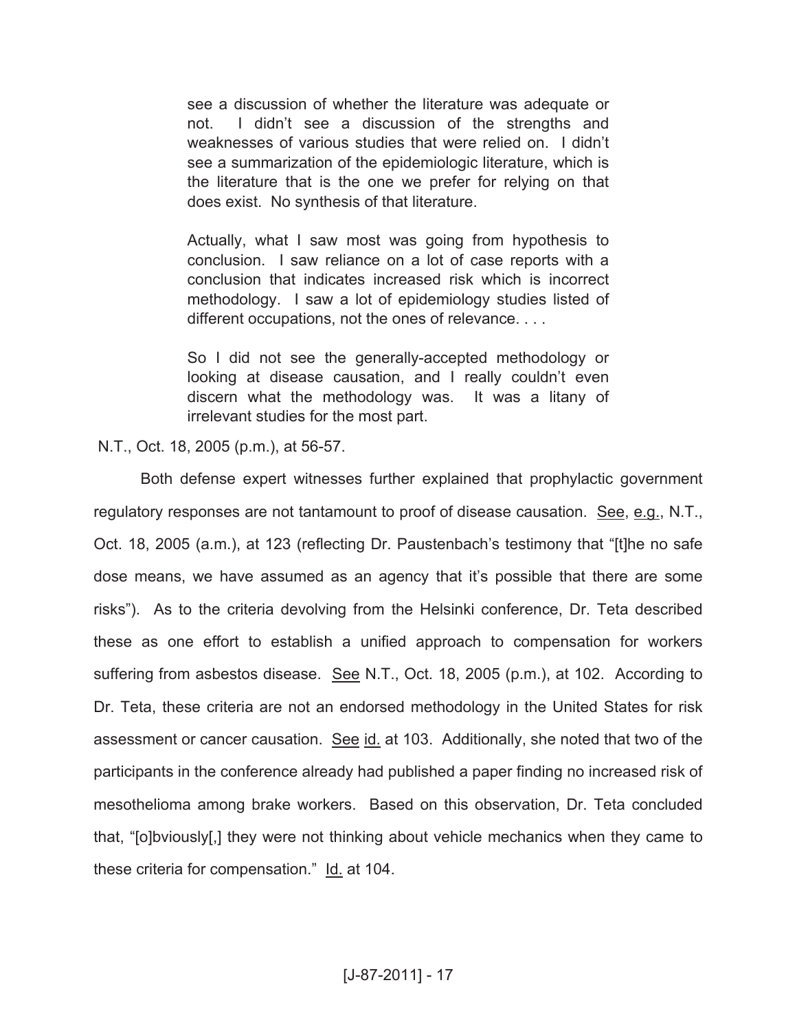> see a discussion of whether the literature was adequate or not. I didn't see a discussion of the strengths and weaknesses of various studies that were relied on. I didn't see a summarization of the epidemiologic literature, which is the literature that is the one we prefer for relying on that does exist. No synthesis of that literature.
>
> Actually, what I saw most was going from hypothesis to conclusion. I saw reliance on a lot of case reports with a conclusion that indicates increased risk which is incorrect methodology. I saw a lot of epidemiology studies listed of different occupations, not the ones of relevance. . . .
>
> So I did not see the generally-accepted methodology or looking at disease causation, and I really couldn't even discern what the methodology was. It was a litany of irrelevant studies for the most part.

N.T., Oct. 18, 2005 (p.m.), at 56-57.

Both defense expert witnesses further explained that prophylactic government regulatory responses are not tantamount to proof of disease causation. See, e.g., N.T., Oct. 18, 2005 (a.m.), at 123 (reflecting Dr. Paustenbach's testimony that "[t]he no safe dose means, we have assumed as an agency that it's possible that there are some risks"). As to the criteria devolving from the Helsinki conference, Dr. Teta described these as one effort to establish a unified approach to compensation for workers suffering from asbestos disease. See N.T., Oct. 18, 2005 (p.m.), at 102. According to Dr. Teta, these criteria are not an endorsed methodology in the United States for risk assessment or cancer causation. See id. at 103. Additionally, she noted that two of the participants in the conference already had published a paper finding no increased risk of mesothelioma among brake workers. Based on this observation, Dr. Teta concluded that, "[o]bviously[,] they were not thinking about vehicle mechanics when they came to these criteria for compensation." Id. at 104.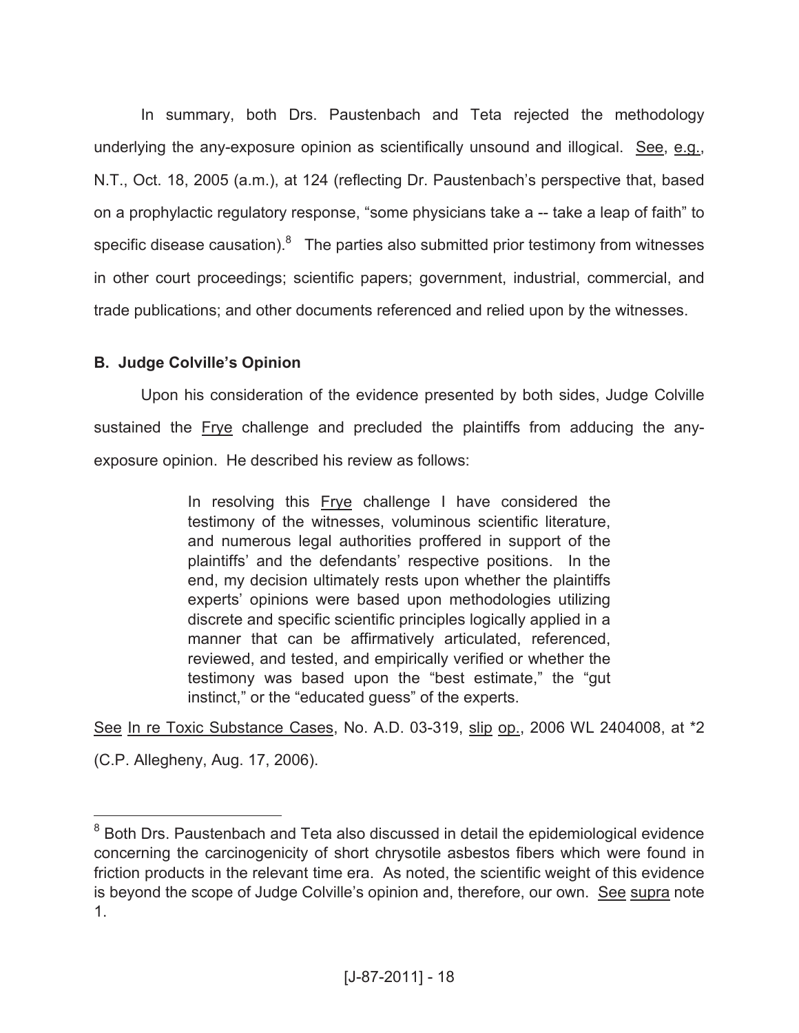In summary, both Drs. Paustenbach and Teta rejected the methodology underlying the any-exposure opinion as scientifically unsound and illogical. See, e.g., N.T., Oct. 18, 2005 (a.m.), at 124 (reflecting Dr. Paustenbach's perspective that, based on a prophylactic regulatory response, "some physicians take a -- take a leap of faith" to specific disease causation).[8] The parties also submitted prior testimony from witnesses in other court proceedings; scientific papers; government, industrial, commercial, and trade publications; and other documents referenced and relied upon by the witnesses.

### B. Judge Colville's Opinion

Upon his consideration of the evidence presented by both sides, Judge Colville sustained the Frye challenge and precluded the plaintiffs from adducing the any-exposure opinion. He described his review as follows:

> In resolving this Frye challenge I have considered the testimony of the witnesses, voluminous scientific literature, and numerous legal authorities proffered in support of the plaintiffs' and the defendants' respective positions. In the end, my decision ultimately rests upon whether the plaintiffs experts' opinions were based upon methodologies utilizing discrete and specific scientific principles logically applied in a manner that can be affirmatively articulated, referenced, reviewed, and tested, and empirically verified or whether the testimony was based upon the "best estimate," the "gut instinct," or the "educated guess" of the experts.

See In re Toxic Substance Cases, No. A.D. 03-319, slip op., 2006 WL 2404008, at *2 (C.P. Allegheny, Aug. 17, 2006).

---

[8] Both Drs. Paustenbach and Teta also discussed in detail the epidemiological evidence concerning the carcinogenicity of short chrysotile asbestos fibers which were found in friction products in the relevant time era. As noted, the scientific weight of this evidence is beyond the scope of Judge Colville's opinion and, therefore, our own. See supra note 1.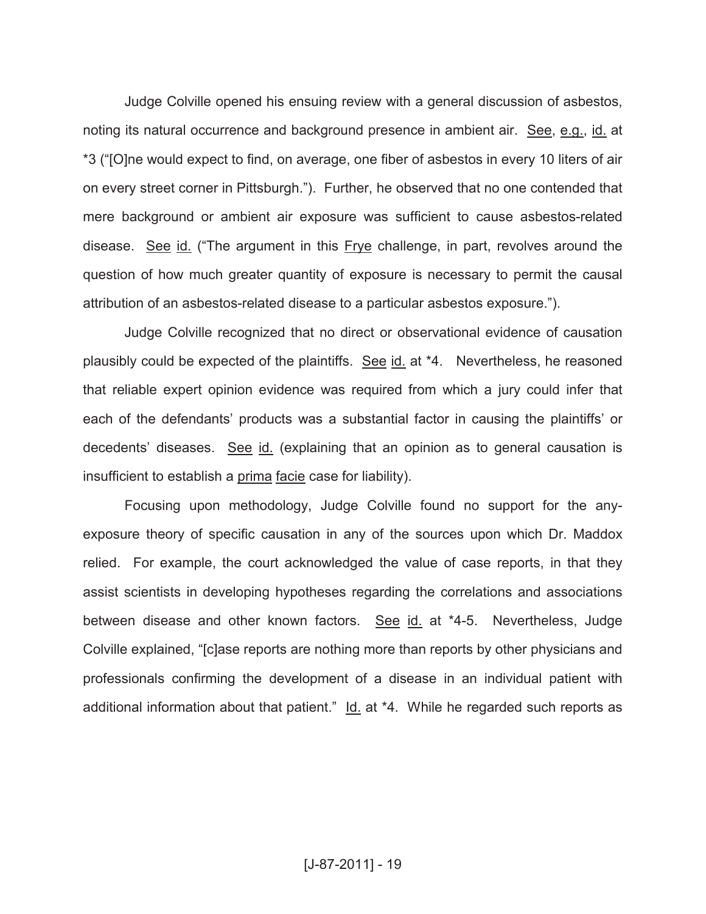Judge Colville opened his ensuing review with a general discussion of asbestos, noting its natural occurrence and background presence in ambient air. See, e.g., id. at *3 ("[O]ne would expect to find, on average, one fiber of asbestos in every 10 liters of air on every street corner in Pittsburgh."). Further, he observed that no one contended that mere background or ambient air exposure was sufficient to cause asbestos-related disease. See id. ("The argument in this Frye challenge, in part, revolves around the question of how much greater quantity of exposure is necessary to permit the causal attribution of an asbestos-related disease to a particular asbestos exposure.").

Judge Colville recognized that no direct or observational evidence of causation plausibly could be expected of the plaintiffs. See id. at *4. Nevertheless, he reasoned that reliable expert opinion evidence was required from which a jury could infer that each of the defendants' products was a substantial factor in causing the plaintiffs' or decedents' diseases. See id. (explaining that an opinion as to general causation is insufficient to establish a prima facie case for liability).

Focusing upon methodology, Judge Colville found no support for the any-exposure theory of specific causation in any of the sources upon which Dr. Maddox relied. For example, the court acknowledged the value of case reports, in that they assist scientists in developing hypotheses regarding the correlations and associations between disease and other known factors. See id. at *4-5. Nevertheless, Judge Colville explained, "[c]ase reports are nothing more than reports by other physicians and professionals confirming the development of a disease in an individual patient with additional information about that patient." Id. at *4. While he regarded such reports as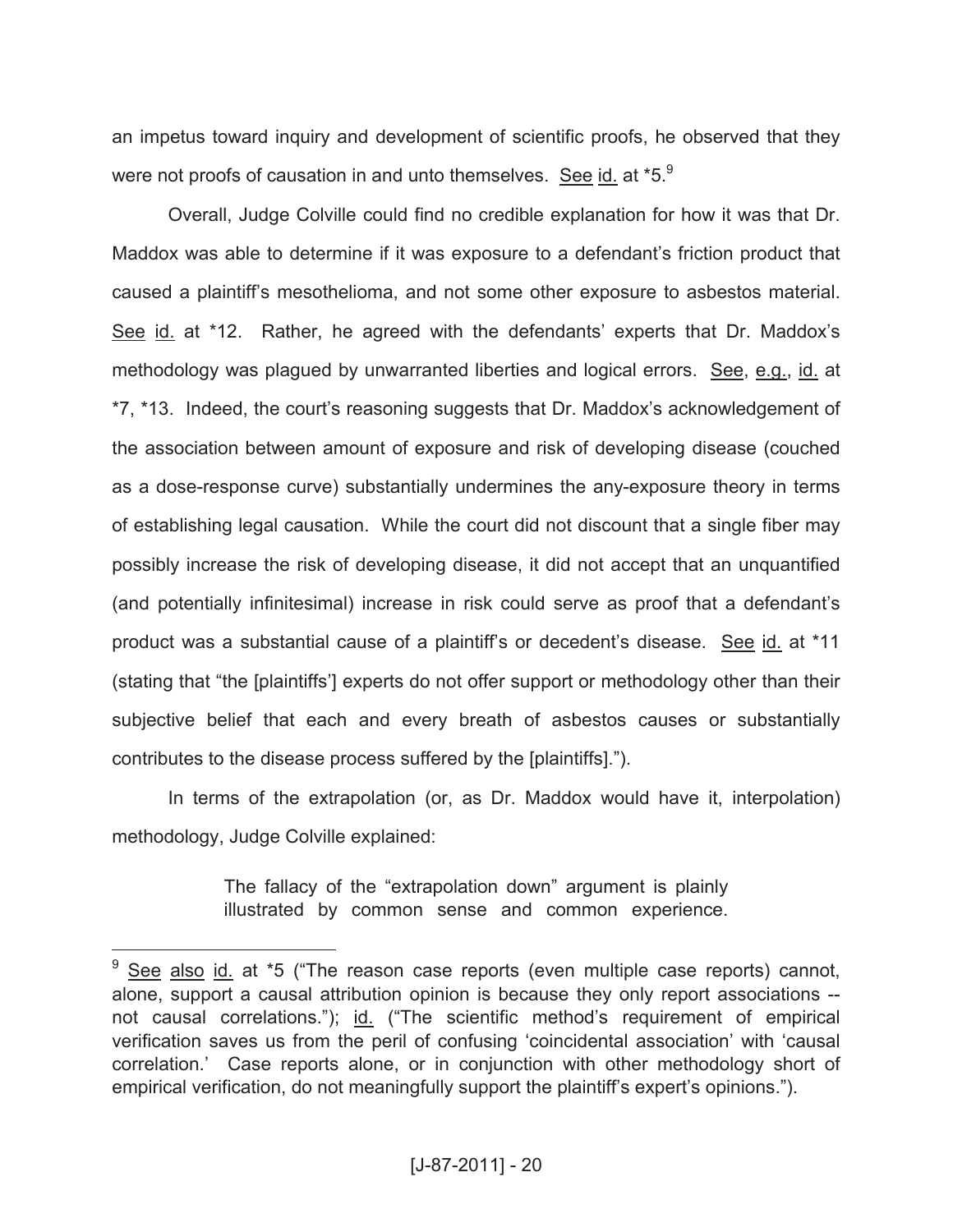an impetus toward inquiry and development of scientific proofs, he observed that they were not proofs of causation in and unto themselves. See id. at *5.[9]

Overall, Judge Colville could find no credible explanation for how it was that Dr. Maddox was able to determine if it was exposure to a defendant's friction product that caused a plaintiff's mesothelioma, and not some other exposure to asbestos material. See id. at *12. Rather, he agreed with the defendants' experts that Dr. Maddox's methodology was plagued by unwarranted liberties and logical errors. See, e.g., id. at *7, *13. Indeed, the court's reasoning suggests that Dr. Maddox's acknowledgement of the association between amount of exposure and risk of developing disease (couched as a dose-response curve) substantially undermines the any-exposure theory in terms of establishing legal causation. While the court did not discount that a single fiber may possibly increase the risk of developing disease, it did not accept that an unquantified (and potentially infinitesimal) increase in risk could serve as proof that a defendant's product was a substantial cause of a plaintiff's or decedent's disease. See id. at *11 (stating that "the [plaintiffs'] experts do not offer support or methodology other than their subjective belief that each and every breath of asbestos causes or substantially contributes to the disease process suffered by the [plaintiffs].").

In terms of the extrapolation (or, as Dr. Maddox would have it, interpolation) methodology, Judge Colville explained:

> The fallacy of the "extrapolation down" argument is plainly illustrated by common sense and common experience.

---

[9] See also id. at *5 ("The reason case reports (even multiple case reports) cannot, alone, support a causal attribution opinion is because they only report associations -- not causal correlations."); id. ("The scientific method's requirement of empirical verification saves us from the peril of confusing 'coincidental association' with 'causal correlation.' Case reports alone, or in conjunction with other methodology short of empirical verification, do not meaningfully support the plaintiff's expert's opinions.").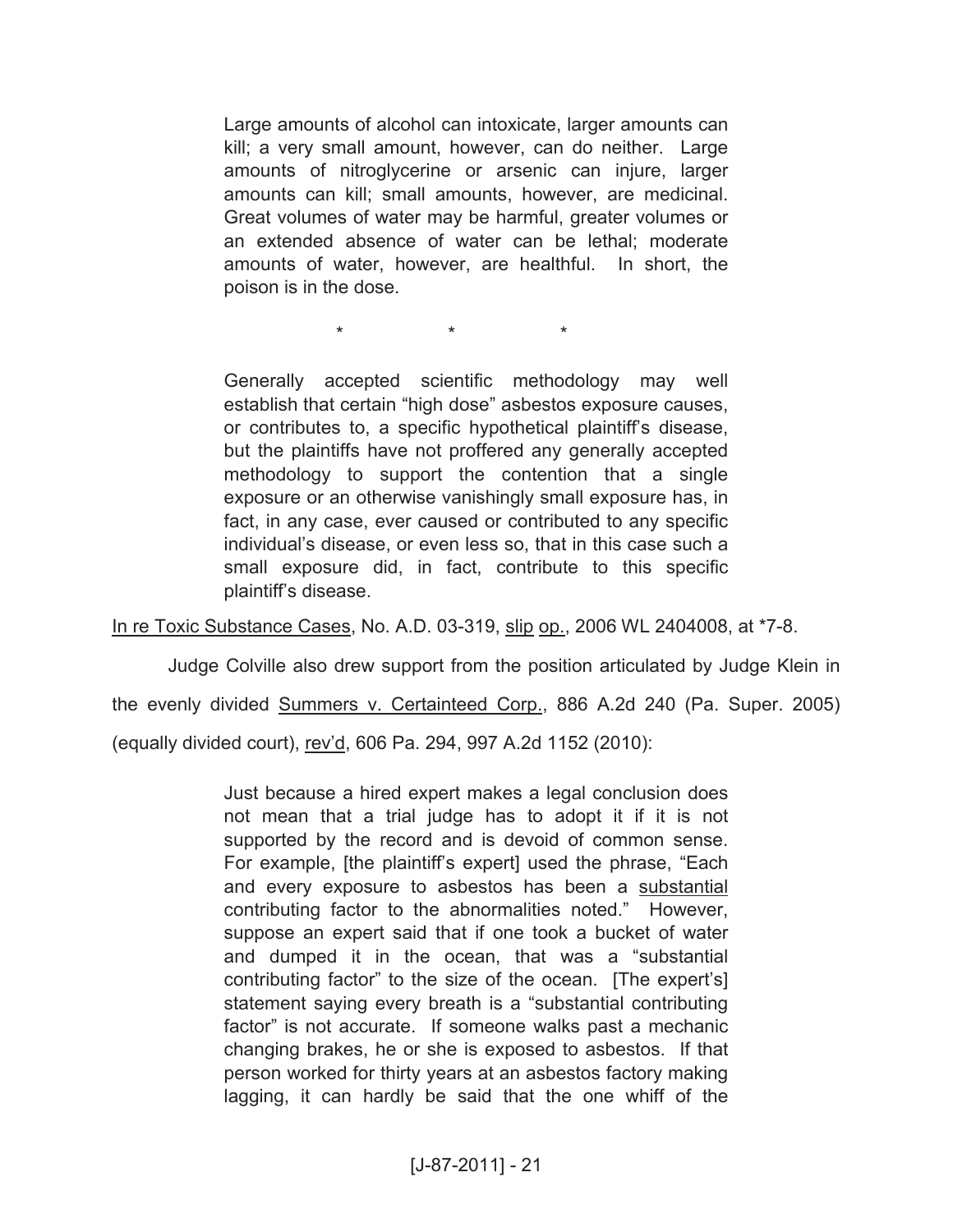> Large amounts of alcohol can intoxicate, larger amounts can kill; a very small amount, however, can do neither. Large amounts of nitroglycerine or arsenic can injure, larger amounts can kill; small amounts, however, are medicinal. Great volumes of water may be harmful, greater volumes or an extended absence of water can be lethal; moderate amounts of water, however, are healthful. In short, the poison is in the dose.
>
> \* \* \*
>
> Generally accepted scientific methodology may well establish that certain "high dose" asbestos exposure causes, or contributes to, a specific hypothetical plaintiff's disease, but the plaintiffs have not proffered any generally accepted methodology to support the contention that a single exposure or an otherwise vanishingly small exposure has, in fact, in any case, ever caused or contributed to any specific individual's disease, or even less so, that in this case such a small exposure did, in fact, contribute to this specific plaintiff's disease.

<u>In re Toxic Substance Cases</u>, No. A.D. 03-319, <u>slip op.</u>, 2006 WL 2404008, at *7-8.

Judge Colville also drew support from the position articulated by Judge Klein in the evenly divided <u>Summers v. Certainteed Corp.</u>, 886 A.2d 240 (Pa. Super. 2005) (equally divided court), <u>rev'd</u>, 606 Pa. 294, 997 A.2d 1152 (2010):

> Just because a hired expert makes a legal conclusion does not mean that a trial judge has to adopt it if it is not supported by the record and is devoid of common sense. For example, [the plaintiff's expert] used the phrase, "Each and every exposure to asbestos has been a <u>substantial</u> contributing factor to the abnormalities noted." However, suppose an expert said that if one took a bucket of water and dumped it in the ocean, that was a "substantial contributing factor" to the size of the ocean. [The expert's] statement saying every breath is a "substantial contributing factor" is not accurate. If someone walks past a mechanic changing brakes, he or she is exposed to asbestos. If that person worked for thirty years at an asbestos factory making lagging, it can hardly be said that the one whiff of the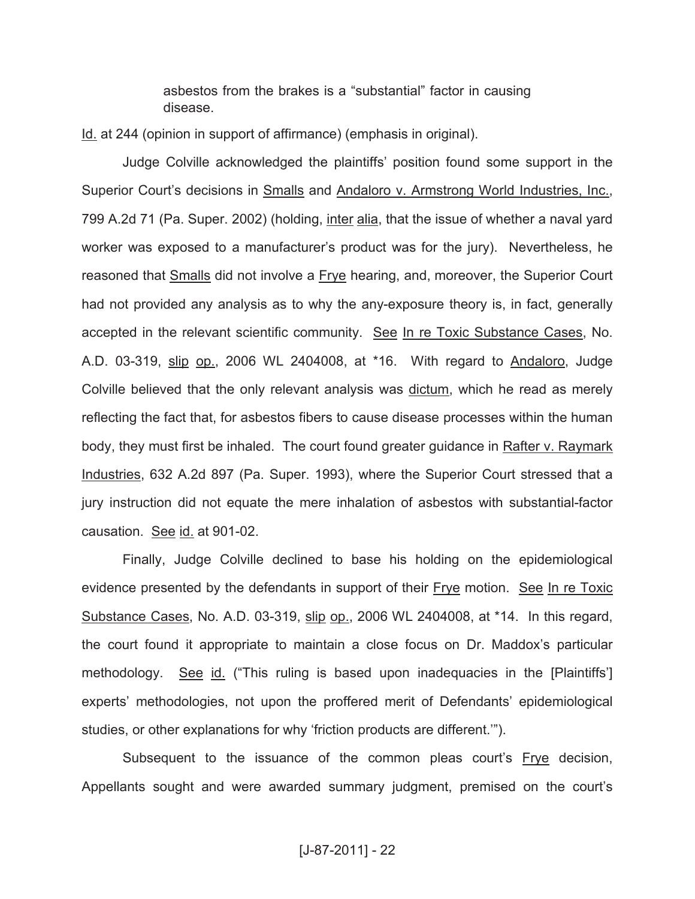> asbestos from the brakes is a "substantial" factor in causing disease.

Id. at 244 (opinion in support of affirmance) (emphasis in original).

Judge Colville acknowledged the plaintiffs' position found some support in the Superior Court's decisions in Smalls and Andaloro v. Armstrong World Industries, Inc., 799 A.2d 71 (Pa. Super. 2002) (holding, inter alia, that the issue of whether a naval yard worker was exposed to a manufacturer's product was for the jury). Nevertheless, he reasoned that Smalls did not involve a Frye hearing, and, moreover, the Superior Court had not provided any analysis as to why the any-exposure theory is, in fact, generally accepted in the relevant scientific community. See In re Toxic Substance Cases, No. A.D. 03-319, slip op., 2006 WL 2404008, at *16. With regard to Andaloro, Judge Colville believed that the only relevant analysis was dictum, which he read as merely reflecting the fact that, for asbestos fibers to cause disease processes within the human body, they must first be inhaled. The court found greater guidance in Rafter v. Raymark Industries, 632 A.2d 897 (Pa. Super. 1993), where the Superior Court stressed that a jury instruction did not equate the mere inhalation of asbestos with substantial-factor causation. See id. at 901-02.

Finally, Judge Colville declined to base his holding on the epidemiological evidence presented by the defendants in support of their Frye motion. See In re Toxic Substance Cases, No. A.D. 03-319, slip op., 2006 WL 2404008, at *14. In this regard, the court found it appropriate to maintain a close focus on Dr. Maddox's particular methodology. See id. ("This ruling is based upon inadequacies in the [Plaintiffs'] experts' methodologies, not upon the proffered merit of Defendants' epidemiological studies, or other explanations for why 'friction products are different.'").

Subsequent to the issuance of the common pleas court's Frye decision, Appellants sought and were awarded summary judgment, premised on the court's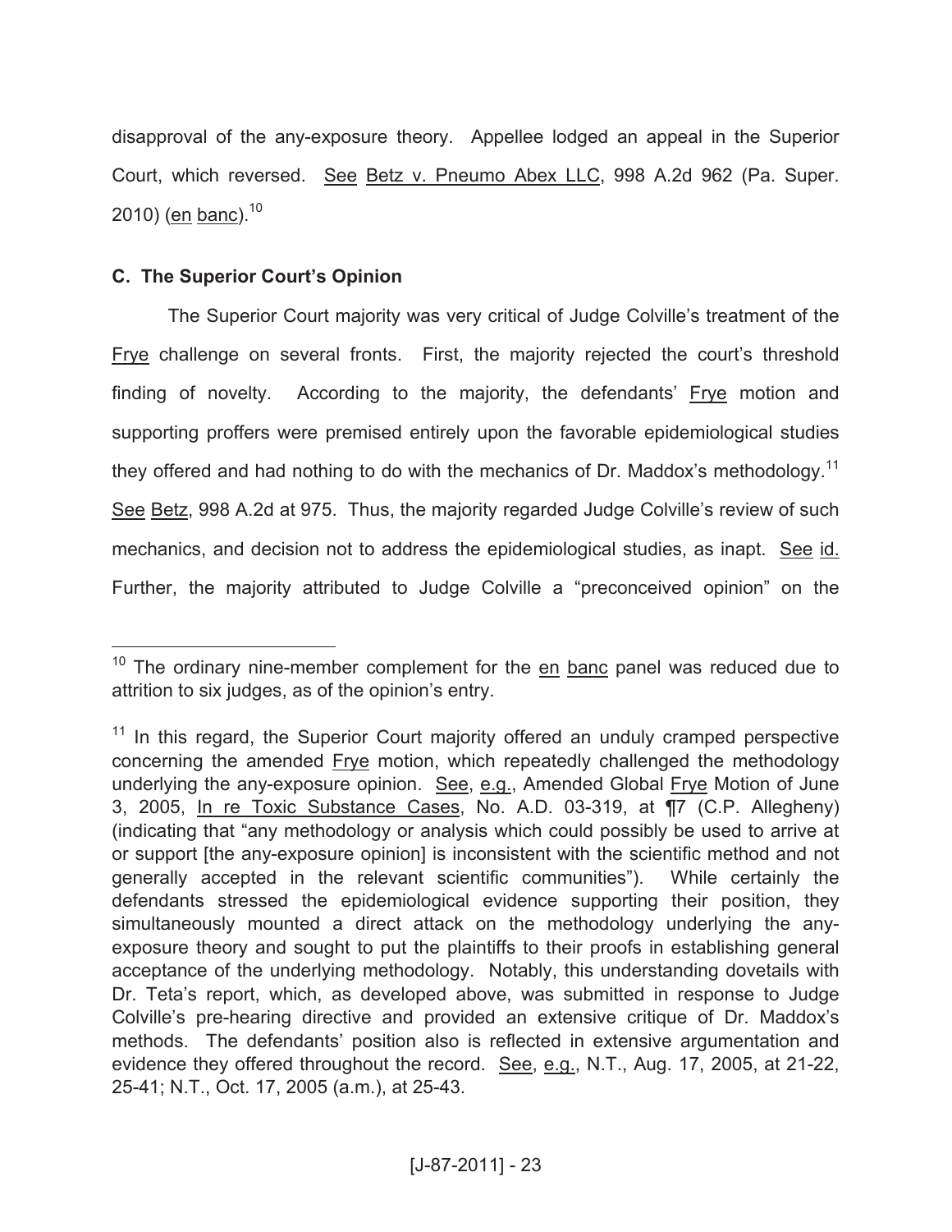disapproval of the any-exposure theory. Appellee lodged an appeal in the Superior Court, which reversed. See Betz v. Pneumo Abex LLC, 998 A.2d 962 (Pa. Super. 2010) (en banc).[10]

### C. The Superior Court's Opinion

The Superior Court majority was very critical of Judge Colville's treatment of the Frye challenge on several fronts. First, the majority rejected the court's threshold finding of novelty. According to the majority, the defendants' Frye motion and supporting proffers were premised entirely upon the favorable epidemiological studies they offered and had nothing to do with the mechanics of Dr. Maddox's methodology.[11] See Betz, 998 A.2d at 975. Thus, the majority regarded Judge Colville's review of such mechanics, and decision not to address the epidemiological studies, as inapt. See id. Further, the majority attributed to Judge Colville a "preconceived opinion" on the

---

[10] The ordinary nine-member complement for the en banc panel was reduced due to attrition to six judges, as of the opinion's entry.

[11] In this regard, the Superior Court majority offered an unduly cramped perspective concerning the amended Frye motion, which repeatedly challenged the methodology underlying the any-exposure opinion. See, e.g., Amended Global Frye Motion of June 3, 2005, In re Toxic Substance Cases, No. A.D. 03-319, at ¶7 (C.P. Allegheny) (indicating that "any methodology or analysis which could possibly be used to arrive at or support [the any-exposure opinion] is inconsistent with the scientific method and not generally accepted in the relevant scientific communities"). While certainly the defendants stressed the epidemiological evidence supporting their position, they simultaneously mounted a direct attack on the methodology underlying the any-exposure theory and sought to put the plaintiffs to their proofs in establishing general acceptance of the underlying methodology. Notably, this understanding dovetails with Dr. Teta's report, which, as developed above, was submitted in response to Judge Colville's pre-hearing directive and provided an extensive critique of Dr. Maddox's methods. The defendants' position also is reflected in extensive argumentation and evidence they offered throughout the record. See, e.g., N.T., Aug. 17, 2005, at 21-22, 25-41; N.T., Oct. 17, 2005 (a.m.), at 25-43.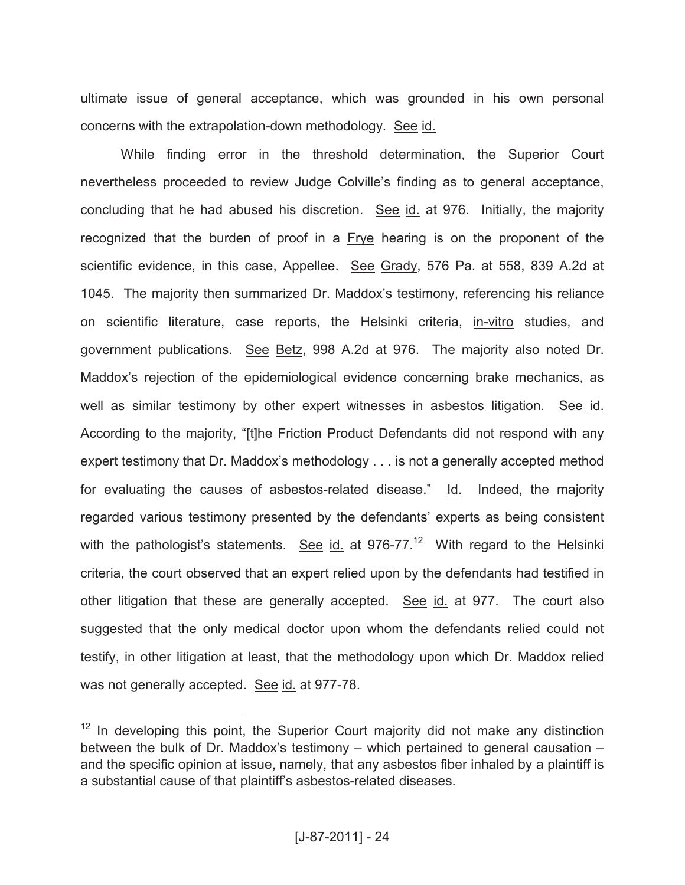ultimate issue of general acceptance, which was grounded in his own personal concerns with the extrapolation-down methodology. See id.

While finding error in the threshold determination, the Superior Court nevertheless proceeded to review Judge Colville's finding as to general acceptance, concluding that he had abused his discretion. See id. at 976. Initially, the majority recognized that the burden of proof in a Frye hearing is on the proponent of the scientific evidence, in this case, Appellee. See Grady, 576 Pa. at 558, 839 A.2d at 1045. The majority then summarized Dr. Maddox's testimony, referencing his reliance on scientific literature, case reports, the Helsinki criteria, in-vitro studies, and government publications. See Betz, 998 A.2d at 976. The majority also noted Dr. Maddox's rejection of the epidemiological evidence concerning brake mechanics, as well as similar testimony by other expert witnesses in asbestos litigation. See id. According to the majority, "[t]he Friction Product Defendants did not respond with any expert testimony that Dr. Maddox's methodology . . . is not a generally accepted method for evaluating the causes of asbestos-related disease." Id. Indeed, the majority regarded various testimony presented by the defendants' experts as being consistent with the pathologist's statements. See id. at 976-77.[12] With regard to the Helsinki criteria, the court observed that an expert relied upon by the defendants had testified in other litigation that these are generally accepted. See id. at 977. The court also suggested that the only medical doctor upon whom the defendants relied could not testify, in other litigation at least, that the methodology upon which Dr. Maddox relied was not generally accepted. See id. at 977-78.

---

[12] In developing this point, the Superior Court majority did not make any distinction between the bulk of Dr. Maddox's testimony – which pertained to general causation – and the specific opinion at issue, namely, that any asbestos fiber inhaled by a plaintiff is a substantial cause of that plaintiff's asbestos-related diseases.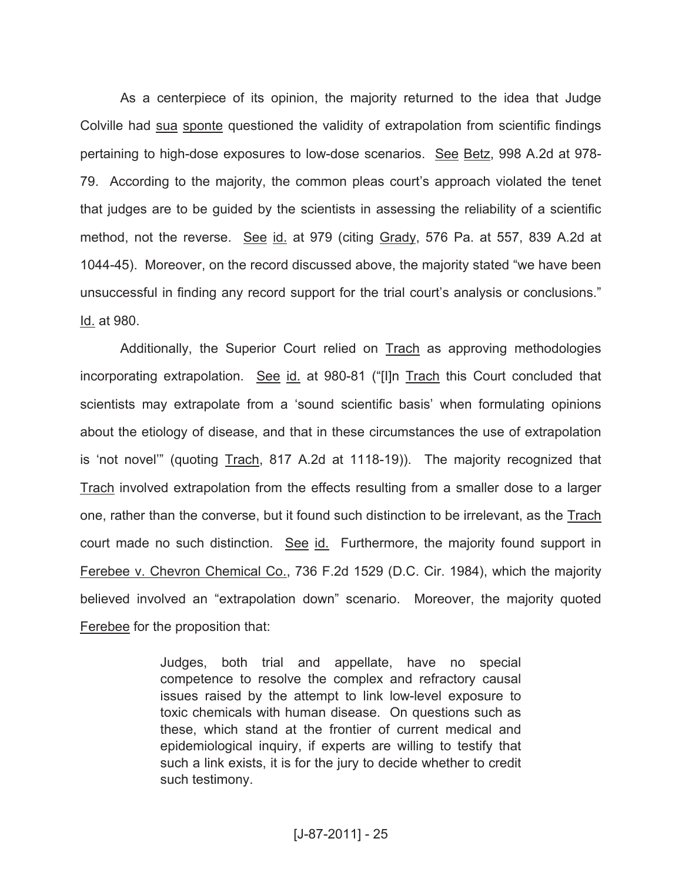As a centerpiece of its opinion, the majority returned to the idea that Judge Colville had sua sponte questioned the validity of extrapolation from scientific findings pertaining to high-dose exposures to low-dose scenarios. See Betz, 998 A.2d at 978-79. According to the majority, the common pleas court's approach violated the tenet that judges are to be guided by the scientists in assessing the reliability of a scientific method, not the reverse. See id. at 979 (citing Grady, 576 Pa. at 557, 839 A.2d at 1044-45). Moreover, on the record discussed above, the majority stated "we have been unsuccessful in finding any record support for the trial court's analysis or conclusions." Id. at 980.

Additionally, the Superior Court relied on Trach as approving methodologies incorporating extrapolation. See id. at 980-81 ("[I]n Trach this Court concluded that scientists may extrapolate from a 'sound scientific basis' when formulating opinions about the etiology of disease, and that in these circumstances the use of extrapolation is 'not novel'" (quoting Trach, 817 A.2d at 1118-19)). The majority recognized that Trach involved extrapolation from the effects resulting from a smaller dose to a larger one, rather than the converse, but it found such distinction to be irrelevant, as the Trach court made no such distinction. See id. Furthermore, the majority found support in Ferebee v. Chevron Chemical Co., 736 F.2d 1529 (D.C. Cir. 1984), which the majority believed involved an "extrapolation down" scenario. Moreover, the majority quoted Ferebee for the proposition that:

> Judges, both trial and appellate, have no special competence to resolve the complex and refractory causal issues raised by the attempt to link low-level exposure to toxic chemicals with human disease. On questions such as these, which stand at the frontier of current medical and epidemiological inquiry, if experts are willing to testify that such a link exists, it is for the jury to decide whether to credit such testimony.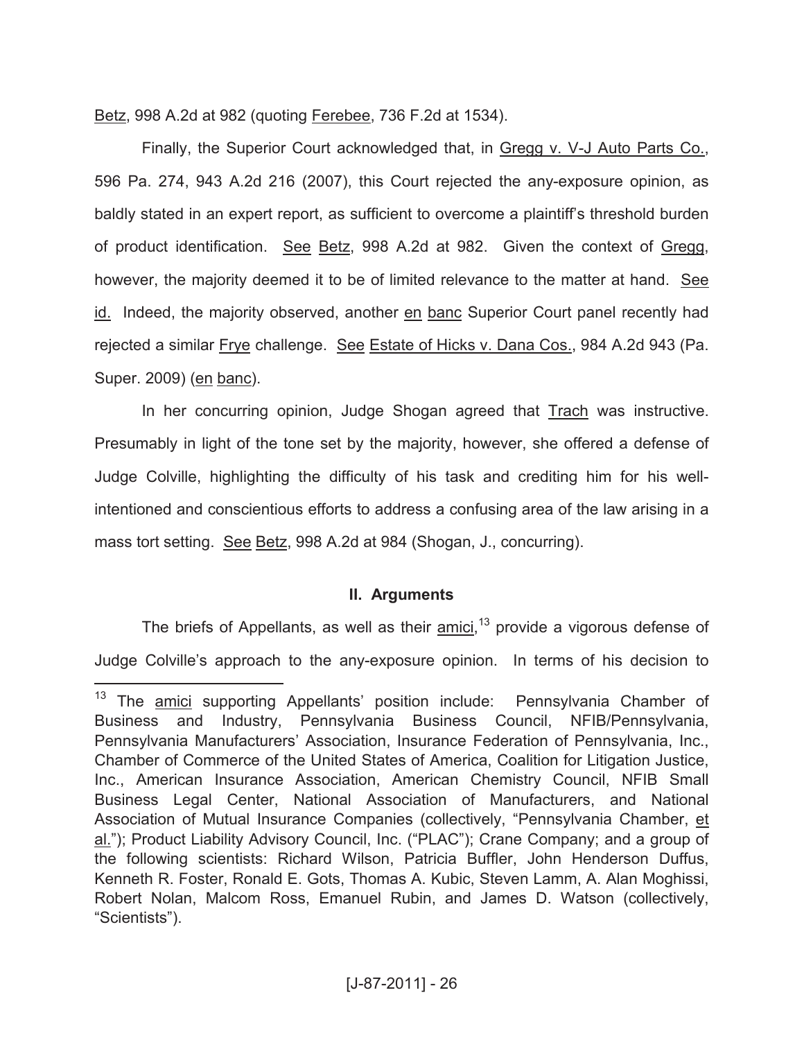Betz, 998 A.2d at 982 (quoting Ferebee, 736 F.2d at 1534).

Finally, the Superior Court acknowledged that, in Gregg v. V-J Auto Parts Co., 596 Pa. 274, 943 A.2d 216 (2007), this Court rejected the any-exposure opinion, as baldly stated in an expert report, as sufficient to overcome a plaintiff's threshold burden of product identification. See Betz, 998 A.2d at 982. Given the context of Gregg, however, the majority deemed it to be of limited relevance to the matter at hand. See id. Indeed, the majority observed, another en banc Superior Court panel recently had rejected a similar Frye challenge. See Estate of Hicks v. Dana Cos., 984 A.2d 943 (Pa. Super. 2009) (en banc).

In her concurring opinion, Judge Shogan agreed that Trach was instructive. Presumably in light of the tone set by the majority, however, she offered a defense of Judge Colville, highlighting the difficulty of his task and crediting him for his well-intentioned and conscientious efforts to address a confusing area of the law arising in a mass tort setting. See Betz, 998 A.2d at 984 (Shogan, J., concurring).

## II. Arguments

The briefs of Appellants, as well as their amici,[13] provide a vigorous defense of Judge Colville's approach to the any-exposure opinion. In terms of his decision to

[13] The amici supporting Appellants' position include: Pennsylvania Chamber of Business and Industry, Pennsylvania Business Council, NFIB/Pennsylvania, Pennsylvania Manufacturers' Association, Insurance Federation of Pennsylvania, Inc., Chamber of Commerce of the United States of America, Coalition for Litigation Justice, Inc., American Insurance Association, American Chemistry Council, NFIB Small Business Legal Center, National Association of Manufacturers, and National Association of Mutual Insurance Companies (collectively, "Pennsylvania Chamber, et al."); Product Liability Advisory Council, Inc. ("PLAC"); Crane Company; and a group of the following scientists: Richard Wilson, Patricia Buffler, John Henderson Duffus, Kenneth R. Foster, Ronald E. Gots, Thomas A. Kubic, Steven Lamm, A. Alan Moghissi, Robert Nolan, Malcom Ross, Emanuel Rubin, and James D. Watson (collectively, "Scientists").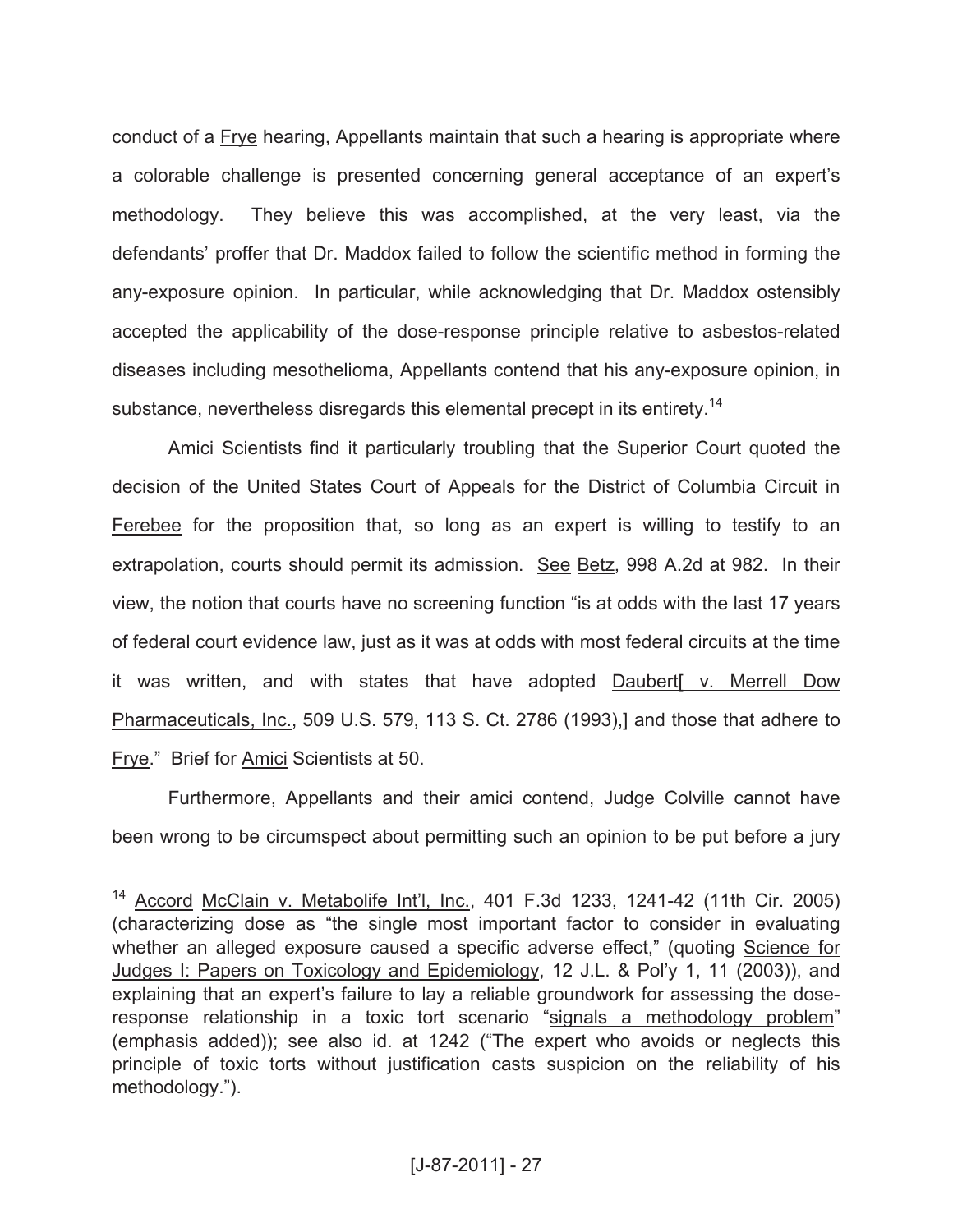conduct of a Frye hearing, Appellants maintain that such a hearing is appropriate where a colorable challenge is presented concerning general acceptance of an expert's methodology. They believe this was accomplished, at the very least, via the defendants' proffer that Dr. Maddox failed to follow the scientific method in forming the any-exposure opinion. In particular, while acknowledging that Dr. Maddox ostensibly accepted the applicability of the dose-response principle relative to asbestos-related diseases including mesothelioma, Appellants contend that his any-exposure opinion, in substance, nevertheless disregards this elemental precept in its entirety.[14]

Amici Scientists find it particularly troubling that the Superior Court quoted the decision of the United States Court of Appeals for the District of Columbia Circuit in Ferebee for the proposition that, so long as an expert is willing to testify to an extrapolation, courts should permit its admission. See Betz, 998 A.2d at 982. In their view, the notion that courts have no screening function "is at odds with the last 17 years of federal court evidence law, just as it was at odds with most federal circuits at the time it was written, and with states that have adopted Daubert[ v. Merrell Dow Pharmaceuticals, Inc., 509 U.S. 579, 113 S. Ct. 2786 (1993),] and those that adhere to Frye." Brief for Amici Scientists at 50.

Furthermore, Appellants and their amici contend, Judge Colville cannot have been wrong to be circumspect about permitting such an opinion to be put before a jury

---

[14] Accord McClain v. Metabolife Int'l, Inc., 401 F.3d 1233, 1241-42 (11th Cir. 2005) (characterizing dose as "the single most important factor to consider in evaluating whether an alleged exposure caused a specific adverse effect," (quoting Science for Judges I: Papers on Toxicology and Epidemiology, 12 J.L. & Pol'y 1, 11 (2003)), and explaining that an expert's failure to lay a reliable groundwork for assessing the dose-response relationship in a toxic tort scenario "signals a methodology problem" (emphasis added)); see also id. at 1242 ("The expert who avoids or neglects this principle of toxic torts without justification casts suspicion on the reliability of his methodology.").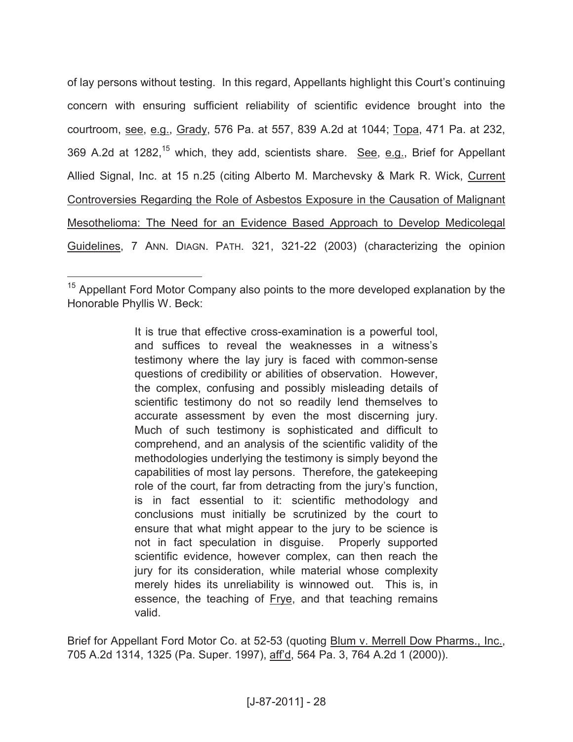of lay persons without testing. In this regard, Appellants highlight this Court's continuing concern with ensuring sufficient reliability of scientific evidence brought into the courtroom, see, e.g., Grady, 576 Pa. at 557, 839 A.2d at 1044; Topa, 471 Pa. at 232, 369 A.2d at 1282,[15] which, they add, scientists share. See, e.g., Brief for Appellant Allied Signal, Inc. at 15 n.25 (citing Alberto M. Marchevsky & Mark R. Wick, Current Controversies Regarding the Role of Asbestos Exposure in the Causation of Malignant Mesothelioma: The Need for an Evidence Based Approach to Develop Medicolegal Guidelines, 7 ANN. DIAGN. PATH. 321, 321-22 (2003) (characterizing the opinion

---

[15] Appellant Ford Motor Company also points to the more developed explanation by the Honorable Phyllis W. Beck:

> It is true that effective cross-examination is a powerful tool, and suffices to reveal the weaknesses in a witness's testimony where the lay jury is faced with common-sense questions of credibility or abilities of observation. However, the complex, confusing and possibly misleading details of scientific testimony do not so readily lend themselves to accurate assessment by even the most discerning jury. Much of such testimony is sophisticated and difficult to comprehend, and an analysis of the scientific validity of the methodologies underlying the testimony is simply beyond the capabilities of most lay persons. Therefore, the gatekeeping role of the court, far from detracting from the jury's function, is in fact essential to it: scientific methodology and conclusions must initially be scrutinized by the court to ensure that what might appear to the jury to be science is not in fact speculation in disguise. Properly supported scientific evidence, however complex, can then reach the jury for its consideration, while material whose complexity merely hides its unreliability is winnowed out. This is, in essence, the teaching of Frye, and that teaching remains valid.

Brief for Appellant Ford Motor Co. at 52-53 (quoting Blum v. Merrell Dow Pharms., Inc., 705 A.2d 1314, 1325 (Pa. Super. 1997), aff'd, 564 Pa. 3, 764 A.2d 1 (2000)).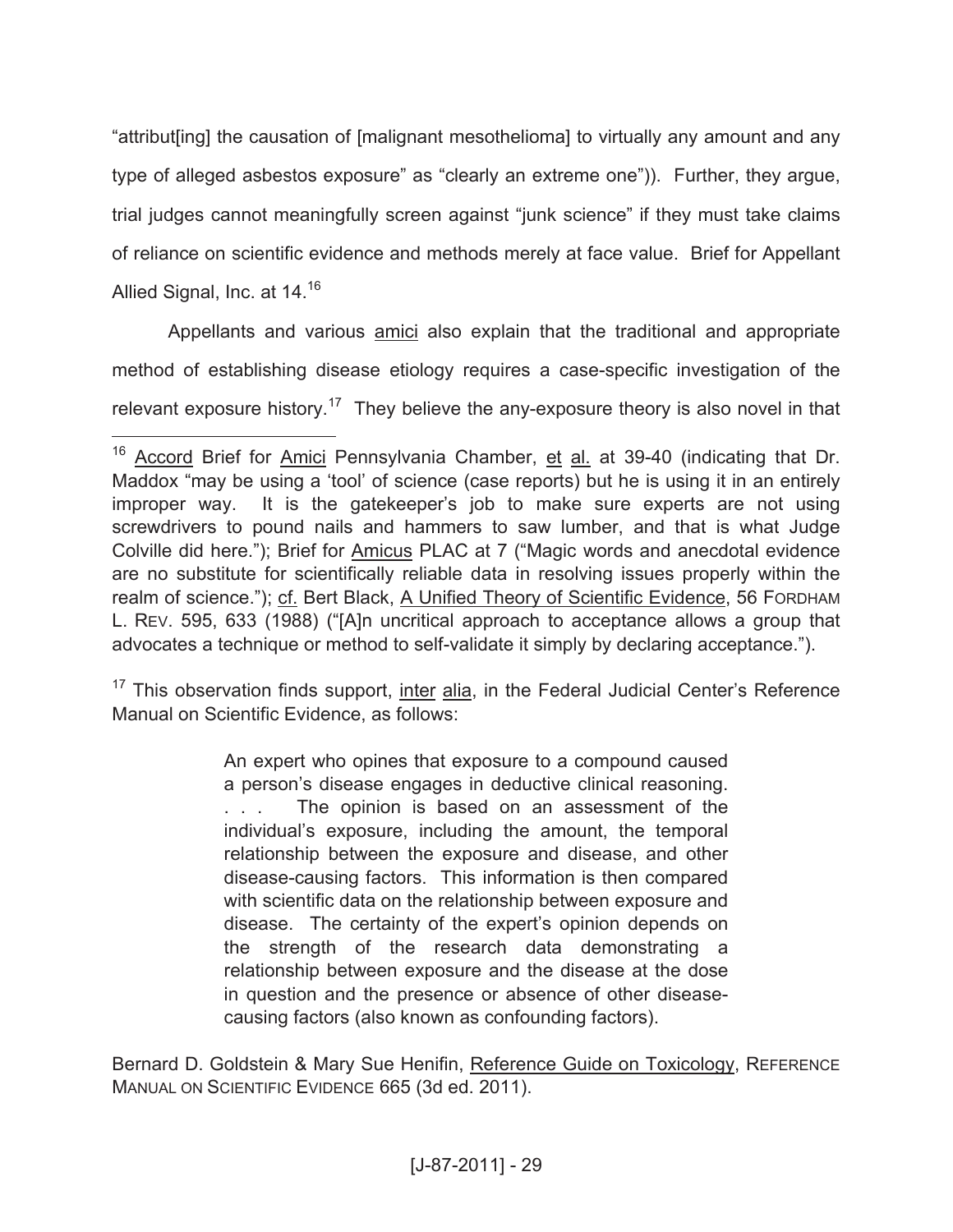"attribut[ing] the causation of [malignant mesothelioma] to virtually any amount and any type of alleged asbestos exposure" as "clearly an extreme one")). Further, they argue, trial judges cannot meaningfully screen against "junk science" if they must take claims of reliance on scientific evidence and methods merely at face value. Brief for Appellant Allied Signal, Inc. at 14.[16]

Appellants and various amici also explain that the traditional and appropriate method of establishing disease etiology requires a case-specific investigation of the relevant exposure history.[17] They believe the any-exposure theory is also novel in that

---

[16] Accord Brief for Amici Pennsylvania Chamber, et al. at 39-40 (indicating that Dr. Maddox "may be using a 'tool' of science (case reports) but he is using it in an entirely improper way. It is the gatekeeper's job to make sure experts are not using screwdrivers to pound nails and hammers to saw lumber, and that is what Judge Colville did here."); Brief for Amicus PLAC at 7 ("Magic words and anecdotal evidence are no substitute for scientifically reliable data in resolving issues properly within the realm of science."); cf. Bert Black, A Unified Theory of Scientific Evidence, 56 FORDHAM L. REV. 595, 633 (1988) ("[A]n uncritical approach to acceptance allows a group that advocates a technique or method to self-validate it simply by declaring acceptance.").

[17] This observation finds support, inter alia, in the Federal Judicial Center's Reference Manual on Scientific Evidence, as follows:

> An expert who opines that exposure to a compound caused a person's disease engages in deductive clinical reasoning. . . . The opinion is based on an assessment of the individual's exposure, including the amount, the temporal relationship between the exposure and disease, and other disease-causing factors. This information is then compared with scientific data on the relationship between exposure and disease. The certainty of the expert's opinion depends on the strength of the research data demonstrating a relationship between exposure and the disease at the dose in question and the presence or absence of other disease-causing factors (also known as confounding factors).

Bernard D. Goldstein & Mary Sue Henifin, Reference Guide on Toxicology, REFERENCE MANUAL ON SCIENTIFIC EVIDENCE 665 (3d ed. 2011).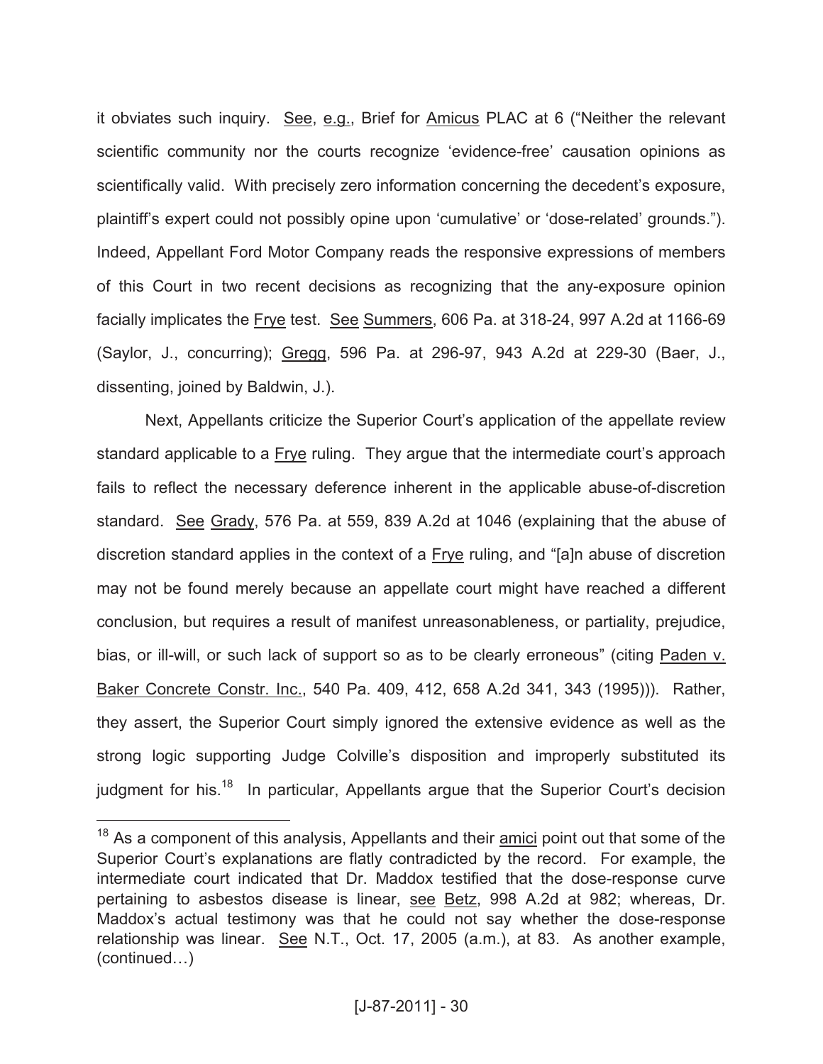it obviates such inquiry. See, e.g., Brief for Amicus PLAC at 6 ("Neither the relevant scientific community nor the courts recognize 'evidence-free' causation opinions as scientifically valid. With precisely zero information concerning the decedent's exposure, plaintiff's expert could not possibly opine upon 'cumulative' or 'dose-related' grounds."). Indeed, Appellant Ford Motor Company reads the responsive expressions of members of this Court in two recent decisions as recognizing that the any-exposure opinion facially implicates the Frye test. See Summers, 606 Pa. at 318-24, 997 A.2d at 1166-69 (Saylor, J., concurring); Gregg, 596 Pa. at 296-97, 943 A.2d at 229-30 (Baer, J., dissenting, joined by Baldwin, J.).

Next, Appellants criticize the Superior Court's application of the appellate review standard applicable to a Frye ruling. They argue that the intermediate court's approach fails to reflect the necessary deference inherent in the applicable abuse-of-discretion standard. See Grady, 576 Pa. at 559, 839 A.2d at 1046 (explaining that the abuse of discretion standard applies in the context of a Frye ruling, and "[a]n abuse of discretion may not be found merely because an appellate court might have reached a different conclusion, but requires a result of manifest unreasonableness, or partiality, prejudice, bias, or ill-will, or such lack of support so as to be clearly erroneous" (citing Paden v. Baker Concrete Constr. Inc., 540 Pa. 409, 412, 658 A.2d 341, 343 (1995))). Rather, they assert, the Superior Court simply ignored the extensive evidence as well as the strong logic supporting Judge Colville's disposition and improperly substituted its judgment for his.[18] In particular, Appellants argue that the Superior Court's decision

---

[18] As a component of this analysis, Appellants and their amici point out that some of the Superior Court's explanations are flatly contradicted by the record. For example, the intermediate court indicated that Dr. Maddox testified that the dose-response curve pertaining to asbestos disease is linear, see Betz, 998 A.2d at 982; whereas, Dr. Maddox's actual testimony was that he could not say whether the dose-response relationship was linear. See N.T., Oct. 17, 2005 (a.m.), at 83. As another example, (continued…)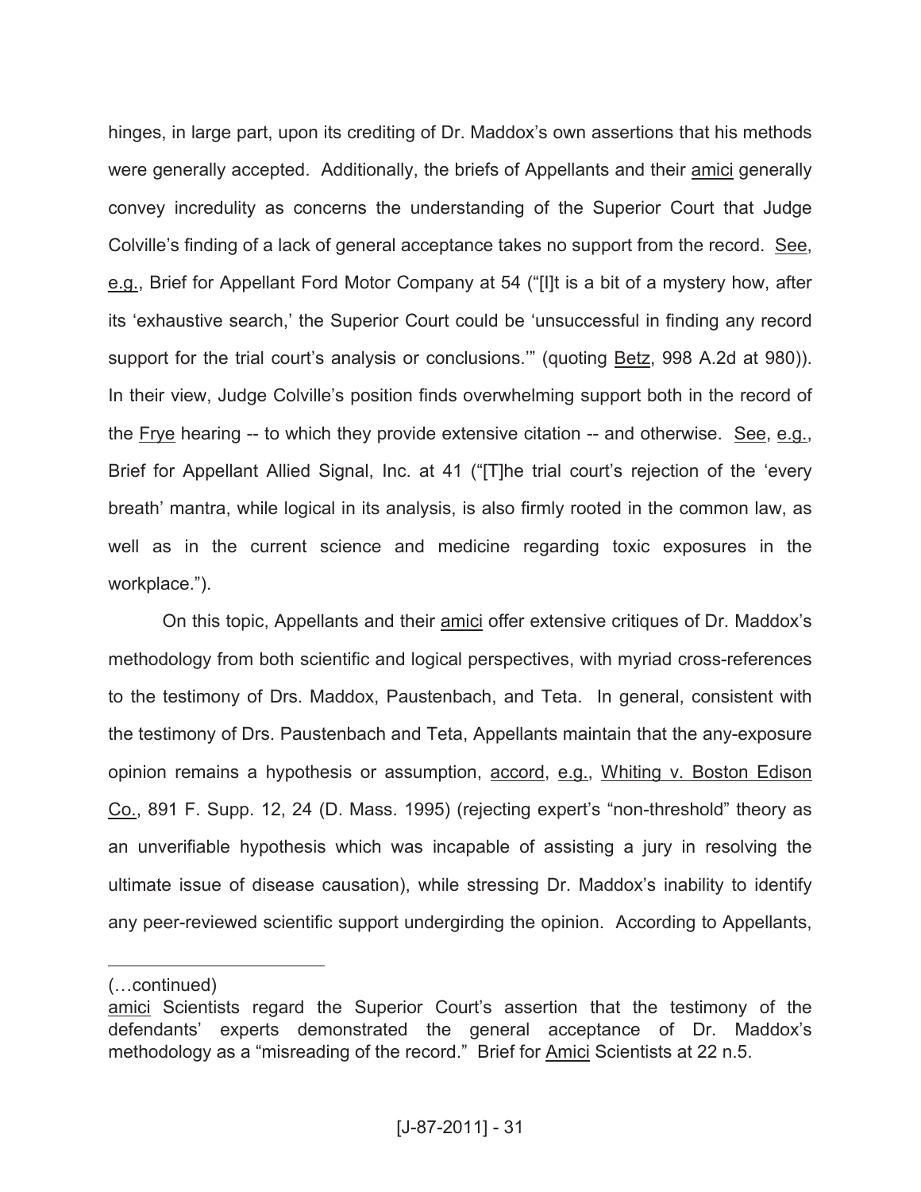hinges, in large part, upon its crediting of Dr. Maddox's own assertions that his methods were generally accepted. Additionally, the briefs of Appellants and their amici generally convey incredulity as concerns the understanding of the Superior Court that Judge Colville's finding of a lack of general acceptance takes no support from the record. See, e.g., Brief for Appellant Ford Motor Company at 54 ("[I]t is a bit of a mystery how, after its 'exhaustive search,' the Superior Court could be 'unsuccessful in finding any record support for the trial court's analysis or conclusions.'" (quoting Betz, 998 A.2d at 980)). In their view, Judge Colville's position finds overwhelming support both in the record of the Frye hearing -- to which they provide extensive citation -- and otherwise. See, e.g., Brief for Appellant Allied Signal, Inc. at 41 ("[T]he trial court's rejection of the 'every breath' mantra, while logical in its analysis, is also firmly rooted in the common law, as well as in the current science and medicine regarding toxic exposures in the workplace.").

On this topic, Appellants and their amici offer extensive critiques of Dr. Maddox's methodology from both scientific and logical perspectives, with myriad cross-references to the testimony of Drs. Maddox, Paustenbach, and Teta. In general, consistent with the testimony of Drs. Paustenbach and Teta, Appellants maintain that the any-exposure opinion remains a hypothesis or assumption, accord, e.g., Whiting v. Boston Edison Co., 891 F. Supp. 12, 24 (D. Mass. 1995) (rejecting expert's "non-threshold" theory as an unverifiable hypothesis which was incapable of assisting a jury in resolving the ultimate issue of disease causation), while stressing Dr. Maddox's inability to identify any peer-reviewed scientific support undergirding the opinion. According to Appellants,

---

(…continued)
amici Scientists regard the Superior Court's assertion that the testimony of the defendants' experts demonstrated the general acceptance of Dr. Maddox's methodology as a "misreading of the record." Brief for Amici Scientists at 22 n.5.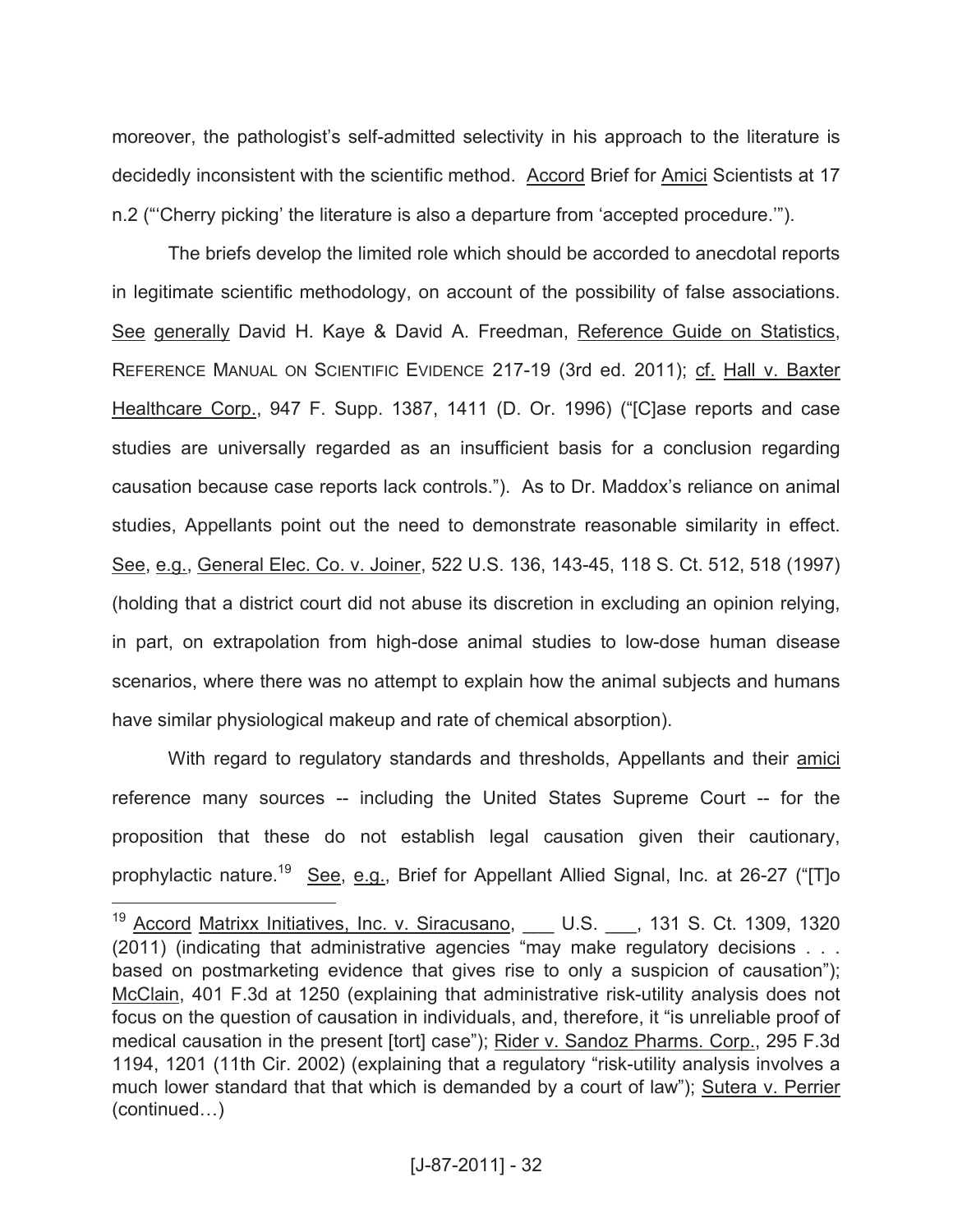moreover, the pathologist's self-admitted selectivity in his approach to the literature is decidedly inconsistent with the scientific method. Accord Brief for Amici Scientists at 17 n.2 ("'Cherry picking' the literature is also a departure from 'accepted procedure.'").

The briefs develop the limited role which should be accorded to anecdotal reports in legitimate scientific methodology, on account of the possibility of false associations. See generally David H. Kaye & David A. Freedman, Reference Guide on Statistics, REFERENCE MANUAL ON SCIENTIFIC EVIDENCE 217-19 (3rd ed. 2011); cf. Hall v. Baxter Healthcare Corp., 947 F. Supp. 1387, 1411 (D. Or. 1996) ("[C]ase reports and case studies are universally regarded as an insufficient basis for a conclusion regarding causation because case reports lack controls."). As to Dr. Maddox's reliance on animal studies, Appellants point out the need to demonstrate reasonable similarity in effect. See, e.g., General Elec. Co. v. Joiner, 522 U.S. 136, 143-45, 118 S. Ct. 512, 518 (1997) (holding that a district court did not abuse its discretion in excluding an opinion relying, in part, on extrapolation from high-dose animal studies to low-dose human disease scenarios, where there was no attempt to explain how the animal subjects and humans have similar physiological makeup and rate of chemical absorption).

With regard to regulatory standards and thresholds, Appellants and their amici reference many sources -- including the United States Supreme Court -- for the proposition that these do not establish legal causation given their cautionary, prophylactic nature.[19] See, e.g., Brief for Appellant Allied Signal, Inc. at 26-27 ("[T]o

---

[19] Accord Matrixx Initiatives, Inc. v. Siracusano, ___ U.S. ___, 131 S. Ct. 1309, 1320 (2011) (indicating that administrative agencies "may make regulatory decisions . . . based on postmarketing evidence that gives rise to only a suspicion of causation"); McClain, 401 F.3d at 1250 (explaining that administrative risk-utility analysis does not focus on the question of causation in individuals, and, therefore, it "is unreliable proof of medical causation in the present [tort] case"); Rider v. Sandoz Pharms. Corp., 295 F.3d 1194, 1201 (11th Cir. 2002) (explaining that a regulatory "risk-utility analysis involves a much lower standard that that which is demanded by a court of law"); Sutera v. Perrier (continued…)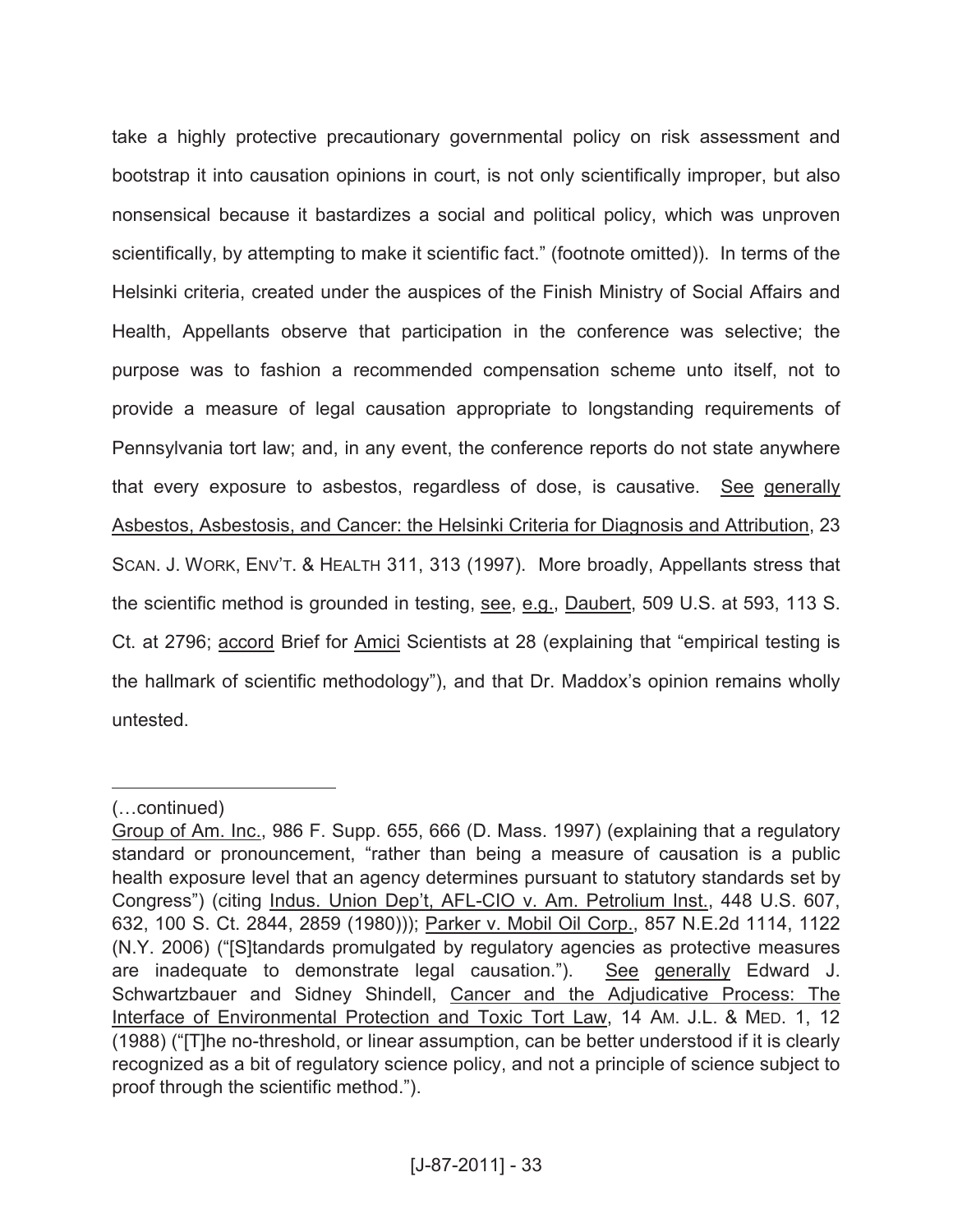take a highly protective precautionary governmental policy on risk assessment and bootstrap it into causation opinions in court, is not only scientifically improper, but also nonsensical because it bastardizes a social and political policy, which was unproven scientifically, by attempting to make it scientific fact." (footnote omitted)). In terms of the Helsinki criteria, created under the auspices of the Finish Ministry of Social Affairs and Health, Appellants observe that participation in the conference was selective; the purpose was to fashion a recommended compensation scheme unto itself, not to provide a measure of legal causation appropriate to longstanding requirements of Pennsylvania tort law; and, in any event, the conference reports do not state anywhere that every exposure to asbestos, regardless of dose, is causative. See generally Asbestos, Asbestosis, and Cancer: the Helsinki Criteria for Diagnosis and Attribution, 23 SCAN. J. WORK, ENV'T. & HEALTH 311, 313 (1997). More broadly, Appellants stress that the scientific method is grounded in testing, see, e.g., Daubert, 509 U.S. at 593, 113 S. Ct. at 2796; accord Brief for Amici Scientists at 28 (explaining that "empirical testing is the hallmark of scientific methodology"), and that Dr. Maddox's opinion remains wholly untested.

---

(…continued)

Group of Am. Inc., 986 F. Supp. 655, 666 (D. Mass. 1997) (explaining that a regulatory standard or pronouncement, "rather than being a measure of causation is a public health exposure level that an agency determines pursuant to statutory standards set by Congress") (citing Indus. Union Dep't, AFL-CIO v. Am. Petrolium Inst., 448 U.S. 607, 632, 100 S. Ct. 2844, 2859 (1980))); Parker v. Mobil Oil Corp., 857 N.E.2d 1114, 1122 (N.Y. 2006) ("[S]tandards promulgated by regulatory agencies as protective measures are inadequate to demonstrate legal causation."). See generally Edward J. Schwartzbauer and Sidney Shindell, Cancer and the Adjudicative Process: The Interface of Environmental Protection and Toxic Tort Law, 14 AM. J.L. & MED. 1, 12 (1988) ("[T]he no-threshold, or linear assumption, can be better understood if it is clearly recognized as a bit of regulatory science policy, and not a principle of science subject to proof through the scientific method.").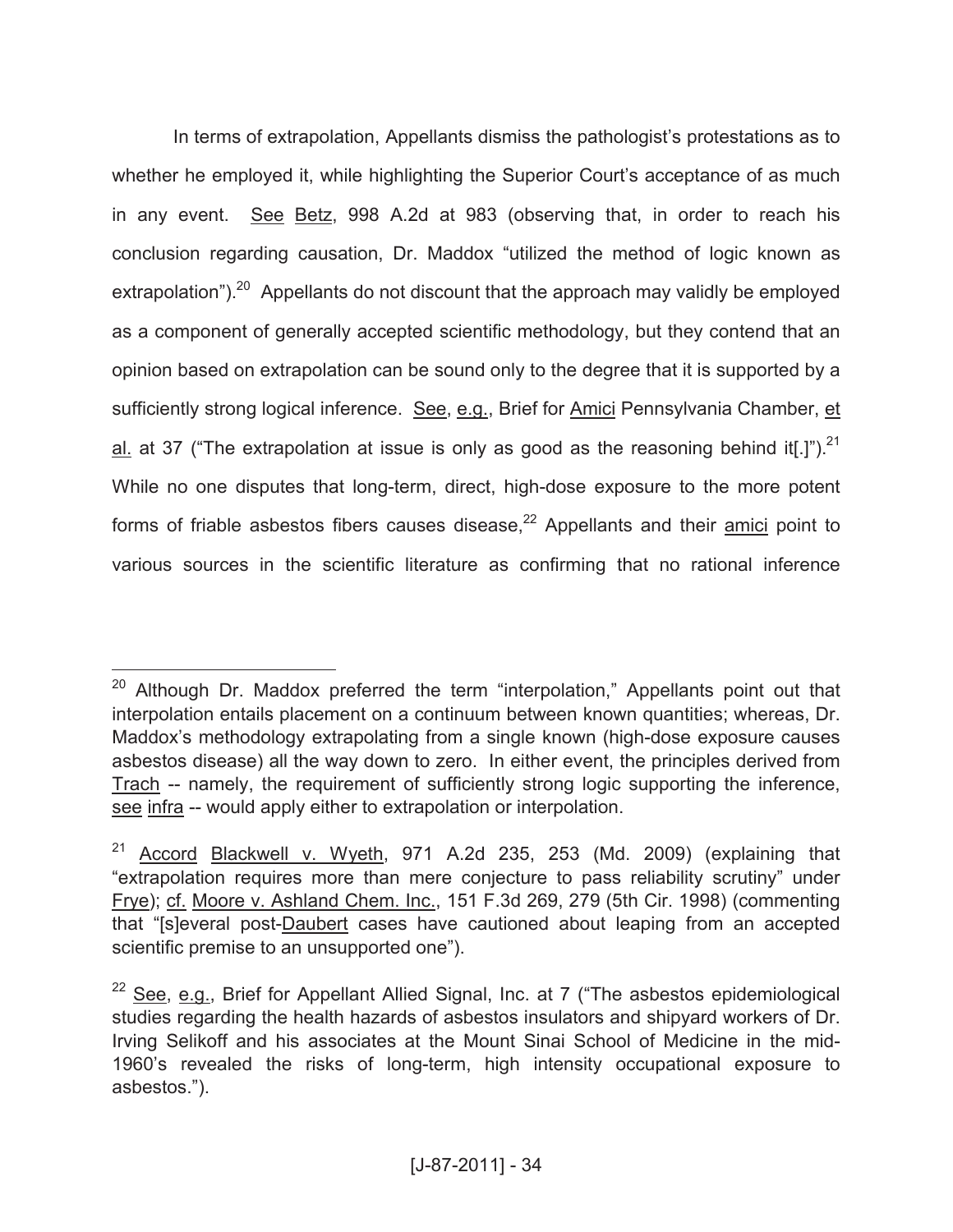In terms of extrapolation, Appellants dismiss the pathologist's protestations as to whether he employed it, while highlighting the Superior Court's acceptance of as much in any event. See Betz, 998 A.2d at 983 (observing that, in order to reach his conclusion regarding causation, Dr. Maddox "utilized the method of logic known as extrapolation").[20] Appellants do not discount that the approach may validly be employed as a component of generally accepted scientific methodology, but they contend that an opinion based on extrapolation can be sound only to the degree that it is supported by a sufficiently strong logical inference. See, e.g., Brief for Amici Pennsylvania Chamber, et al. at 37 ("The extrapolation at issue is only as good as the reasoning behind it[.]").[21] While no one disputes that long-term, direct, high-dose exposure to the more potent forms of friable asbestos fibers causes disease,[22] Appellants and their amici point to various sources in the scientific literature as confirming that no rational inference

---

[20] Although Dr. Maddox preferred the term "interpolation," Appellants point out that interpolation entails placement on a continuum between known quantities; whereas, Dr. Maddox's methodology extrapolating from a single known (high-dose exposure causes asbestos disease) all the way down to zero. In either event, the principles derived from Trach -- namely, the requirement of sufficiently strong logic supporting the inference, see infra -- would apply either to extrapolation or interpolation.

[21] Accord Blackwell v. Wyeth, 971 A.2d 235, 253 (Md. 2009) (explaining that "extrapolation requires more than mere conjecture to pass reliability scrutiny" under Frye); cf. Moore v. Ashland Chem. Inc., 151 F.3d 269, 279 (5th Cir. 1998) (commenting that "[s]everal post-Daubert cases have cautioned about leaping from an accepted scientific premise to an unsupported one").

[22] See, e.g., Brief for Appellant Allied Signal, Inc. at 7 ("The asbestos epidemiological studies regarding the health hazards of asbestos insulators and shipyard workers of Dr. Irving Selikoff and his associates at the Mount Sinai School of Medicine in the mid-1960's revealed the risks of long-term, high intensity occupational exposure to asbestos.").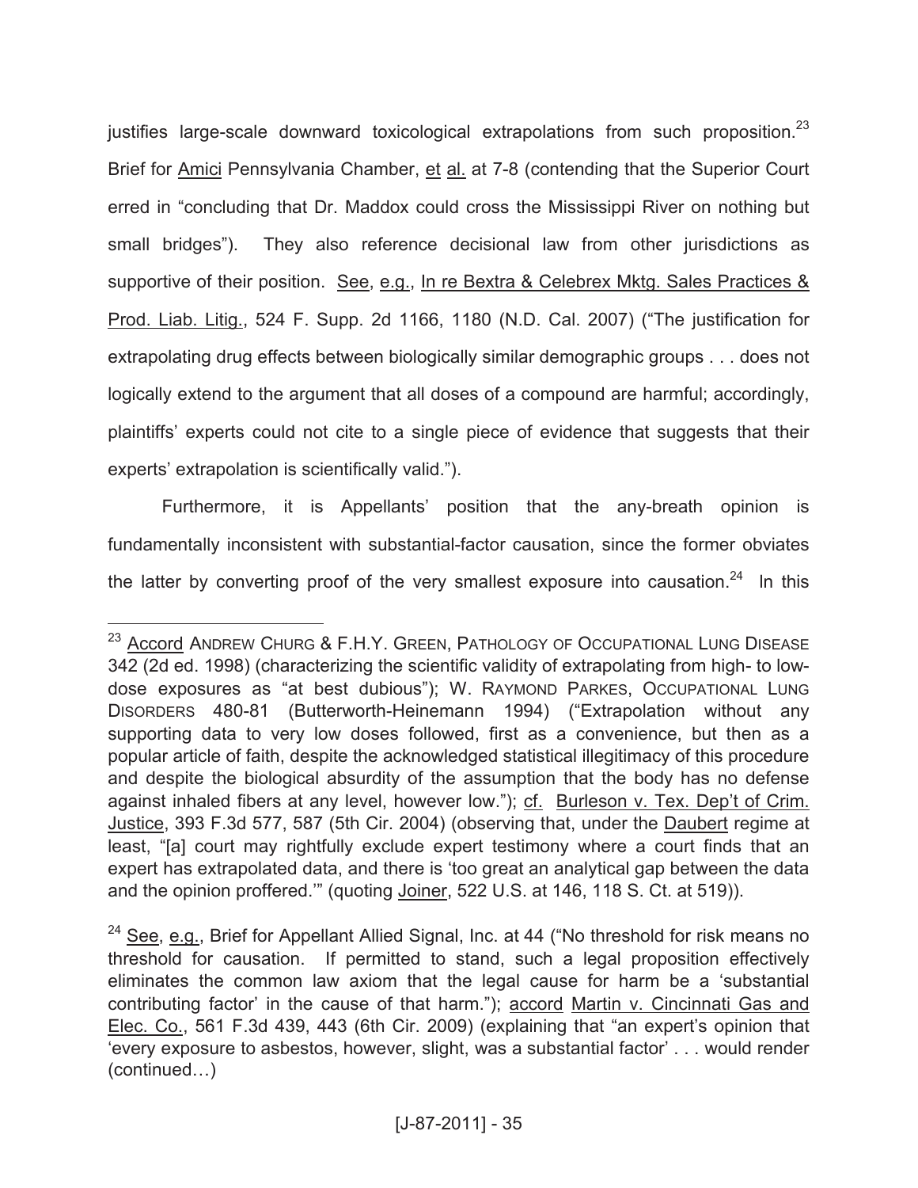justifies large-scale downward toxicological extrapolations from such proposition.[23] Brief for Amici Pennsylvania Chamber, et al. at 7-8 (contending that the Superior Court erred in "concluding that Dr. Maddox could cross the Mississippi River on nothing but small bridges"). They also reference decisional law from other jurisdictions as supportive of their position. See, e.g., In re Bextra & Celebrex Mktg. Sales Practices & Prod. Liab. Litig., 524 F. Supp. 2d 1166, 1180 (N.D. Cal. 2007) ("The justification for extrapolating drug effects between biologically similar demographic groups . . . does not logically extend to the argument that all doses of a compound are harmful; accordingly, plaintiffs' experts could not cite to a single piece of evidence that suggests that their experts' extrapolation is scientifically valid.").

Furthermore, it is Appellants' position that the any-breath opinion is fundamentally inconsistent with substantial-factor causation, since the former obviates the latter by converting proof of the very smallest exposure into causation.[24] In this

---

[23] Accord ANDREW CHURG & F.H.Y. GREEN, PATHOLOGY OF OCCUPATIONAL LUNG DISEASE 342 (2d ed. 1998) (characterizing the scientific validity of extrapolating from high- to low-dose exposures as "at best dubious"); W. RAYMOND PARKES, OCCUPATIONAL LUNG DISORDERS 480-81 (Butterworth-Heinemann 1994) ("Extrapolation without any supporting data to very low doses followed, first as a convenience, but then as a popular article of faith, despite the acknowledged statistical illegitimacy of this procedure and despite the biological absurdity of the assumption that the body has no defense against inhaled fibers at any level, however low."); cf. Burleson v. Tex. Dep't of Crim. Justice, 393 F.3d 577, 587 (5th Cir. 2004) (observing that, under the Daubert regime at least, "[a] court may rightfully exclude expert testimony where a court finds that an expert has extrapolated data, and there is 'too great an analytical gap between the data and the opinion proffered.'" (quoting Joiner, 522 U.S. at 146, 118 S. Ct. at 519)).

[24] See, e.g., Brief for Appellant Allied Signal, Inc. at 44 ("No threshold for risk means no threshold for causation. If permitted to stand, such a legal proposition effectively eliminates the common law axiom that the legal cause for harm be a 'substantial contributing factor' in the cause of that harm."); accord Martin v. Cincinnati Gas and Elec. Co., 561 F.3d 439, 443 (6th Cir. 2009) (explaining that "an expert's opinion that 'every exposure to asbestos, however, slight, was a substantial factor' . . . would render (continued…)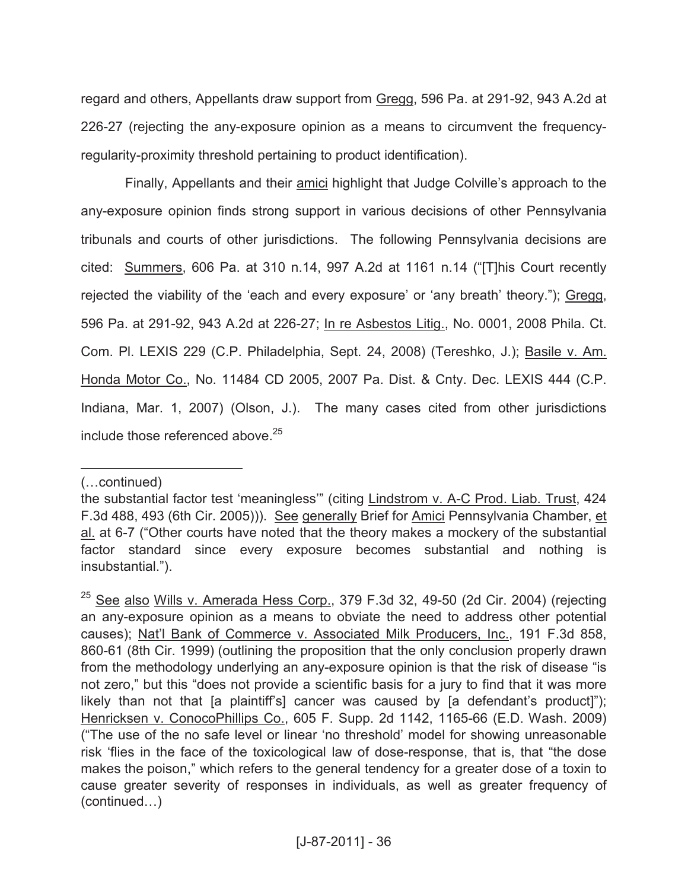regard and others, Appellants draw support from Gregg, 596 Pa. at 291-92, 943 A.2d at 226-27 (rejecting the any-exposure opinion as a means to circumvent the frequency-regularity-proximity threshold pertaining to product identification).

Finally, Appellants and their amici highlight that Judge Colville's approach to the any-exposure opinion finds strong support in various decisions of other Pennsylvania tribunals and courts of other jurisdictions. The following Pennsylvania decisions are cited: Summers, 606 Pa. at 310 n.14, 997 A.2d at 1161 n.14 ("[T]his Court recently rejected the viability of the 'each and every exposure' or 'any breath' theory."); Gregg, 596 Pa. at 291-92, 943 A.2d at 226-27; In re Asbestos Litig., No. 0001, 2008 Phila. Ct. Com. Pl. LEXIS 229 (C.P. Philadelphia, Sept. 24, 2008) (Tereshko, J.); Basile v. Am. Honda Motor Co., No. 11484 CD 2005, 2007 Pa. Dist. & Cnty. Dec. LEXIS 444 (C.P. Indiana, Mar. 1, 2007) (Olson, J.). The many cases cited from other jurisdictions include those referenced above.[25]

---

(…continued)

the substantial factor test 'meaningless'" (citing Lindstrom v. A-C Prod. Liab. Trust, 424 F.3d 488, 493 (6th Cir. 2005))). See generally Brief for Amici Pennsylvania Chamber, et al. at 6-7 ("Other courts have noted that the theory makes a mockery of the substantial factor standard since every exposure becomes substantial and nothing is insubstantial.").

[25] See also Wills v. Amerada Hess Corp., 379 F.3d 32, 49-50 (2d Cir. 2004) (rejecting an any-exposure opinion as a means to obviate the need to address other potential causes); Nat'l Bank of Commerce v. Associated Milk Producers, Inc., 191 F.3d 858, 860-61 (8th Cir. 1999) (outlining the proposition that the only conclusion properly drawn from the methodology underlying an any-exposure opinion is that the risk of disease "is not zero," but this "does not provide a scientific basis for a jury to find that it was more likely than not that [a plaintiff's] cancer was caused by [a defendant's product]"); Henricksen v. ConocoPhillips Co., 605 F. Supp. 2d 1142, 1165-66 (E.D. Wash. 2009) ("The use of the no safe level or linear 'no threshold' model for showing unreasonable risk 'flies in the face of the toxicological law of dose-response, that is, that "the dose makes the poison," which refers to the general tendency for a greater dose of a toxin to cause greater severity of responses in individuals, as well as greater frequency of (continued…)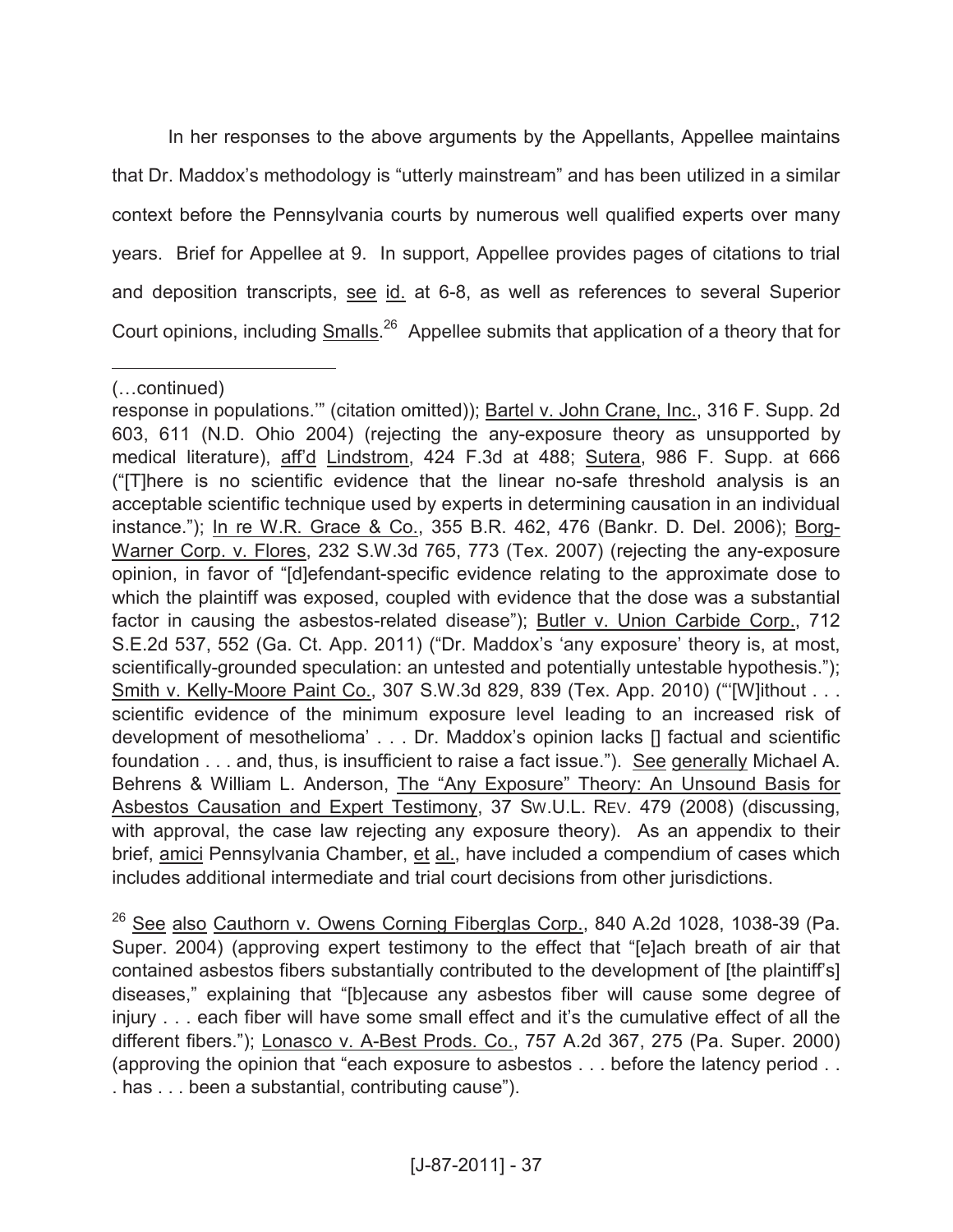In her responses to the above arguments by the Appellants, Appellee maintains that Dr. Maddox's methodology is "utterly mainstream" and has been utilized in a similar context before the Pennsylvania courts by numerous well qualified experts over many years. Brief for Appellee at 9. In support, Appellee provides pages of citations to trial and deposition transcripts, see id. at 6-8, as well as references to several Superior Court opinions, including Smalls.[26] Appellee submits that application of a theory that for

---

(…continued)

response in populations.'" (citation omitted)); Bartel v. John Crane, Inc., 316 F. Supp. 2d 603, 611 (N.D. Ohio 2004) (rejecting the any-exposure theory as unsupported by medical literature), aff'd Lindstrom, 424 F.3d at 488; Sutera, 986 F. Supp. at 666 ("[T]here is no scientific evidence that the linear no-safe threshold analysis is an acceptable scientific technique used by experts in determining causation in an individual instance."); In re W.R. Grace & Co., 355 B.R. 462, 476 (Bankr. D. Del. 2006); Borg-Warner Corp. v. Flores, 232 S.W.3d 765, 773 (Tex. 2007) (rejecting the any-exposure opinion, in favor of "[d]efendant-specific evidence relating to the approximate dose to which the plaintiff was exposed, coupled with evidence that the dose was a substantial factor in causing the asbestos-related disease"); Butler v. Union Carbide Corp., 712 S.E.2d 537, 552 (Ga. Ct. App. 2011) ("Dr. Maddox's 'any exposure' theory is, at most, scientifically-grounded speculation: an untested and potentially untestable hypothesis."); Smith v. Kelly-Moore Paint Co., 307 S.W.3d 829, 839 (Tex. App. 2010) ("'[W]ithout . . . scientific evidence of the minimum exposure level leading to an increased risk of development of mesothelioma' . . . Dr. Maddox's opinion lacks [] factual and scientific foundation . . . and, thus, is insufficient to raise a fact issue."). See generally Michael A. Behrens & William L. Anderson, The "Any Exposure" Theory: An Unsound Basis for Asbestos Causation and Expert Testimony, 37 SW.U.L. REV. 479 (2008) (discussing, with approval, the case law rejecting any exposure theory). As an appendix to their brief, amici Pennsylvania Chamber, et al., have included a compendium of cases which includes additional intermediate and trial court decisions from other jurisdictions.

[26] See also Cauthorn v. Owens Corning Fiberglas Corp., 840 A.2d 1028, 1038-39 (Pa. Super. 2004) (approving expert testimony to the effect that "[e]ach breath of air that contained asbestos fibers substantially contributed to the development of [the plaintiff's] diseases," explaining that "[b]ecause any asbestos fiber will cause some degree of injury . . . each fiber will have some small effect and it's the cumulative effect of all the different fibers."); Lonasco v. A-Best Prods. Co., 757 A.2d 367, 275 (Pa. Super. 2000) (approving the opinion that "each exposure to asbestos . . . before the latency period . . . has . . . been a substantial, contributing cause").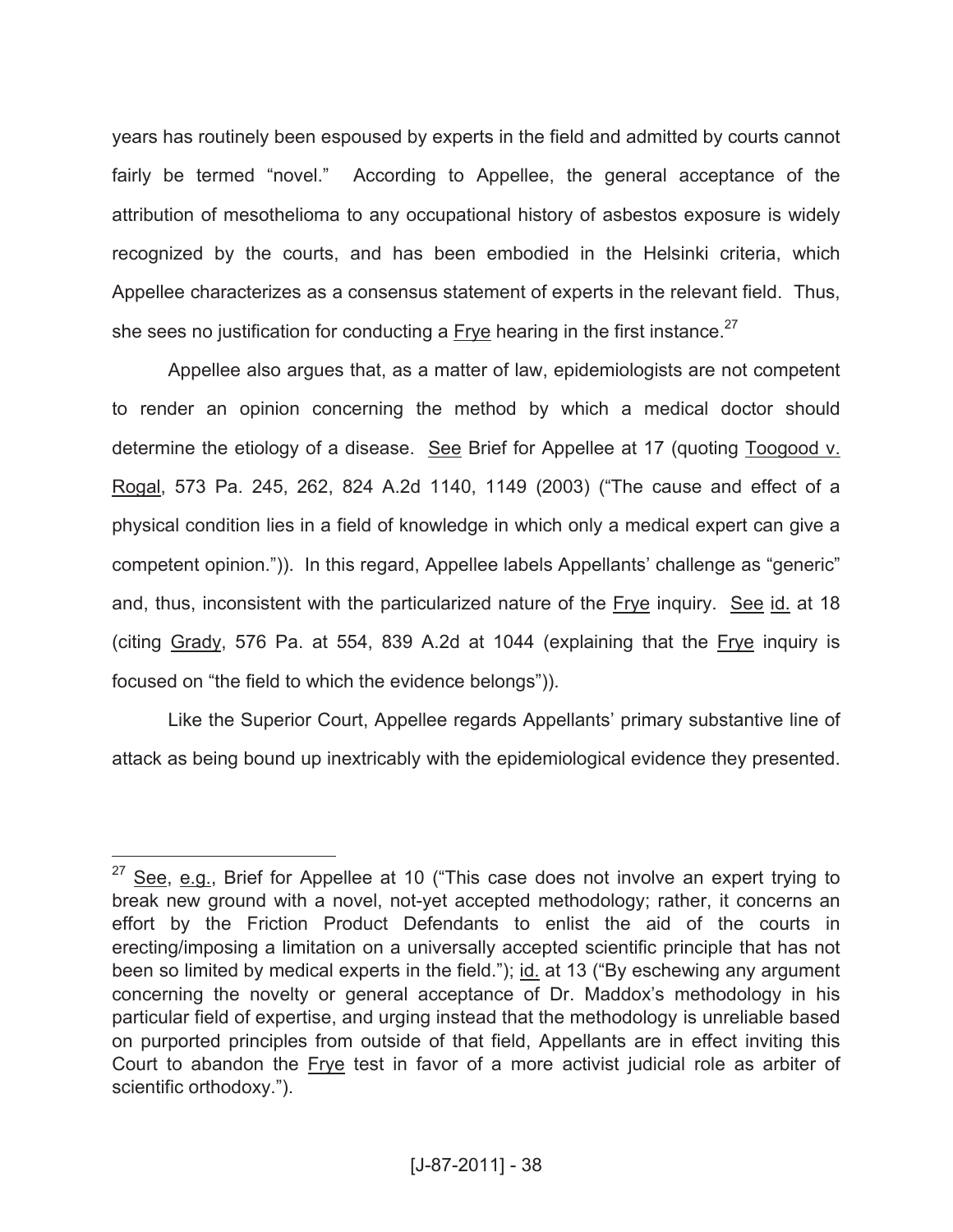years has routinely been espoused by experts in the field and admitted by courts cannot fairly be termed "novel." According to Appellee, the general acceptance of the attribution of mesothelioma to any occupational history of asbestos exposure is widely recognized by the courts, and has been embodied in the Helsinki criteria, which Appellee characterizes as a consensus statement of experts in the relevant field. Thus, she sees no justification for conducting a Frye hearing in the first instance.[27]

Appellee also argues that, as a matter of law, epidemiologists are not competent to render an opinion concerning the method by which a medical doctor should determine the etiology of a disease. See Brief for Appellee at 17 (quoting Toogood v. Rogal, 573 Pa. 245, 262, 824 A.2d 1140, 1149 (2003) ("The cause and effect of a physical condition lies in a field of knowledge in which only a medical expert can give a competent opinion.")). In this regard, Appellee labels Appellants' challenge as "generic" and, thus, inconsistent with the particularized nature of the Frye inquiry. See id. at 18 (citing Grady, 576 Pa. at 554, 839 A.2d at 1044 (explaining that the Frye inquiry is focused on "the field to which the evidence belongs")).

Like the Superior Court, Appellee regards Appellants' primary substantive line of attack as being bound up inextricably with the epidemiological evidence they presented.

---

[27] See, e.g., Brief for Appellee at 10 ("This case does not involve an expert trying to break new ground with a novel, not-yet accepted methodology; rather, it concerns an effort by the Friction Product Defendants to enlist the aid of the courts in erecting/imposing a limitation on a universally accepted scientific principle that has not been so limited by medical experts in the field."); id. at 13 ("By eschewing any argument concerning the novelty or general acceptance of Dr. Maddox's methodology in his particular field of expertise, and urging instead that the methodology is unreliable based on purported principles from outside of that field, Appellants are in effect inviting this Court to abandon the Frye test in favor of a more activist judicial role as arbiter of scientific orthodoxy.").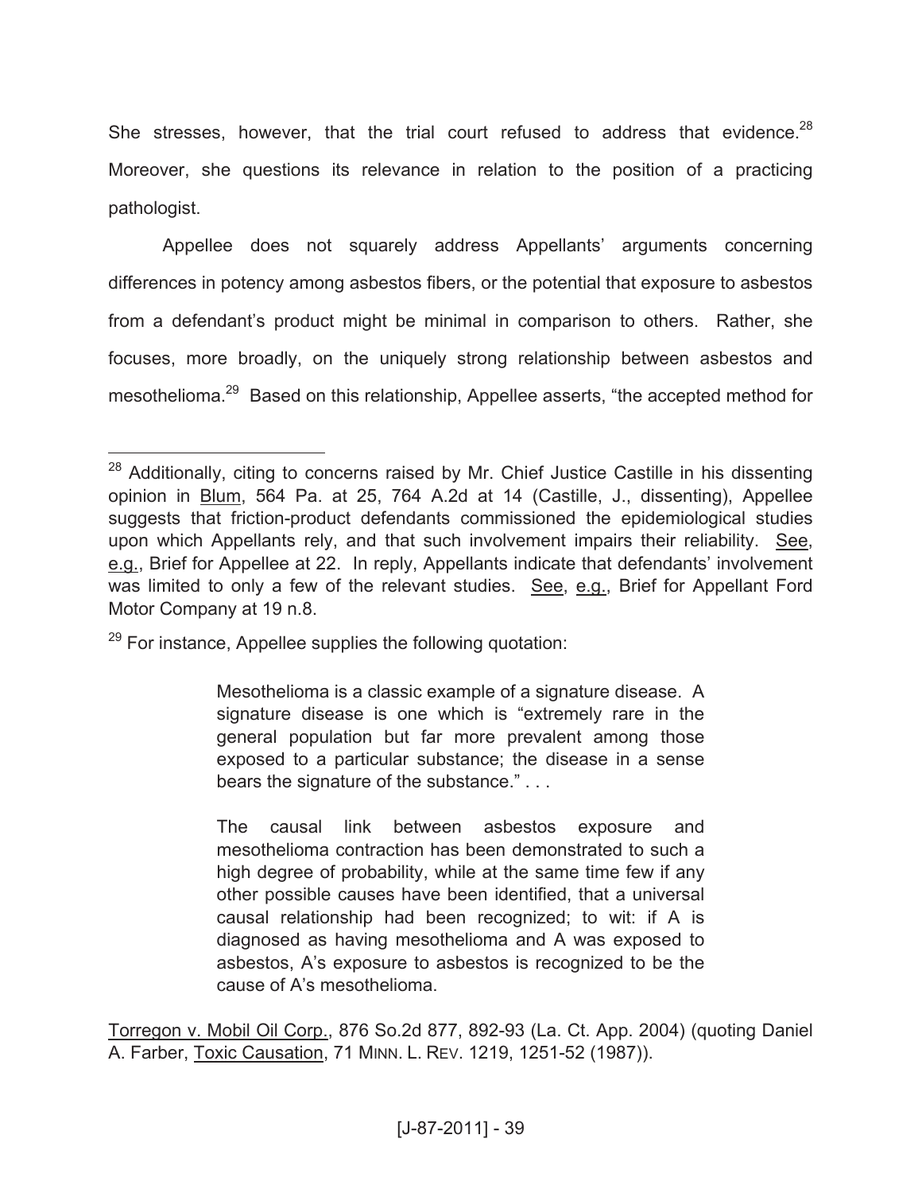She stresses, however, that the trial court refused to address that evidence.[28] Moreover, she questions its relevance in relation to the position of a practicing pathologist.

Appellee does not squarely address Appellants' arguments concerning differences in potency among asbestos fibers, or the potential that exposure to asbestos from a defendant's product might be minimal in comparison to others. Rather, she focuses, more broadly, on the uniquely strong relationship between asbestos and mesothelioma.[29] Based on this relationship, Appellee asserts, "the accepted method for

---

[28] Additionally, citing to concerns raised by Mr. Chief Justice Castille in his dissenting opinion in Blum, 564 Pa. at 25, 764 A.2d at 14 (Castille, J., dissenting), Appellee suggests that friction-product defendants commissioned the epidemiological studies upon which Appellants rely, and that such involvement impairs their reliability. See, e.g., Brief for Appellee at 22. In reply, Appellants indicate that defendants' involvement was limited to only a few of the relevant studies. See, e.g., Brief for Appellant Ford Motor Company at 19 n.8.

[29] For instance, Appellee supplies the following quotation:

> Mesothelioma is a classic example of a signature disease. A signature disease is one which is "extremely rare in the general population but far more prevalent among those exposed to a particular substance; the disease in a sense bears the signature of the substance." . . .
>
> The causal link between asbestos exposure and mesothelioma contraction has been demonstrated to such a high degree of probability, while at the same time few if any other possible causes have been identified, that a universal causal relationship had been recognized; to wit: if A is diagnosed as having mesothelioma and A was exposed to asbestos, A's exposure to asbestos is recognized to be the cause of A's mesothelioma.

Torregon v. Mobil Oil Corp., 876 So.2d 877, 892-93 (La. Ct. App. 2004) (quoting Daniel A. Farber, Toxic Causation, 71 MINN. L. REV. 1219, 1251-52 (1987)).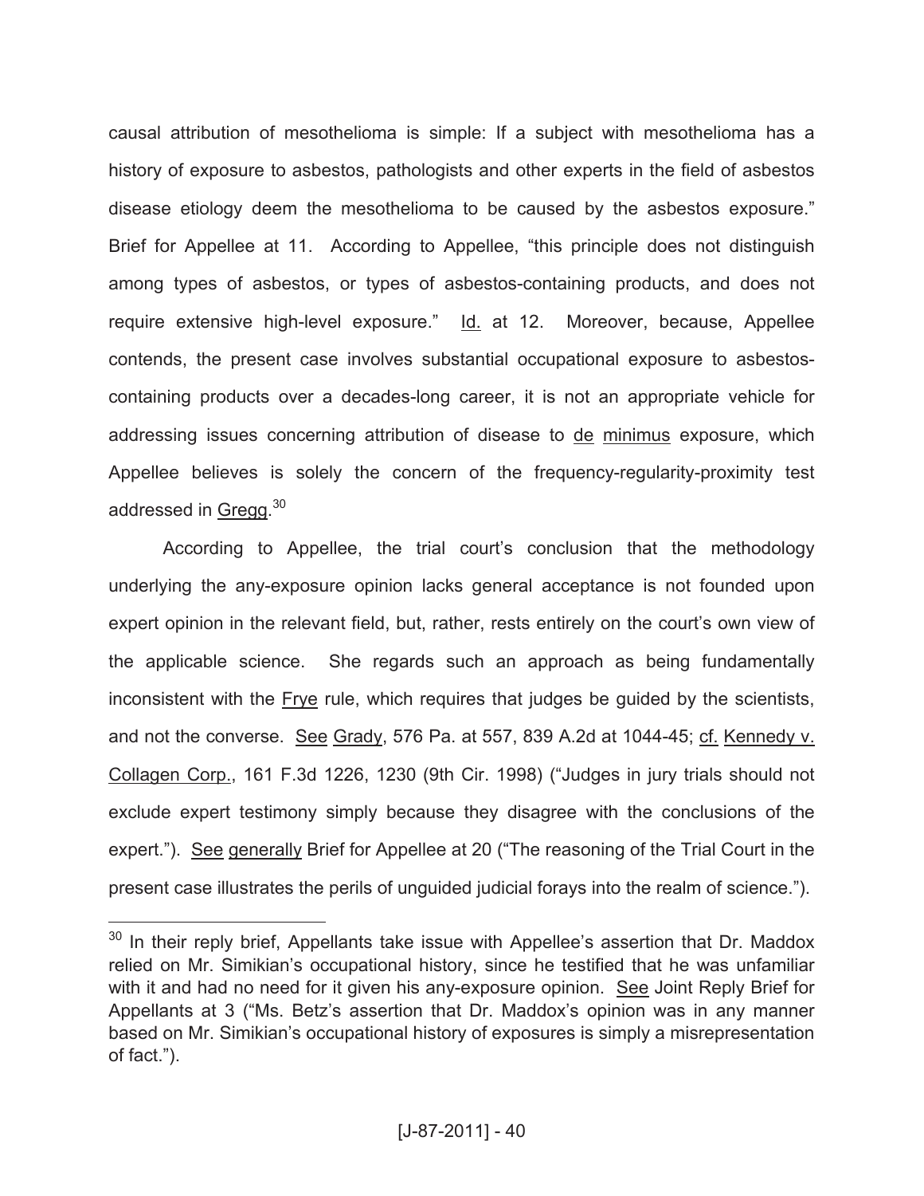causal attribution of mesothelioma is simple: If a subject with mesothelioma has a history of exposure to asbestos, pathologists and other experts in the field of asbestos disease etiology deem the mesothelioma to be caused by the asbestos exposure." Brief for Appellee at 11. According to Appellee, "this principle does not distinguish among types of asbestos, or types of asbestos-containing products, and does not require extensive high-level exposure." Id. at 12. Moreover, because, Appellee contends, the present case involves substantial occupational exposure to asbestos-containing products over a decades-long career, it is not an appropriate vehicle for addressing issues concerning attribution of disease to de minimus exposure, which Appellee believes is solely the concern of the frequency-regularity-proximity test addressed in Gregg.[30]

According to Appellee, the trial court's conclusion that the methodology underlying the any-exposure opinion lacks general acceptance is not founded upon expert opinion in the relevant field, but, rather, rests entirely on the court's own view of the applicable science. She regards such an approach as being fundamentally inconsistent with the Frye rule, which requires that judges be guided by the scientists, and not the converse. See Grady, 576 Pa. at 557, 839 A.2d at 1044-45; cf. Kennedy v. Collagen Corp., 161 F.3d 1226, 1230 (9th Cir. 1998) ("Judges in jury trials should not exclude expert testimony simply because they disagree with the conclusions of the expert."). See generally Brief for Appellee at 20 ("The reasoning of the Trial Court in the present case illustrates the perils of unguided judicial forays into the realm of science.").

---

[30] In their reply brief, Appellants take issue with Appellee's assertion that Dr. Maddox relied on Mr. Simikian's occupational history, since he testified that he was unfamiliar with it and had no need for it given his any-exposure opinion. See Joint Reply Brief for Appellants at 3 ("Ms. Betz's assertion that Dr. Maddox's opinion was in any manner based on Mr. Simikian's occupational history of exposures is simply a misrepresentation of fact.").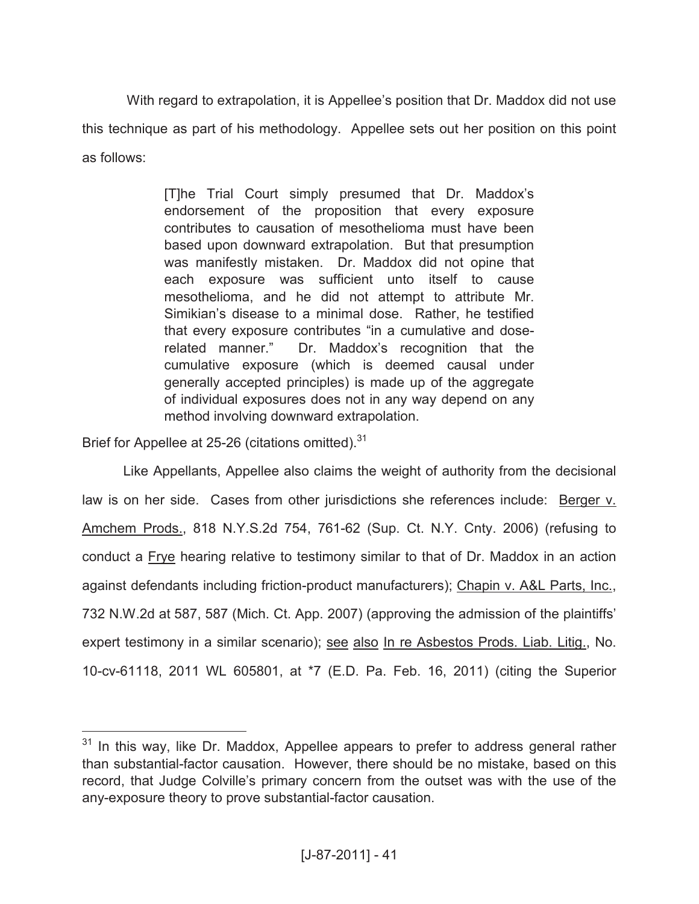With regard to extrapolation, it is Appellee's position that Dr. Maddox did not use this technique as part of his methodology. Appellee sets out her position on this point as follows:

> [T]he Trial Court simply presumed that Dr. Maddox's endorsement of the proposition that every exposure contributes to causation of mesothelioma must have been based upon downward extrapolation. But that presumption was manifestly mistaken. Dr. Maddox did not opine that each exposure was sufficient unto itself to cause mesothelioma, and he did not attempt to attribute Mr. Simikian's disease to a minimal dose. Rather, he testified that every exposure contributes "in a cumulative and dose-related manner." Dr. Maddox's recognition that the cumulative exposure (which is deemed causal under generally accepted principles) is made up of the aggregate of individual exposures does not in any way depend on any method involving downward extrapolation.

Brief for Appellee at 25-26 (citations omitted).[31]

Like Appellants, Appellee also claims the weight of authority from the decisional law is on her side. Cases from other jurisdictions she references include: Berger v. Amchem Prods., 818 N.Y.S.2d 754, 761-62 (Sup. Ct. N.Y. Cnty. 2006) (refusing to conduct a Frye hearing relative to testimony similar to that of Dr. Maddox in an action against defendants including friction-product manufacturers); Chapin v. A&L Parts, Inc., 732 N.W.2d at 587, 587 (Mich. Ct. App. 2007) (approving the admission of the plaintiffs' expert testimony in a similar scenario); see also In re Asbestos Prods. Liab. Litig., No. 10-cv-61118, 2011 WL 605801, at *7 (E.D. Pa. Feb. 16, 2011) (citing the Superior

---

[31] In this way, like Dr. Maddox, Appellee appears to prefer to address general rather than substantial-factor causation. However, there should be no mistake, based on this record, that Judge Colville's primary concern from the outset was with the use of the any-exposure theory to prove substantial-factor causation.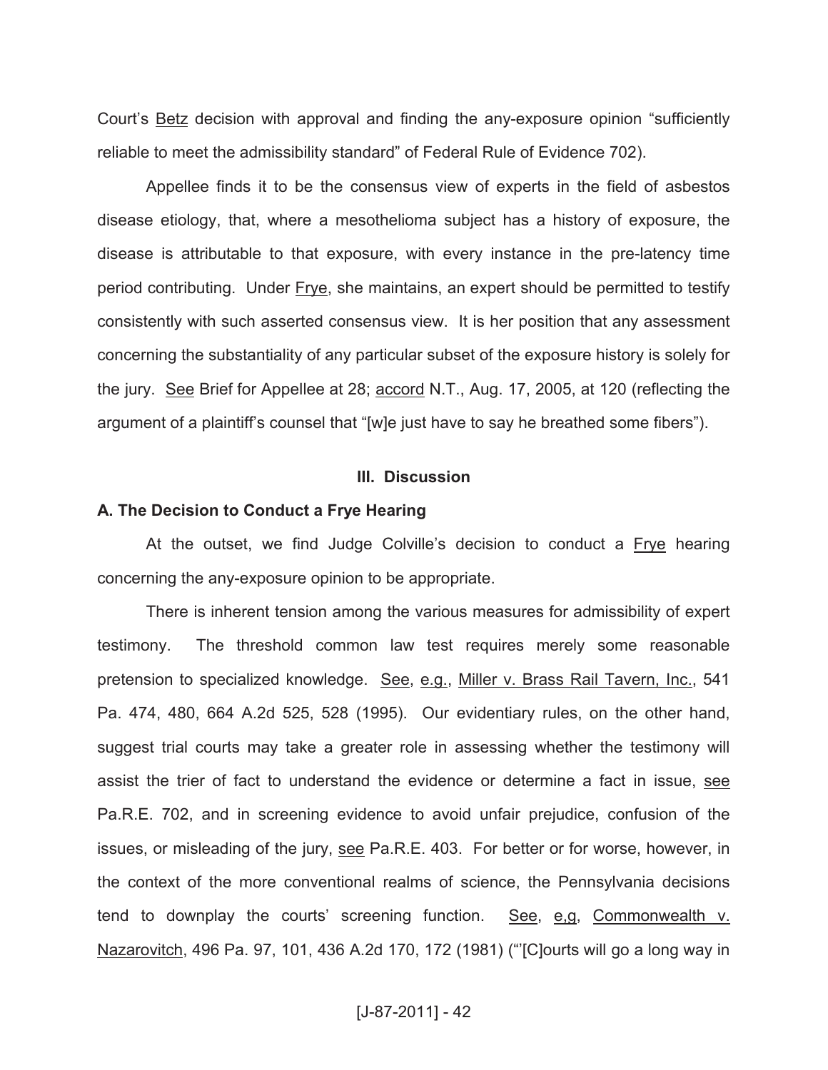Court's Betz decision with approval and finding the any-exposure opinion "sufficiently reliable to meet the admissibility standard" of Federal Rule of Evidence 702).

Appellee finds it to be the consensus view of experts in the field of asbestos disease etiology, that, where a mesothelioma subject has a history of exposure, the disease is attributable to that exposure, with every instance in the pre-latency time period contributing. Under Frye, she maintains, an expert should be permitted to testify consistently with such asserted consensus view. It is her position that any assessment concerning the substantiality of any particular subset of the exposure history is solely for the jury. See Brief for Appellee at 28; accord N.T., Aug. 17, 2005, at 120 (reflecting the argument of a plaintiff's counsel that "[w]e just have to say he breathed some fibers").

## III. Discussion

### A. The Decision to Conduct a Frye Hearing

At the outset, we find Judge Colville's decision to conduct a Frye hearing concerning the any-exposure opinion to be appropriate.

There is inherent tension among the various measures for admissibility of expert testimony. The threshold common law test requires merely some reasonable pretension to specialized knowledge. See, e.g., Miller v. Brass Rail Tavern, Inc., 541 Pa. 474, 480, 664 A.2d 525, 528 (1995). Our evidentiary rules, on the other hand, suggest trial courts may take a greater role in assessing whether the testimony will assist the trier of fact to understand the evidence or determine a fact in issue, see Pa.R.E. 702, and in screening evidence to avoid unfair prejudice, confusion of the issues, or misleading of the jury, see Pa.R.E. 403. For better or for worse, however, in the context of the more conventional realms of science, the Pennsylvania decisions tend to downplay the courts' screening function. See, e,g, Commonwealth v. Nazarovitch, 496 Pa. 97, 101, 436 A.2d 170, 172 (1981) ("'[C]ourts will go a long way in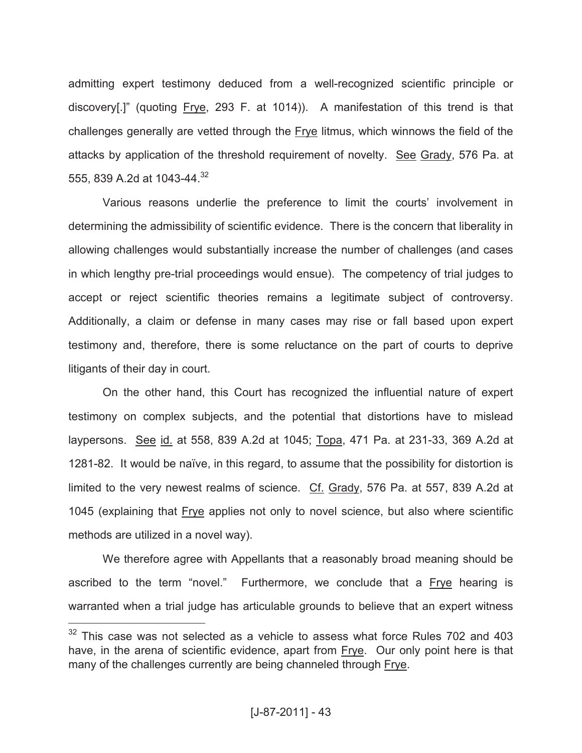admitting expert testimony deduced from a well-recognized scientific principle or discovery[.]" (quoting Frye, 293 F. at 1014)). A manifestation of this trend is that challenges generally are vetted through the Frye litmus, which winnows the field of the attacks by application of the threshold requirement of novelty. See Grady, 576 Pa. at 555, 839 A.2d at 1043-44.[32]

Various reasons underlie the preference to limit the courts' involvement in determining the admissibility of scientific evidence. There is the concern that liberality in allowing challenges would substantially increase the number of challenges (and cases in which lengthy pre-trial proceedings would ensue). The competency of trial judges to accept or reject scientific theories remains a legitimate subject of controversy. Additionally, a claim or defense in many cases may rise or fall based upon expert testimony and, therefore, there is some reluctance on the part of courts to deprive litigants of their day in court.

On the other hand, this Court has recognized the influential nature of expert testimony on complex subjects, and the potential that distortions have to mislead laypersons. See id. at 558, 839 A.2d at 1045; Topa, 471 Pa. at 231-33, 369 A.2d at 1281-82. It would be naïve, in this regard, to assume that the possibility for distortion is limited to the very newest realms of science. Cf. Grady, 576 Pa. at 557, 839 A.2d at 1045 (explaining that Frye applies not only to novel science, but also where scientific methods are utilized in a novel way).

We therefore agree with Appellants that a reasonably broad meaning should be ascribed to the term "novel." Furthermore, we conclude that a Frye hearing is warranted when a trial judge has articulable grounds to believe that an expert witness

---

[32] This case was not selected as a vehicle to assess what force Rules 702 and 403 have, in the arena of scientific evidence, apart from Frye. Our only point here is that many of the challenges currently are being channeled through Frye.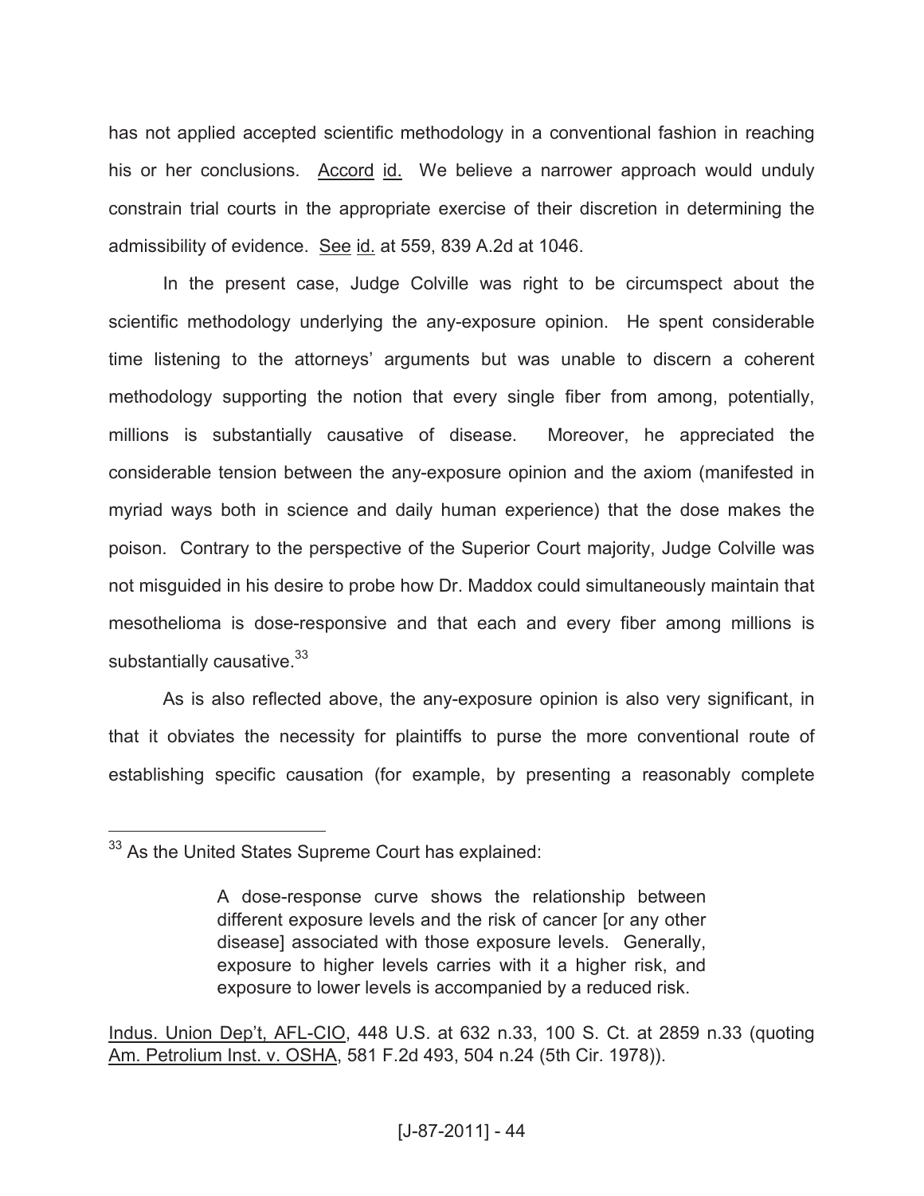has not applied accepted scientific methodology in a conventional fashion in reaching his or her conclusions. Accord id. We believe a narrower approach would unduly constrain trial courts in the appropriate exercise of their discretion in determining the admissibility of evidence. See id. at 559, 839 A.2d at 1046.

In the present case, Judge Colville was right to be circumspect about the scientific methodology underlying the any-exposure opinion. He spent considerable time listening to the attorneys' arguments but was unable to discern a coherent methodology supporting the notion that every single fiber from among, potentially, millions is substantially causative of disease. Moreover, he appreciated the considerable tension between the any-exposure opinion and the axiom (manifested in myriad ways both in science and daily human experience) that the dose makes the poison. Contrary to the perspective of the Superior Court majority, Judge Colville was not misguided in his desire to probe how Dr. Maddox could simultaneously maintain that mesothelioma is dose-responsive and that each and every fiber among millions is substantially causative.[33]

As is also reflected above, the any-exposure opinion is also very significant, in that it obviates the necessity for plaintiffs to purse the more conventional route of establishing specific causation (for example, by presenting a reasonably complete

---

[33] As the United States Supreme Court has explained:

> A dose-response curve shows the relationship between different exposure levels and the risk of cancer [or any other disease] associated with those exposure levels. Generally, exposure to higher levels carries with it a higher risk, and exposure to lower levels is accompanied by a reduced risk.

Indus. Union Dep't, AFL-CIO, 448 U.S. at 632 n.33, 100 S. Ct. at 2859 n.33 (quoting Am. Petrolium Inst. v. OSHA, 581 F.2d 493, 504 n.24 (5th Cir. 1978)).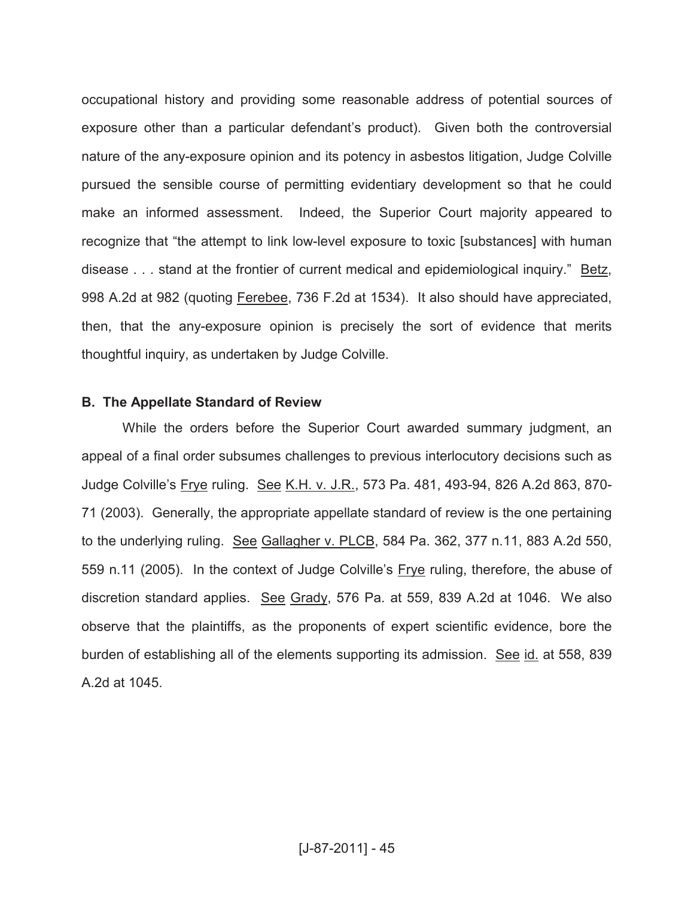occupational history and providing some reasonable address of potential sources of exposure other than a particular defendant's product). Given both the controversial nature of the any-exposure opinion and its potency in asbestos litigation, Judge Colville pursued the sensible course of permitting evidentiary development so that he could make an informed assessment. Indeed, the Superior Court majority appeared to recognize that "the attempt to link low-level exposure to toxic [substances] with human disease . . . stand at the frontier of current medical and epidemiological inquiry." Betz, 998 A.2d at 982 (quoting Ferebee, 736 F.2d at 1534). It also should have appreciated, then, that the any-exposure opinion is precisely the sort of evidence that merits thoughtful inquiry, as undertaken by Judge Colville.

### B. The Appellate Standard of Review

While the orders before the Superior Court awarded summary judgment, an appeal of a final order subsumes challenges to previous interlocutory decisions such as Judge Colville's Frye ruling. See K.H. v. J.R., 573 Pa. 481, 493-94, 826 A.2d 863, 870-71 (2003). Generally, the appropriate appellate standard of review is the one pertaining to the underlying ruling. See Gallagher v. PLCB, 584 Pa. 362, 377 n.11, 883 A.2d 550, 559 n.11 (2005). In the context of Judge Colville's Frye ruling, therefore, the abuse of discretion standard applies. See Grady, 576 Pa. at 559, 839 A.2d at 1046. We also observe that the plaintiffs, as the proponents of expert scientific evidence, bore the burden of establishing all of the elements supporting its admission. See id. at 558, 839 A.2d at 1045.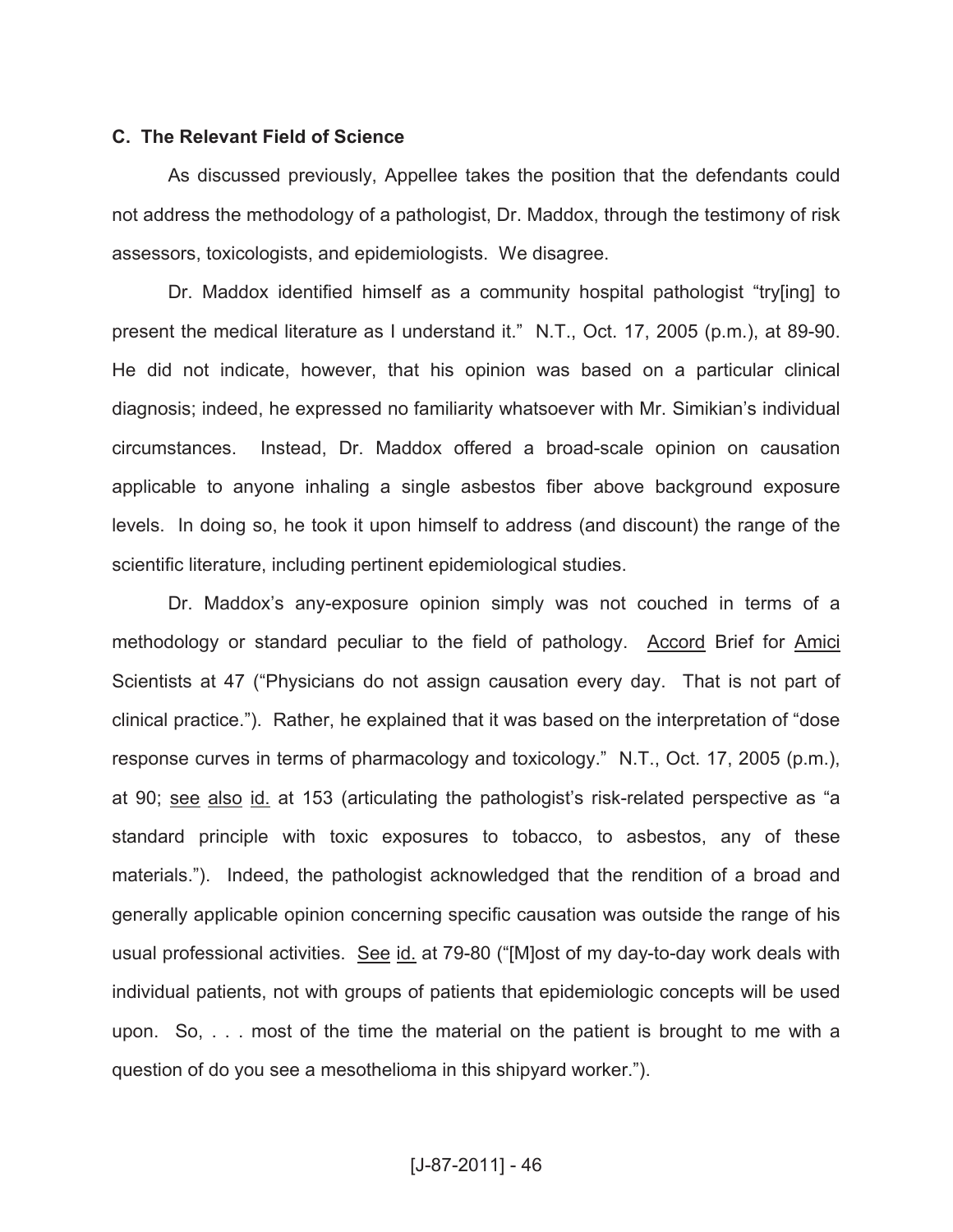### C. The Relevant Field of Science

As discussed previously, Appellee takes the position that the defendants could not address the methodology of a pathologist, Dr. Maddox, through the testimony of risk assessors, toxicologists, and epidemiologists. We disagree.

Dr. Maddox identified himself as a community hospital pathologist "try[ing] to present the medical literature as I understand it." N.T., Oct. 17, 2005 (p.m.), at 89-90. He did not indicate, however, that his opinion was based on a particular clinical diagnosis; indeed, he expressed no familiarity whatsoever with Mr. Simikian's individual circumstances. Instead, Dr. Maddox offered a broad-scale opinion on causation applicable to anyone inhaling a single asbestos fiber above background exposure levels. In doing so, he took it upon himself to address (and discount) the range of the scientific literature, including pertinent epidemiological studies.

Dr. Maddox's any-exposure opinion simply was not couched in terms of a methodology or standard peculiar to the field of pathology. Accord Brief for Amici Scientists at 47 ("Physicians do not assign causation every day. That is not part of clinical practice."). Rather, he explained that it was based on the interpretation of "dose response curves in terms of pharmacology and toxicology." N.T., Oct. 17, 2005 (p.m.), at 90; see also id. at 153 (articulating the pathologist's risk-related perspective as "a standard principle with toxic exposures to tobacco, to asbestos, any of these materials."). Indeed, the pathologist acknowledged that the rendition of a broad and generally applicable opinion concerning specific causation was outside the range of his usual professional activities. See id. at 79-80 ("[M]ost of my day-to-day work deals with individual patients, not with groups of patients that epidemiologic concepts will be used upon. So, . . . most of the time the material on the patient is brought to me with a question of do you see a mesothelioma in this shipyard worker.").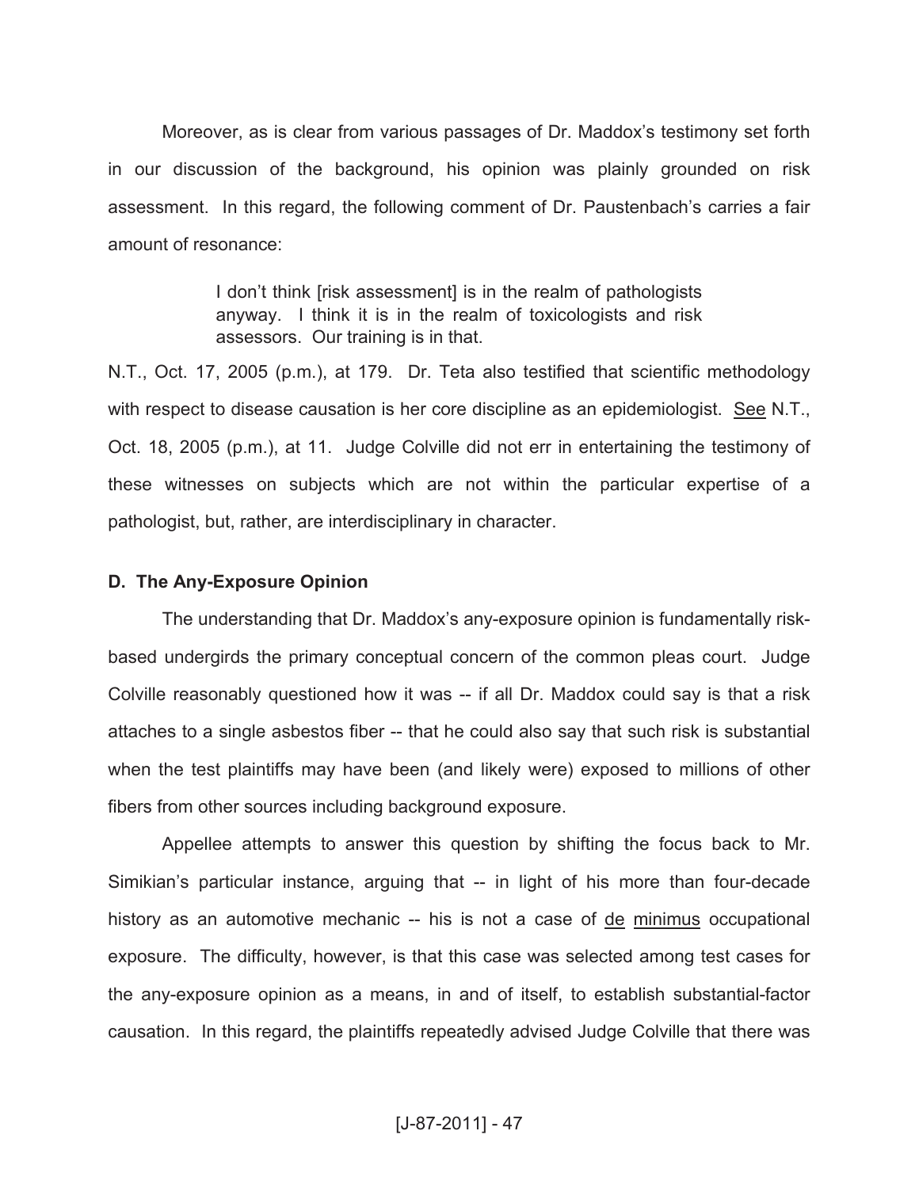Moreover, as is clear from various passages of Dr. Maddox's testimony set forth in our discussion of the background, his opinion was plainly grounded on risk assessment. In this regard, the following comment of Dr. Paustenbach's carries a fair amount of resonance:

> I don't think [risk assessment] is in the realm of pathologists anyway. I think it is in the realm of toxicologists and risk assessors. Our training is in that.

N.T., Oct. 17, 2005 (p.m.), at 179. Dr. Teta also testified that scientific methodology with respect to disease causation is her core discipline as an epidemiologist. See N.T., Oct. 18, 2005 (p.m.), at 11. Judge Colville did not err in entertaining the testimony of these witnesses on subjects which are not within the particular expertise of a pathologist, but, rather, are interdisciplinary in character.

**D. The Any-Exposure Opinion**

The understanding that Dr. Maddox's any-exposure opinion is fundamentally risk-based undergirds the primary conceptual concern of the common pleas court. Judge Colville reasonably questioned how it was -- if all Dr. Maddox could say is that a risk attaches to a single asbestos fiber -- that he could also say that such risk is substantial when the test plaintiffs may have been (and likely were) exposed to millions of other fibers from other sources including background exposure.

Appellee attempts to answer this question by shifting the focus back to Mr. Simikian's particular instance, arguing that -- in light of his more than four-decade history as an automotive mechanic -- his is not a case of de minimus occupational exposure. The difficulty, however, is that this case was selected among test cases for the any-exposure opinion as a means, in and of itself, to establish substantial-factor causation. In this regard, the plaintiffs repeatedly advised Judge Colville that there was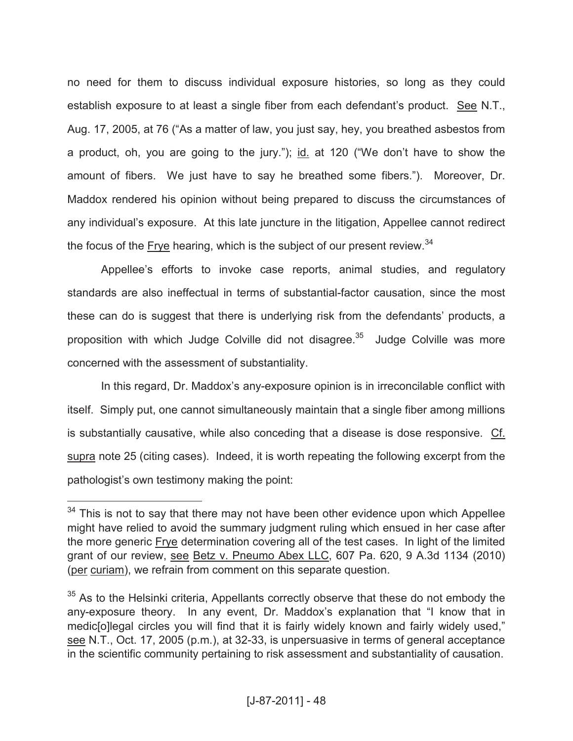no need for them to discuss individual exposure histories, so long as they could establish exposure to at least a single fiber from each defendant's product. See N.T., Aug. 17, 2005, at 76 ("As a matter of law, you just say, hey, you breathed asbestos from a product, oh, you are going to the jury."); id. at 120 ("We don't have to show the amount of fibers. We just have to say he breathed some fibers."). Moreover, Dr. Maddox rendered his opinion without being prepared to discuss the circumstances of any individual's exposure. At this late juncture in the litigation, Appellee cannot redirect the focus of the Frye hearing, which is the subject of our present review.[34]

Appellee's efforts to invoke case reports, animal studies, and regulatory standards are also ineffectual in terms of substantial-factor causation, since the most these can do is suggest that there is underlying risk from the defendants' products, a proposition with which Judge Colville did not disagree.[35] Judge Colville was more concerned with the assessment of substantiality.

In this regard, Dr. Maddox's any-exposure opinion is in irreconcilable conflict with itself. Simply put, one cannot simultaneously maintain that a single fiber among millions is substantially causative, while also conceding that a disease is dose responsive. Cf. supra note 25 (citing cases). Indeed, it is worth repeating the following excerpt from the pathologist's own testimony making the point:

---

[34] This is not to say that there may not have been other evidence upon which Appellee might have relied to avoid the summary judgment ruling which ensued in her case after the more generic Frye determination covering all of the test cases. In light of the limited grant of our review, see Betz v. Pneumo Abex LLC, 607 Pa. 620, 9 A.3d 1134 (2010) (per curiam), we refrain from comment on this separate question.

[35] As to the Helsinki criteria, Appellants correctly observe that these do not embody the any-exposure theory. In any event, Dr. Maddox's explanation that "I know that in medic[o]legal circles you will find that it is fairly widely known and fairly widely used," see N.T., Oct. 17, 2005 (p.m.), at 32-33, is unpersuasive in terms of general acceptance in the scientific community pertaining to risk assessment and substantiality of causation.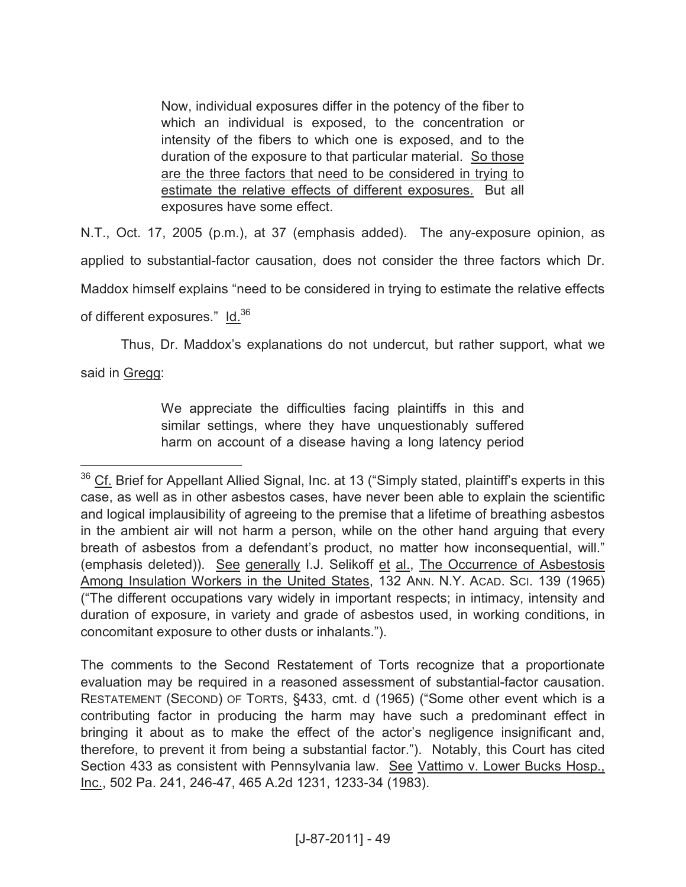> Now, individual exposures differ in the potency of the fiber to which an individual is exposed, to the concentration or intensity of the fibers to which one is exposed, and to the duration of the exposure to that particular material. <u>So those are the three factors that need to be considered in trying to estimate the relative effects of different exposures.</u> But all exposures have some effect.

N.T., Oct. 17, 2005 (p.m.), at 37 (emphasis added). The any-exposure opinion, as applied to substantial-factor causation, does not consider the three factors which Dr. Maddox himself explains "need to be considered in trying to estimate the relative effects of different exposures." <u>Id.</u>[36]

Thus, Dr. Maddox's explanations do not undercut, but rather support, what we said in <u>Gregg</u>:

> We appreciate the difficulties facing plaintiffs in this and similar settings, where they have unquestionably suffered harm on account of a disease having a long latency period

---

[36] <u>Cf.</u> Brief for Appellant Allied Signal, Inc. at 13 ("Simply stated, plaintiff's experts in this case, as well as in other asbestos cases, have never been able to explain the scientific and logical implausibility of agreeing to the premise that a lifetime of breathing asbestos in the ambient air will not harm a person, while on the other hand arguing that every breath of asbestos from a defendant's product, no matter how inconsequential, will." (emphasis deleted)). <u>See generally</u> I.J. Selikoff <u>et al.</u>, <u>The Occurrence of Asbestosis Among Insulation Workers in the United States</u>, 132 ANN. N.Y. ACAD. SCI. 139 (1965) ("The different occupations vary widely in important respects; in intimacy, intensity and duration of exposure, in variety and grade of asbestos used, in working conditions, in concomitant exposure to other dusts or inhalants.").

The comments to the Second Restatement of Torts recognize that a proportionate evaluation may be required in a reasoned assessment of substantial-factor causation. RESTATEMENT (SECOND) OF TORTS, §433, cmt. d (1965) ("Some other event which is a contributing factor in producing the harm may have such a predominant effect in bringing it about as to make the effect of the actor's negligence insignificant and, therefore, to prevent it from being a substantial factor."). Notably, this Court has cited Section 433 as consistent with Pennsylvania law. <u>See</u> <u>Vattimo v. Lower Bucks Hosp., Inc.</u>, 502 Pa. 241, 246-47, 465 A.2d 1231, 1233-34 (1983).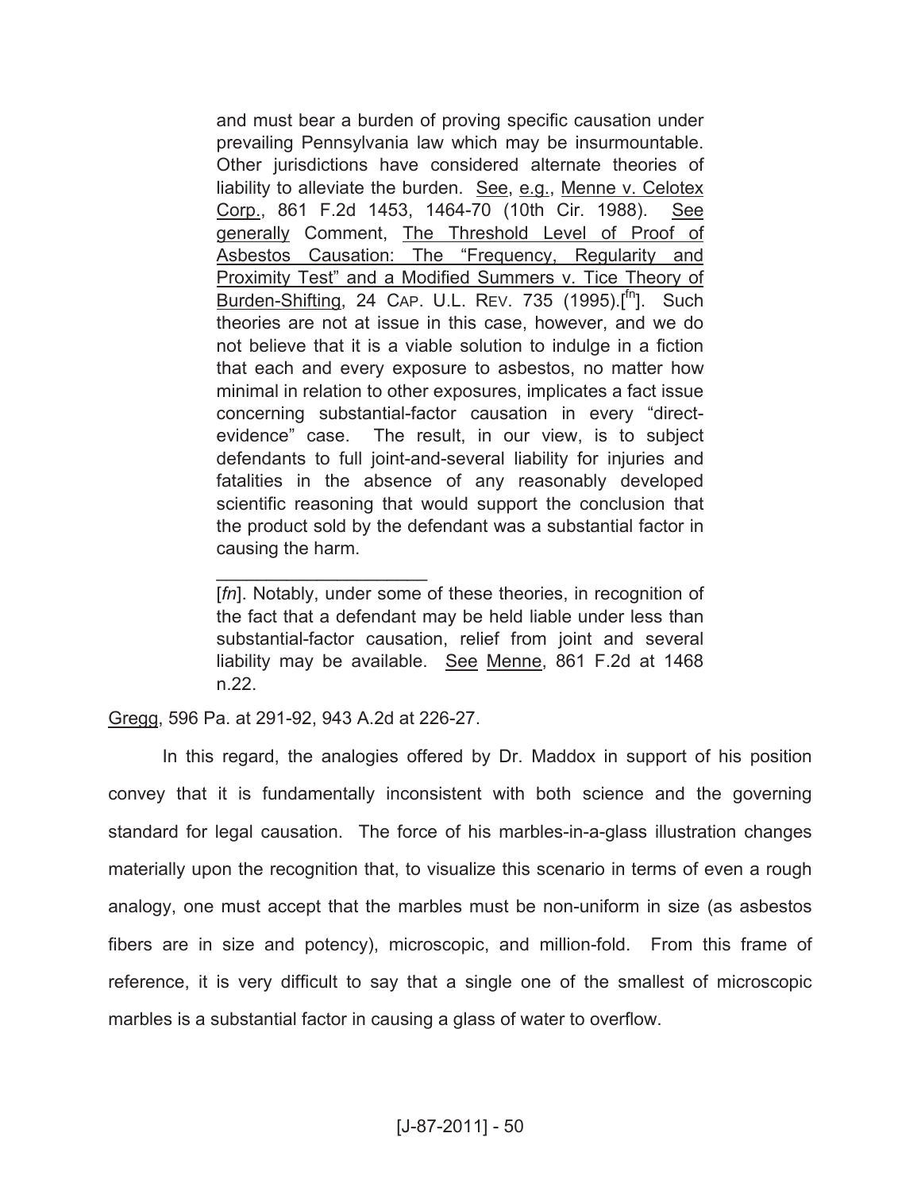> and must bear a burden of proving specific causation under prevailing Pennsylvania law which may be insurmountable. Other jurisdictions have considered alternate theories of liability to alleviate the burden. See, e.g., Menne v. Celotex Corp., 861 F.2d 1453, 1464-70 (10th Cir. 1988). See generally Comment, The Threshold Level of Proof of Asbestos Causation: The "Frequency, Regularity and Proximity Test" and a Modified Summers v. Tice Theory of Burden-Shifting, 24 CAP. U.L. REV. 735 (1995).[[fn]]. Such theories are not at issue in this case, however, and we do not believe that it is a viable solution to indulge in a fiction that each and every exposure to asbestos, no matter how minimal in relation to other exposures, implicates a fact issue concerning substantial-factor causation in every "direct-evidence" case. The result, in our view, is to subject defendants to full joint-and-several liability for injuries and fatalities in the absence of any reasonably developed scientific reasoning that would support the conclusion that the product sold by the defendant was a substantial factor in causing the harm.
>
> ---
>
> [*fn*]. Notably, under some of these theories, in recognition of the fact that a defendant may be held liable under less than substantial-factor causation, relief from joint and several liability may be available. See Menne, 861 F.2d at 1468 n.22.

Gregg, 596 Pa. at 291-92, 943 A.2d at 226-27.

In this regard, the analogies offered by Dr. Maddox in support of his position convey that it is fundamentally inconsistent with both science and the governing standard for legal causation. The force of his marbles-in-a-glass illustration changes materially upon the recognition that, to visualize this scenario in terms of even a rough analogy, one must accept that the marbles must be non-uniform in size (as asbestos fibers are in size and potency), microscopic, and million-fold. From this frame of reference, it is very difficult to say that a single one of the smallest of microscopic marbles is a substantial factor in causing a glass of water to overflow.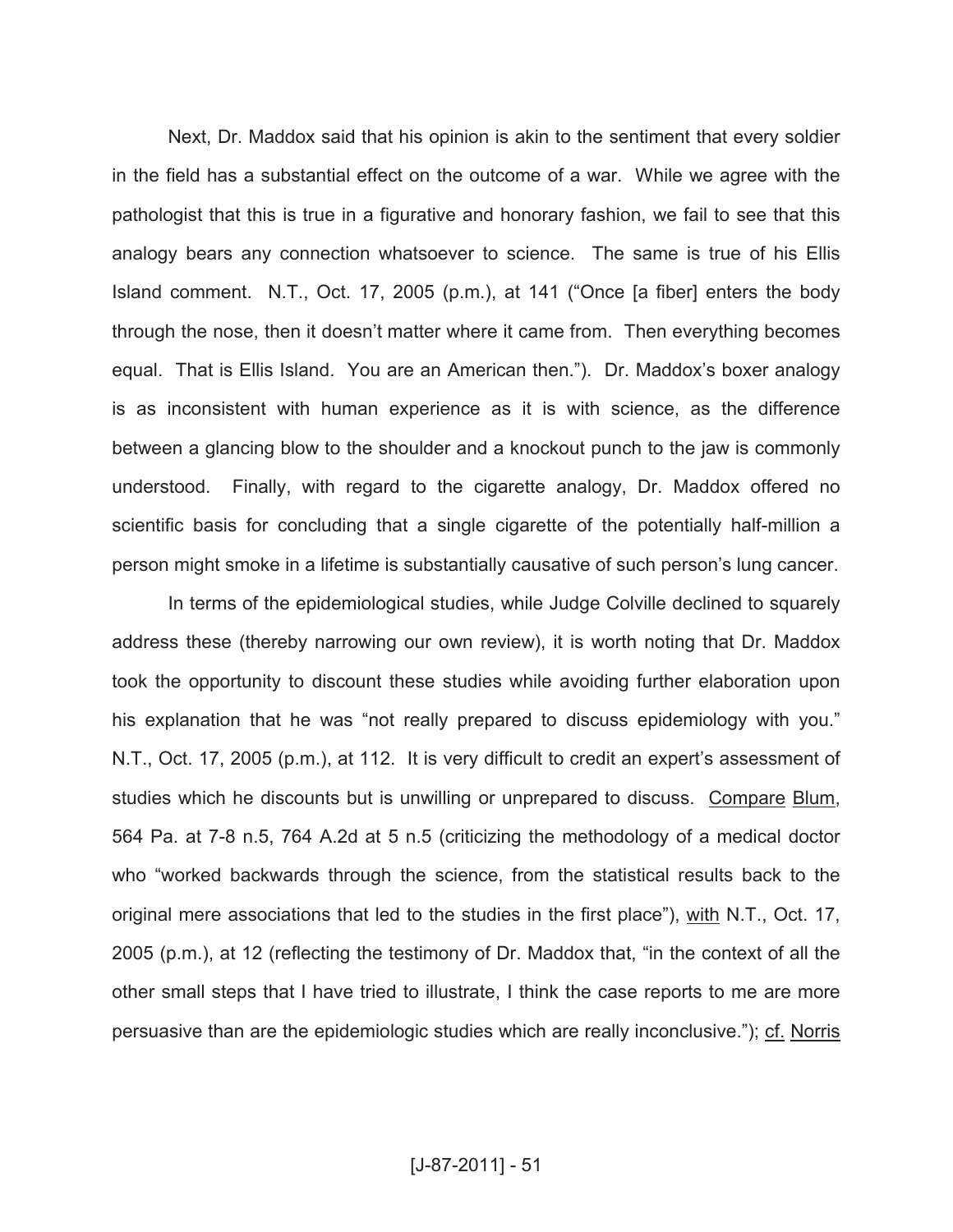Next, Dr. Maddox said that his opinion is akin to the sentiment that every soldier in the field has a substantial effect on the outcome of a war. While we agree with the pathologist that this is true in a figurative and honorary fashion, we fail to see that this analogy bears any connection whatsoever to science. The same is true of his Ellis Island comment. N.T., Oct. 17, 2005 (p.m.), at 141 ("Once [a fiber] enters the body through the nose, then it doesn't matter where it came from. Then everything becomes equal. That is Ellis Island. You are an American then."). Dr. Maddox's boxer analogy is as inconsistent with human experience as it is with science, as the difference between a glancing blow to the shoulder and a knockout punch to the jaw is commonly understood. Finally, with regard to the cigarette analogy, Dr. Maddox offered no scientific basis for concluding that a single cigarette of the potentially half-million a person might smoke in a lifetime is substantially causative of such person's lung cancer.

In terms of the epidemiological studies, while Judge Colville declined to squarely address these (thereby narrowing our own review), it is worth noting that Dr. Maddox took the opportunity to discount these studies while avoiding further elaboration upon his explanation that he was "not really prepared to discuss epidemiology with you." N.T., Oct. 17, 2005 (p.m.), at 112. It is very difficult to credit an expert's assessment of studies which he discounts but is unwilling or unprepared to discuss. Compare Blum, 564 Pa. at 7-8 n.5, 764 A.2d at 5 n.5 (criticizing the methodology of a medical doctor who "worked backwards through the science, from the statistical results back to the original mere associations that led to the studies in the first place"), with N.T., Oct. 17, 2005 (p.m.), at 12 (reflecting the testimony of Dr. Maddox that, "in the context of all the other small steps that I have tried to illustrate, I think the case reports to me are more persuasive than are the epidemiologic studies which are really inconclusive."); cf. Norris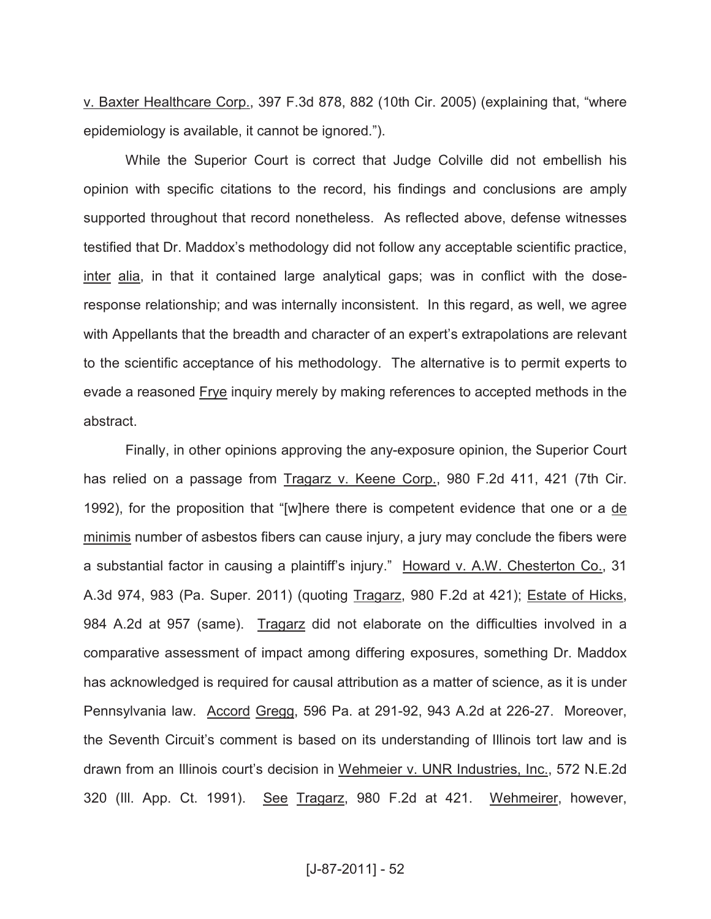v. Baxter Healthcare Corp., 397 F.3d 878, 882 (10th Cir. 2005) (explaining that, "where epidemiology is available, it cannot be ignored.").

While the Superior Court is correct that Judge Colville did not embellish his opinion with specific citations to the record, his findings and conclusions are amply supported throughout that record nonetheless. As reflected above, defense witnesses testified that Dr. Maddox's methodology did not follow any acceptable scientific practice, inter alia, in that it contained large analytical gaps; was in conflict with the dose-response relationship; and was internally inconsistent. In this regard, as well, we agree with Appellants that the breadth and character of an expert's extrapolations are relevant to the scientific acceptance of his methodology. The alternative is to permit experts to evade a reasoned Frye inquiry merely by making references to accepted methods in the abstract.

Finally, in other opinions approving the any-exposure opinion, the Superior Court has relied on a passage from Tragarz v. Keene Corp., 980 F.2d 411, 421 (7th Cir. 1992), for the proposition that "[w]here there is competent evidence that one or a de minimis number of asbestos fibers can cause injury, a jury may conclude the fibers were a substantial factor in causing a plaintiff's injury." Howard v. A.W. Chesterton Co., 31 A.3d 974, 983 (Pa. Super. 2011) (quoting Tragarz, 980 F.2d at 421); Estate of Hicks, 984 A.2d at 957 (same). Tragarz did not elaborate on the difficulties involved in a comparative assessment of impact among differing exposures, something Dr. Maddox has acknowledged is required for causal attribution as a matter of science, as it is under Pennsylvania law. Accord Gregg, 596 Pa. at 291-92, 943 A.2d at 226-27. Moreover, the Seventh Circuit's comment is based on its understanding of Illinois tort law and is drawn from an Illinois court's decision in Wehmeier v. UNR Industries, Inc., 572 N.E.2d 320 (Ill. App. Ct. 1991). See Tragarz, 980 F.2d at 421. Wehmeirer, however,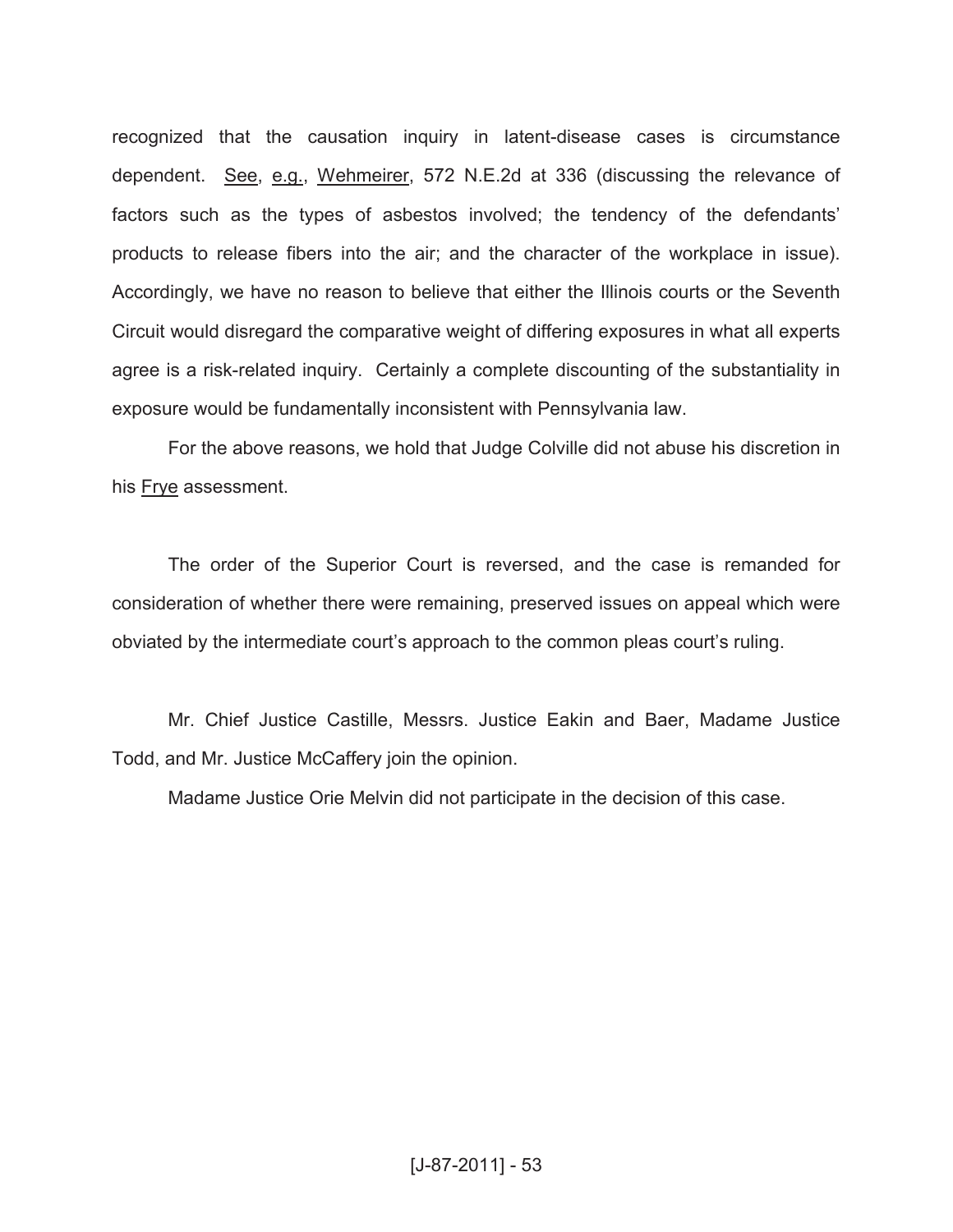recognized that the causation inquiry in latent-disease cases is circumstance dependent. See, e.g., Wehmeirer, 572 N.E.2d at 336 (discussing the relevance of factors such as the types of asbestos involved; the tendency of the defendants' products to release fibers into the air; and the character of the workplace in issue). Accordingly, we have no reason to believe that either the Illinois courts or the Seventh Circuit would disregard the comparative weight of differing exposures in what all experts agree is a risk-related inquiry. Certainly a complete discounting of the substantiality in exposure would be fundamentally inconsistent with Pennsylvania law.

For the above reasons, we hold that Judge Colville did not abuse his discretion in his Frye assessment.

The order of the Superior Court is reversed, and the case is remanded for consideration of whether there were remaining, preserved issues on appeal which were obviated by the intermediate court's approach to the common pleas court's ruling.

Mr. Chief Justice Castille, Messrs. Justice Eakin and Baer, Madame Justice Todd, and Mr. Justice McCaffery join the opinion.

Madame Justice Orie Melvin did not participate in the decision of this case.